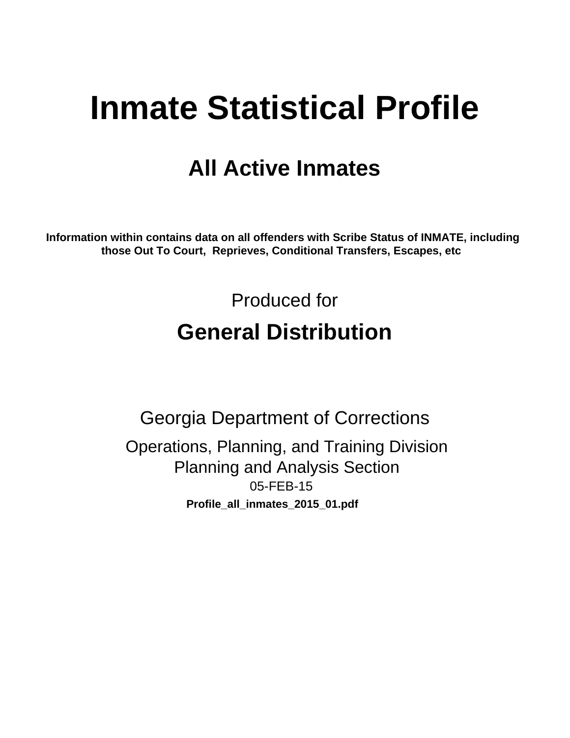# Inmate Statistical Profile

## All Active Inmates

**Information within contains data on all offenders with Scribe Status of INMATE, including those Out To Court, Reprieves, Conditional Transfers, Escapes, etc**

Produced for

## General Distribution

Georgia Department of Corrections

Operations, Planning, and Training Division
Planning and Analysis Section
05-FEB-15

**Profile_all_inmates_2015_01.pdf**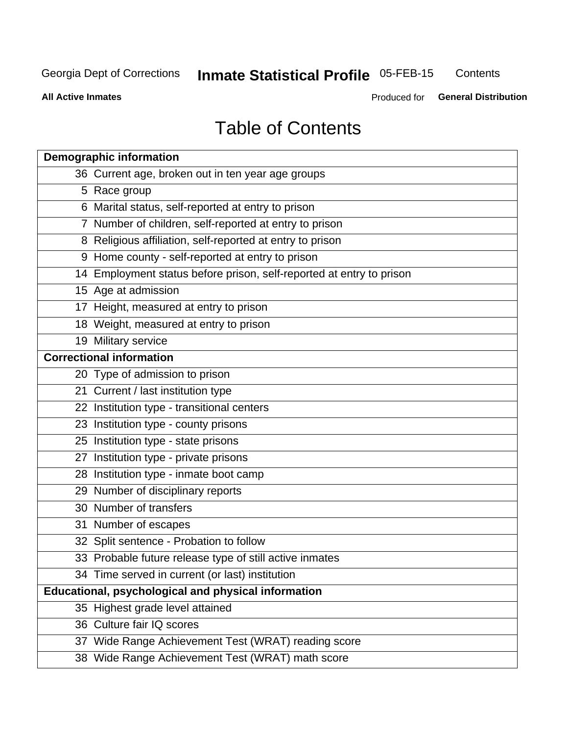# Table of Contents

| Demographic information | |
|---|---|
| 36 | Current age, broken out in ten year age groups |
| 5 | Race group |
| 6 | Marital status, self-reported at entry to prison |
| 7 | Number of children, self-reported at entry to prison |
| 8 | Religious affiliation, self-reported at entry to prison |
| 9 | Home county - self-reported at entry to prison |
| 14 | Employment status before prison, self-reported at entry to prison |
| 15 | Age at admission |
| 17 | Height, measured at entry to prison |
| 18 | Weight, measured at entry to prison |
| 19 | Military service |
| **Correctional information** | |
| 20 | Type of admission to prison |
| 21 | Current / last institution type |
| 22 | Institution type - transitional centers |
| 23 | Institution type - county prisons |
| 25 | Institution type - state prisons |
| 27 | Institution type - private prisons |
| 28 | Institution type - inmate boot camp |
| 29 | Number of disciplinary reports |
| 30 | Number of transfers |
| 31 | Number of escapes |
| 32 | Split sentence - Probation to follow |
| 33 | Probable future release type of still active inmates |
| 34 | Time served in current (or last) institution |
| **Educational, psychological and physical information** | |
| 35 | Highest grade level attained |
| 36 | Culture fair IQ scores |
| 37 | Wide Range Achievement Test (WRAT) reading score |
| 38 | Wide Range Achievement Test (WRAT) math score |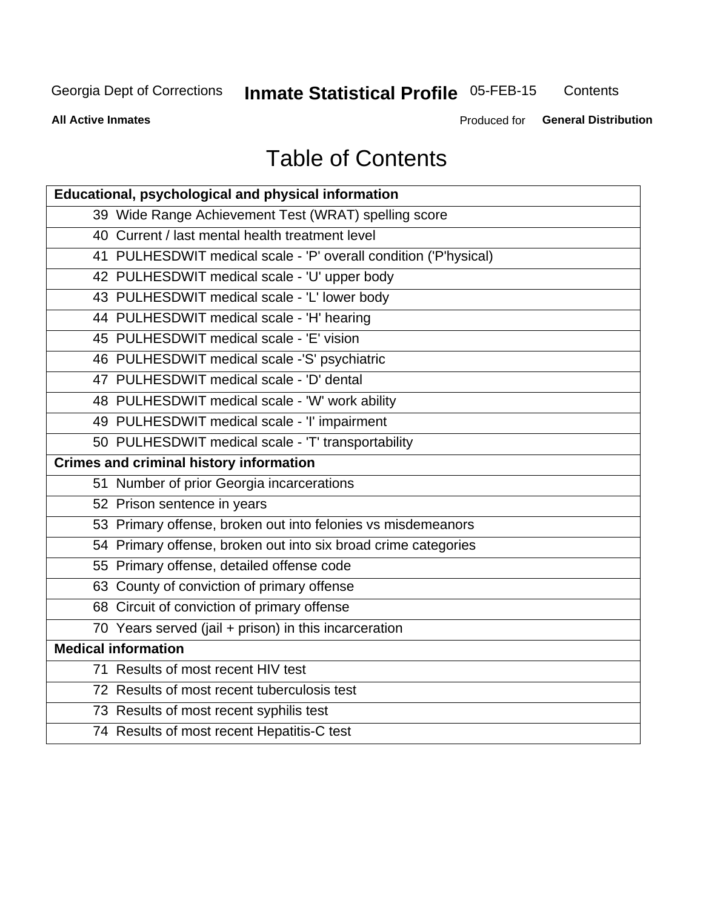# Table of Contents

| Educational, psychological and physical information |
|---|
| 39 Wide Range Achievement Test (WRAT) spelling score |
| 40 Current / last mental health treatment level |
| 41 PULHESDWIT medical scale - 'P' overall condition ('P'hysical) |
| 42 PULHESDWIT medical scale - 'U' upper body |
| 43 PULHESDWIT medical scale - 'L' lower body |
| 44 PULHESDWIT medical scale - 'H' hearing |
| 45 PULHESDWIT medical scale - 'E' vision |
| 46 PULHESDWIT medical scale -'S' psychiatric |
| 47 PULHESDWIT medical scale - 'D' dental |
| 48 PULHESDWIT medical scale - 'W' work ability |
| 49 PULHESDWIT medical scale - 'I' impairment |
| 50 PULHESDWIT medical scale - 'T' transportability |
| **Crimes and criminal history information** |
| 51 Number of prior Georgia incarcerations |
| 52 Prison sentence in years |
| 53 Primary offense, broken out into felonies vs misdemeanors |
| 54 Primary offense, broken out into six broad crime categories |
| 55 Primary offense, detailed offense code |
| 63 County of conviction of primary offense |
| 68 Circuit of conviction of primary offense |
| 70 Years served (jail + prison) in this incarceration |
| **Medical information** |
| 71 Results of most recent HIV test |
| 72 Results of most recent tuberculosis test |
| 73 Results of most recent syphilis test |
| 74 Results of most recent Hepatitis-C test |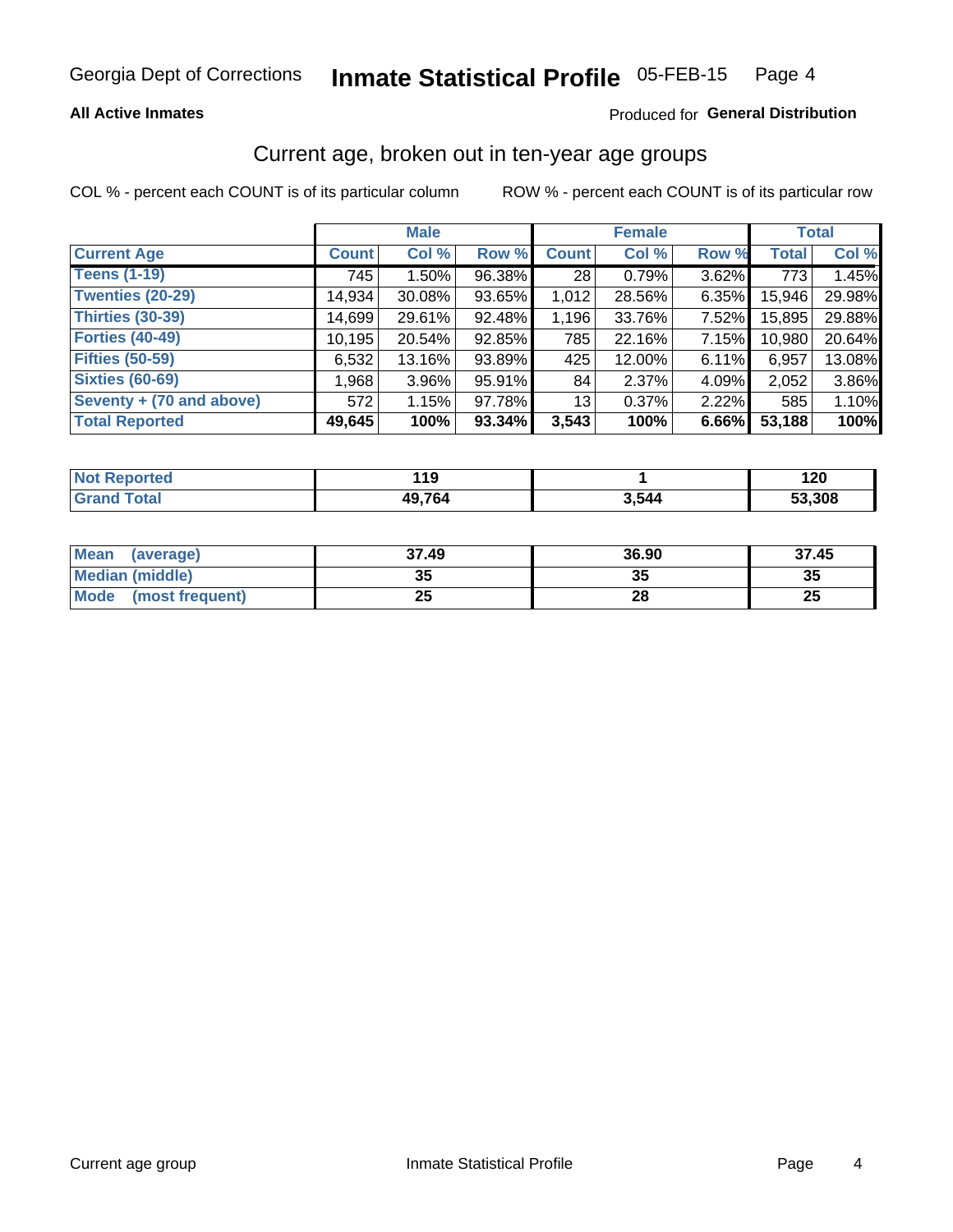Georgia Dept of Corrections **Inmate Statistical Profile** 05-FEB-15

**All Active Inmates**

Produced for **General Distribution**

## Current age, broken out in ten-year age groups

COL % - percent each COUNT is of its particular column

ROW % - percent each COUNT is of its particular row

| | Male | | | Female | | | Total | |
|---|---|---|---|---|---|---|---|---|
| **Current Age** | **Count** | **Col %** | **Row %** | **Count** | **Col %** | **Row %** | **Total** | **Col %** |
| **Teens (1-19)** | 745 | 1.50% | 96.38% | 28 | 0.79% | 3.62% | 773 | 1.45% |
| **Twenties (20-29)** | 14,934 | 30.08% | 93.65% | 1,012 | 28.56% | 6.35% | 15,946 | 29.98% |
| **Thirties (30-39)** | 14,699 | 29.61% | 92.48% | 1,196 | 33.76% | 7.52% | 15,895 | 29.88% |
| **Forties (40-49)** | 10,195 | 20.54% | 92.85% | 785 | 22.16% | 7.15% | 10,980 | 20.64% |
| **Fifties (50-59)** | 6,532 | 13.16% | 93.89% | 425 | 12.00% | 6.11% | 6,957 | 13.08% |
| **Sixties (60-69)** | 1,968 | 3.96% | 95.91% | 84 | 2.37% | 4.09% | 2,052 | 3.86% |
| **Seventy + (70 and above)** | 572 | 1.15% | 97.78% | 13 | 0.37% | 2.22% | 585 | 1.10% |
| **Total Reported** | **49,645** | **100%** | **93.34%** | **3,543** | **100%** | **6.66%** | **53,188** | **100%** |

| | Male | Female | Total |
|---|---|---|---|
| **Not Reported** | **119** | **1** | **120** |
| **Grand Total** | **49,764** | **3,544** | **53,308** |

| | Male | Female | Total |
|---|---|---|---|
| **Mean (average)** | **37.49** | **36.90** | **37.45** |
| **Median (middle)** | **35** | **35** | **35** |
| **Mode (most frequent)** | **25** | **28** | **25** |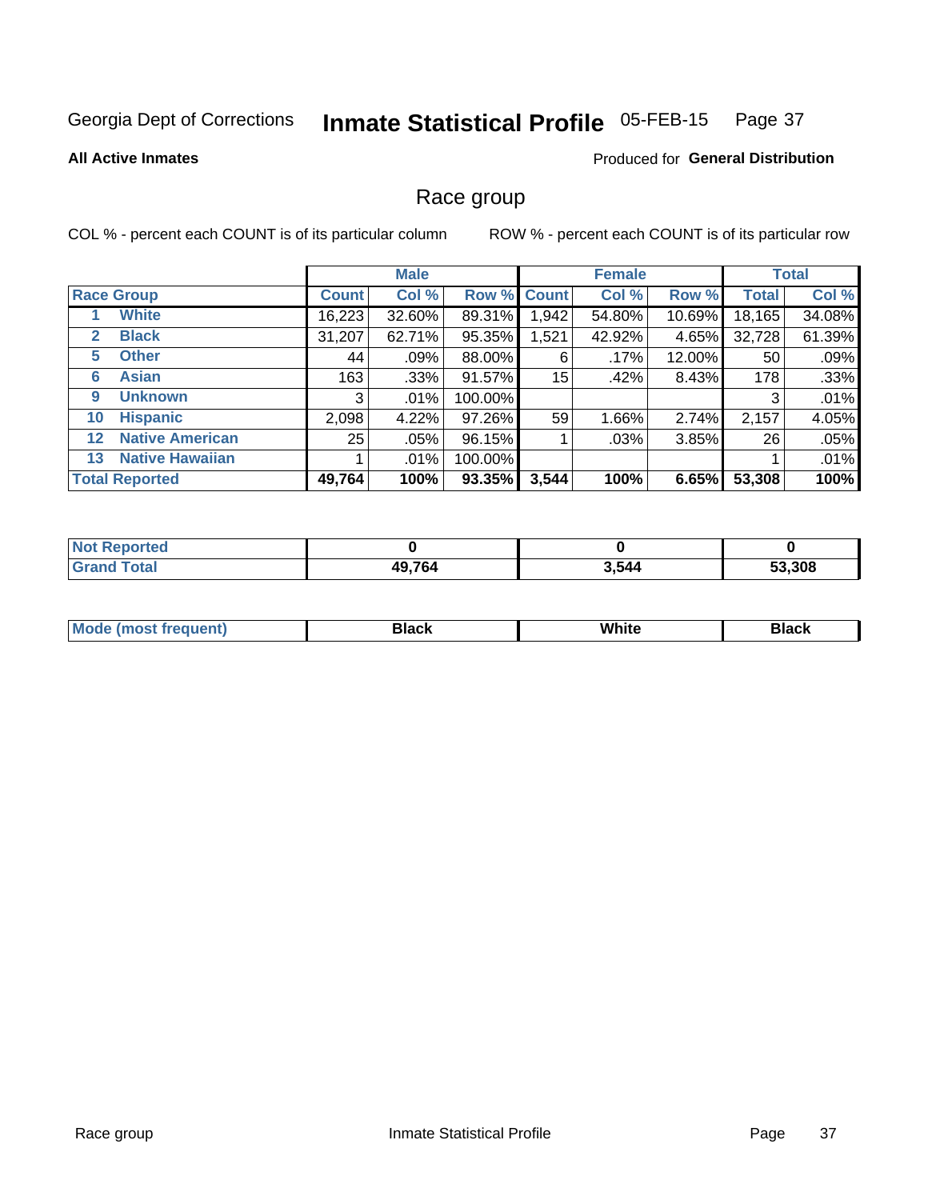Georgia Dept of Corrections **Inmate Statistical Profile** 05-FEB-15

**All Active Inmates**

Produced for **General Distribution**

## Race group

COL % - percent each COUNT is of its particular column

ROW % - percent each COUNT is of its particular row

| | | Male | | | Female | | | Total | |
|---|---|---|---|---|---|---|---|---|---|
| **Race Group** | | **Count** | **Col %** | **Row %** | **Count** | **Col %** | **Row %** | **Total** | **Col %** |
| 1 | White | 16,223 | 32.60% | 89.31% | 1,942 | 54.80% | 10.69% | 18,165 | 34.08% |
| 2 | Black | 31,207 | 62.71% | 95.35% | 1,521 | 42.92% | 4.65% | 32,728 | 61.39% |
| 5 | Other | 44 | .09% | 88.00% | 6 | .17% | 12.00% | 50 | .09% |
| 6 | Asian | 163 | .33% | 91.57% | 15 | .42% | 8.43% | 178 | .33% |
| 9 | Unknown | 3 | .01% | 100.00% | | | | 3 | .01% |
| 10 | Hispanic | 2,098 | 4.22% | 97.26% | 59 | 1.66% | 2.74% | 2,157 | 4.05% |
| 12 | Native American | 25 | .05% | 96.15% | 1 | .03% | 3.85% | 26 | .05% |
| 13 | Native Hawaiian | 1 | .01% | 100.00% | | | | 1 | .01% |
| **Total Reported** | | **49,764** | **100%** | **93.35%** | **3,544** | **100%** | **6.65%** | **53,308** | **100%** |

| | Male | Female | Total |
|---|---|---|---|
| Not Reported | **0** | **0** | **0** |
| Grand Total | **49,764** | **3,544** | **53,308** |

| | Male | Female | Total |
|---|---|---|---|
| Mode (most frequent) | **Black** | **White** | **Black** |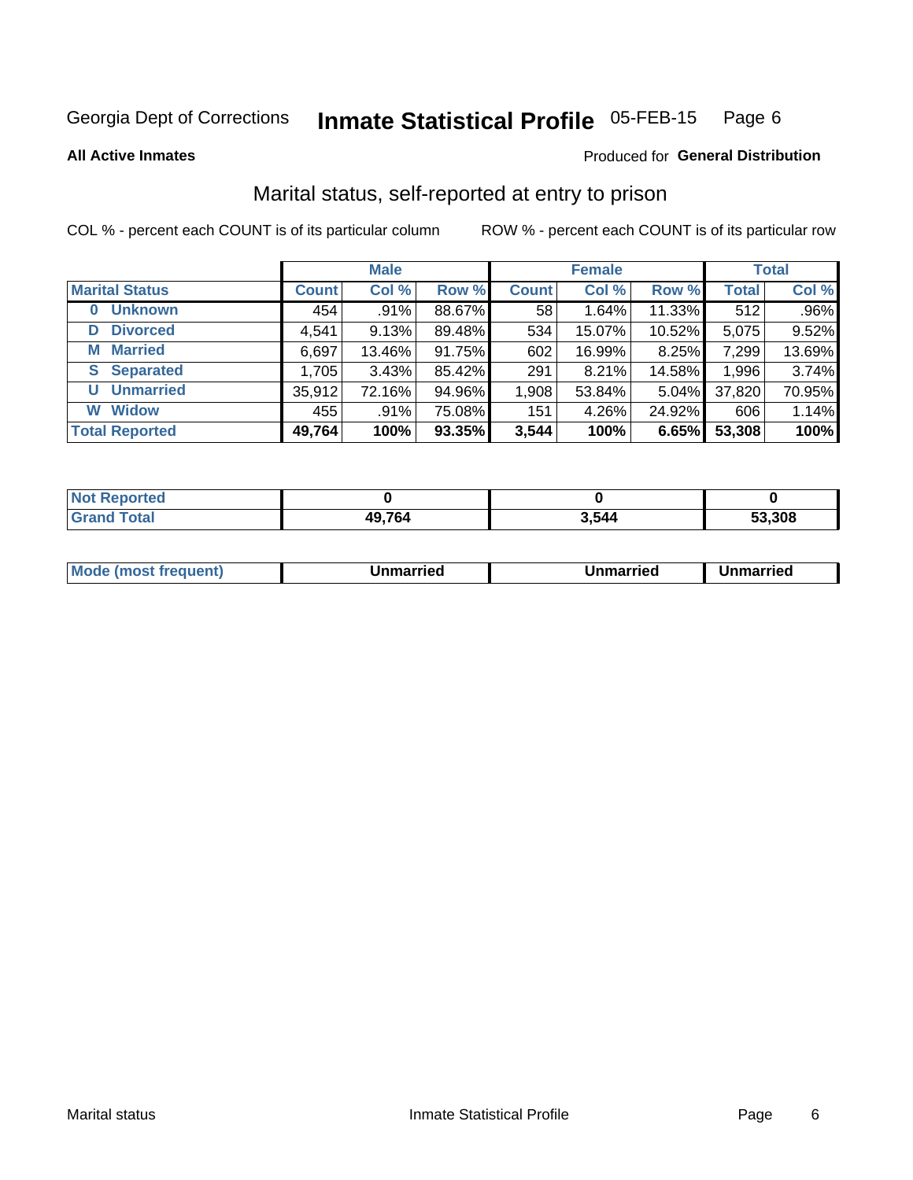Georgia Dept of Corrections **Inmate Statistical Profile** 05-FEB-15 Page 6

**All Active Inmates**

Produced for **General Distribution**

## Marital status, self-reported at entry to prison

COL % - percent each COUNT is of its particular column

ROW % - percent each COUNT is of its particular row

| | Male | | | Female | | | Total | |
|---|---|---|---|---|---|---|---|---|
| **Marital Status** | **Count** | **Col %** | **Row %** | **Count** | **Col %** | **Row %** | **Total** | **Col %** |
| 0 Unknown | 454 | .91% | 88.67% | 58 | 1.64% | 11.33% | 512 | .96% |
| D Divorced | 4,541 | 9.13% | 89.48% | 534 | 15.07% | 10.52% | 5,075 | 9.52% |
| M Married | 6,697 | 13.46% | 91.75% | 602 | 16.99% | 8.25% | 7,299 | 13.69% |
| S Separated | 1,705 | 3.43% | 85.42% | 291 | 8.21% | 14.58% | 1,996 | 3.74% |
| U Unmarried | 35,912 | 72.16% | 94.96% | 1,908 | 53.84% | 5.04% | 37,820 | 70.95% |
| W Widow | 455 | .91% | 75.08% | 151 | 4.26% | 24.92% | 606 | 1.14% |
| **Total Reported** | **49,764** | **100%** | **93.35%** | **3,544** | **100%** | **6.65%** | **53,308** | **100%** |

| | Male | Female | Total |
|---|---|---|---|
| Not Reported | 0 | 0 | 0 |
| Grand Total | 49,764 | 3,544 | 53,308 |

| | Male | Female | Total |
|---|---|---|---|
| Mode (most frequent) | Unmarried | Unmarried | Unmarried |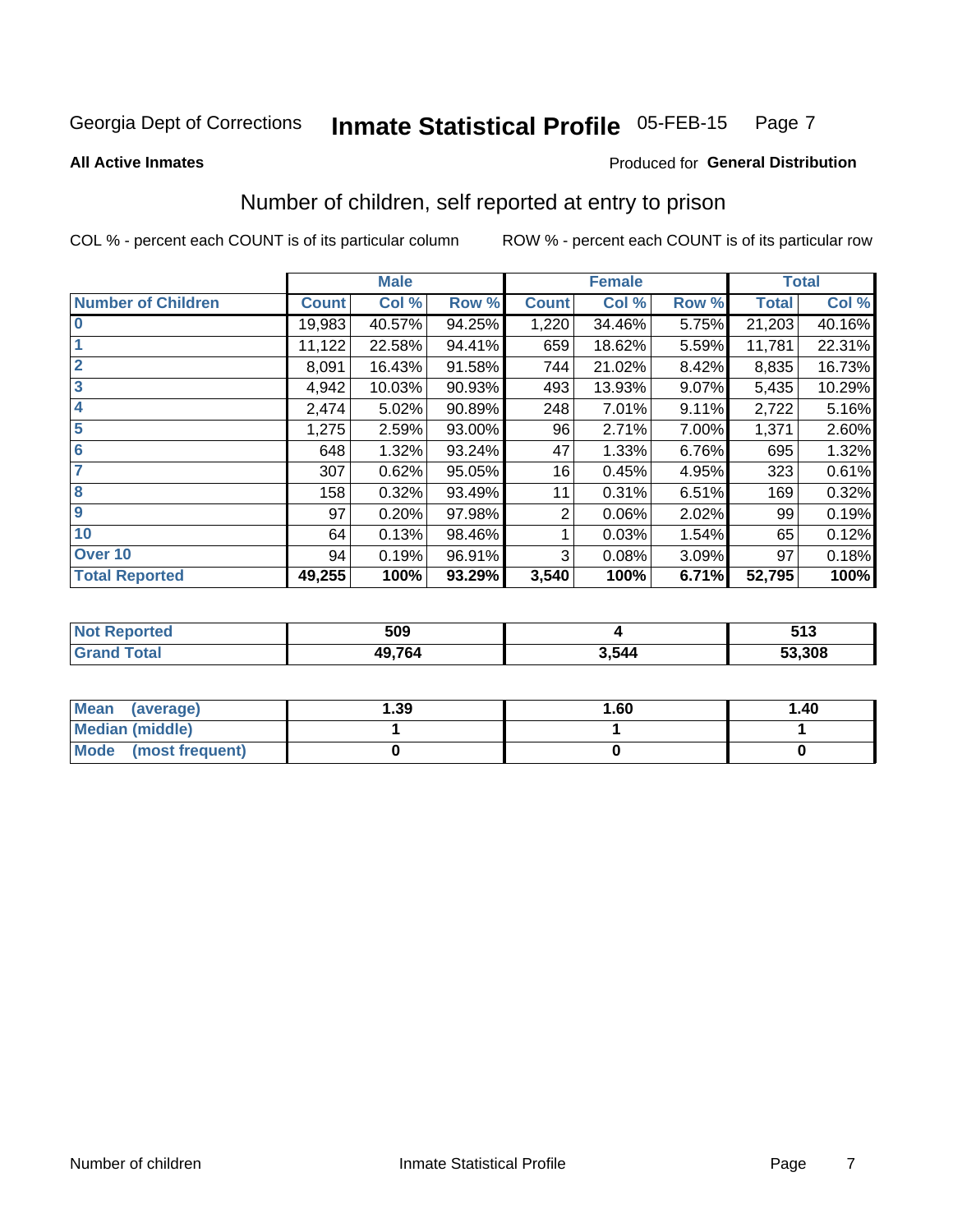Georgia Dept of Corrections **Inmate Statistical Profile** 05-FEB-15

**All Active Inmates**

Produced for **General Distribution**

## Number of children, self reported at entry to prison

COL % - percent each COUNT is of its particular column

ROW % - percent each COUNT is of its particular row

| | Male | | | Female | | | Total | |
|---|---|---|---|---|---|---|---|---|
| **Number of Children** | **Count** | **Col %** | **Row %** | **Count** | **Col %** | **Row %** | **Total** | **Col %** |
| **0** | 19,983 | 40.57% | 94.25% | 1,220 | 34.46% | 5.75% | 21,203 | 40.16% |
| **1** | 11,122 | 22.58% | 94.41% | 659 | 18.62% | 5.59% | 11,781 | 22.31% |
| **2** | 8,091 | 16.43% | 91.58% | 744 | 21.02% | 8.42% | 8,835 | 16.73% |
| **3** | 4,942 | 10.03% | 90.93% | 493 | 13.93% | 9.07% | 5,435 | 10.29% |
| **4** | 2,474 | 5.02% | 90.89% | 248 | 7.01% | 9.11% | 2,722 | 5.16% |
| **5** | 1,275 | 2.59% | 93.00% | 96 | 2.71% | 7.00% | 1,371 | 2.60% |
| **6** | 648 | 1.32% | 93.24% | 47 | 1.33% | 6.76% | 695 | 1.32% |
| **7** | 307 | 0.62% | 95.05% | 16 | 0.45% | 4.95% | 323 | 0.61% |
| **8** | 158 | 0.32% | 93.49% | 11 | 0.31% | 6.51% | 169 | 0.32% |
| **9** | 97 | 0.20% | 97.98% | 2 | 0.06% | 2.02% | 99 | 0.19% |
| **10** | 64 | 0.13% | 98.46% | 1 | 0.03% | 1.54% | 65 | 0.12% |
| **Over 10** | 94 | 0.19% | 96.91% | 3 | 0.08% | 3.09% | 97 | 0.18% |
| **Total Reported** | **49,255** | **100%** | **93.29%** | **3,540** | **100%** | **6.71%** | **52,795** | **100%** |

| | Male | Female | Total |
|---|---|---|---|
| **Not Reported** | **509** | **4** | **513** |
| **Grand Total** | **49,764** | **3,544** | **53,308** |

| | Male | Female | Total |
|---|---|---|---|
| **Mean (average)** | **1.39** | **1.60** | **1.40** |
| **Median (middle)** | **1** | **1** | **1** |
| **Mode (most frequent)** | **0** | **0** | **0** |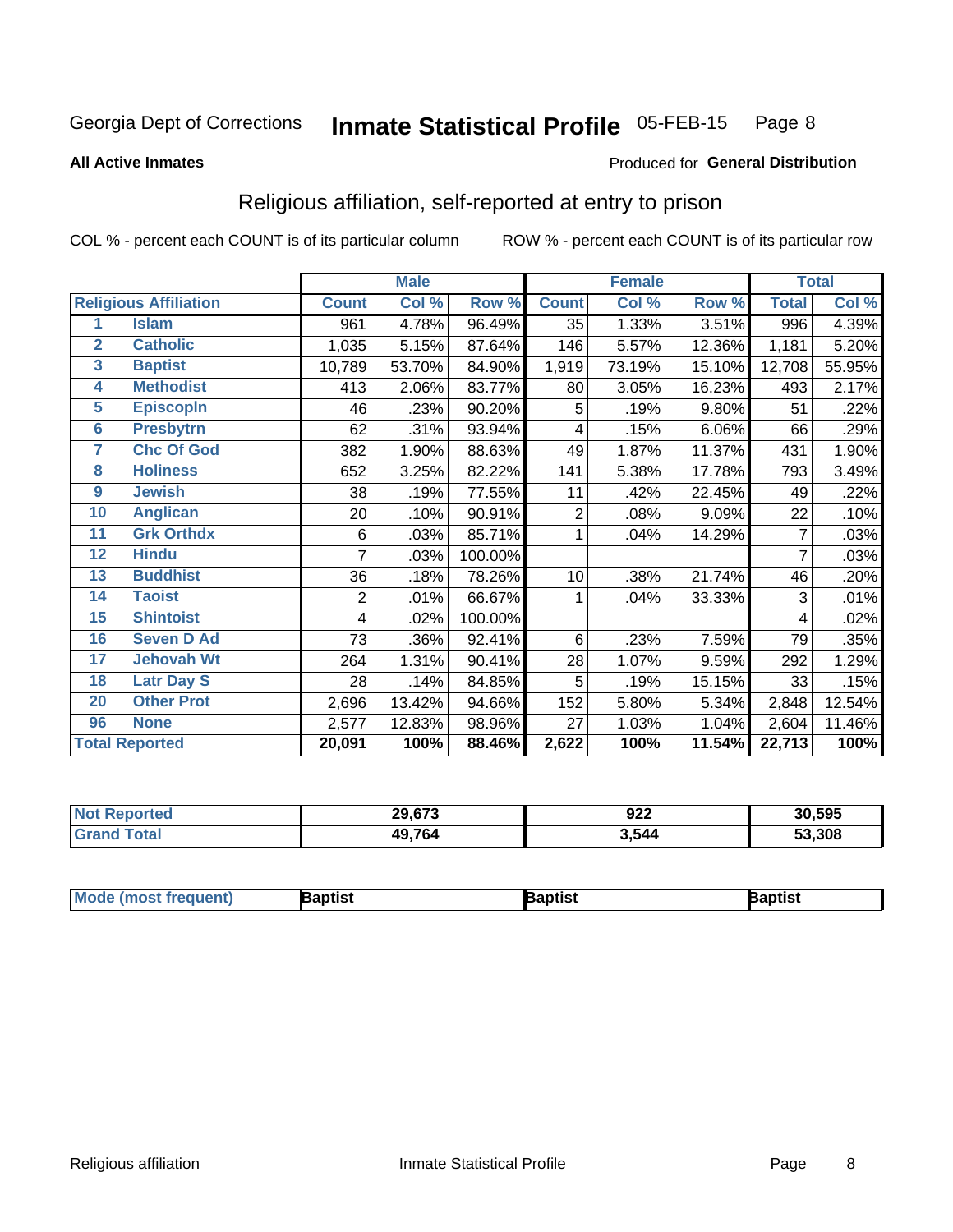Georgia Dept of Corrections **Inmate Statistical Profile** 05-FEB-15

**All Active Inmates**

Produced for **General Distribution**

## Religious affiliation, self-reported at entry to prison

COL % - percent each COUNT is of its particular column     ROW % - percent each COUNT is of its particular row

| | | Male | | | Female | | | Total | |
|---|---|---|---|---|---|---|---|---|---|
| **Religious Affiliation** | | **Count** | **Col %** | **Row %** | **Count** | **Col %** | **Row %** | **Total** | **Col %** |
| 1 | Islam | 961 | 4.78% | 96.49% | 35 | 1.33% | 3.51% | 996 | 4.39% |
| 2 | Catholic | 1,035 | 5.15% | 87.64% | 146 | 5.57% | 12.36% | 1,181 | 5.20% |
| 3 | Baptist | 10,789 | 53.70% | 84.90% | 1,919 | 73.19% | 15.10% | 12,708 | 55.95% |
| 4 | Methodist | 413 | 2.06% | 83.77% | 80 | 3.05% | 16.23% | 493 | 2.17% |
| 5 | Episcopln | 46 | .23% | 90.20% | 5 | .19% | 9.80% | 51 | .22% |
| 6 | Presbytrn | 62 | .31% | 93.94% | 4 | .15% | 6.06% | 66 | .29% |
| 7 | Chc Of God | 382 | 1.90% | 88.63% | 49 | 1.87% | 11.37% | 431 | 1.90% |
| 8 | Holiness | 652 | 3.25% | 82.22% | 141 | 5.38% | 17.78% | 793 | 3.49% |
| 9 | Jewish | 38 | .19% | 77.55% | 11 | .42% | 22.45% | 49 | .22% |
| 10 | Anglican | 20 | .10% | 90.91% | 2 | .08% | 9.09% | 22 | .10% |
| 11 | Grk Orthdx | 6 | .03% | 85.71% | 1 | .04% | 14.29% | 7 | .03% |
| 12 | Hindu | 7 | .03% | 100.00% | | | | 7 | .03% |
| 13 | Buddhist | 36 | .18% | 78.26% | 10 | .38% | 21.74% | 46 | .20% |
| 14 | Taoist | 2 | .01% | 66.67% | 1 | .04% | 33.33% | 3 | .01% |
| 15 | Shintoist | 4 | .02% | 100.00% | | | | 4 | .02% |
| 16 | Seven D Ad | 73 | .36% | 92.41% | 6 | .23% | 7.59% | 79 | .35% |
| 17 | Jehovah Wt | 264 | 1.31% | 90.41% | 28 | 1.07% | 9.59% | 292 | 1.29% |
| 18 | Latr Day S | 28 | .14% | 84.85% | 5 | .19% | 15.15% | 33 | .15% |
| 20 | Other Prot | 2,696 | 13.42% | 94.66% | 152 | 5.80% | 5.34% | 2,848 | 12.54% |
| 96 | None | 2,577 | 12.83% | 98.96% | 27 | 1.03% | 1.04% | 2,604 | 11.46% |
| **Total Reported** | | **20,091** | **100%** | **88.46%** | **2,622** | **100%** | **11.54%** | **22,713** | **100%** |

| | Male | Female | Total |
|---|---|---|---|
| **Not Reported** | **29,673** | **922** | **30,595** |
| **Grand Total** | **49,764** | **3,544** | **53,308** |

| | Male | Female | Total |
|---|---|---|---|
| **Mode (most frequent)** | **Baptist** | **Baptist** | **Baptist** |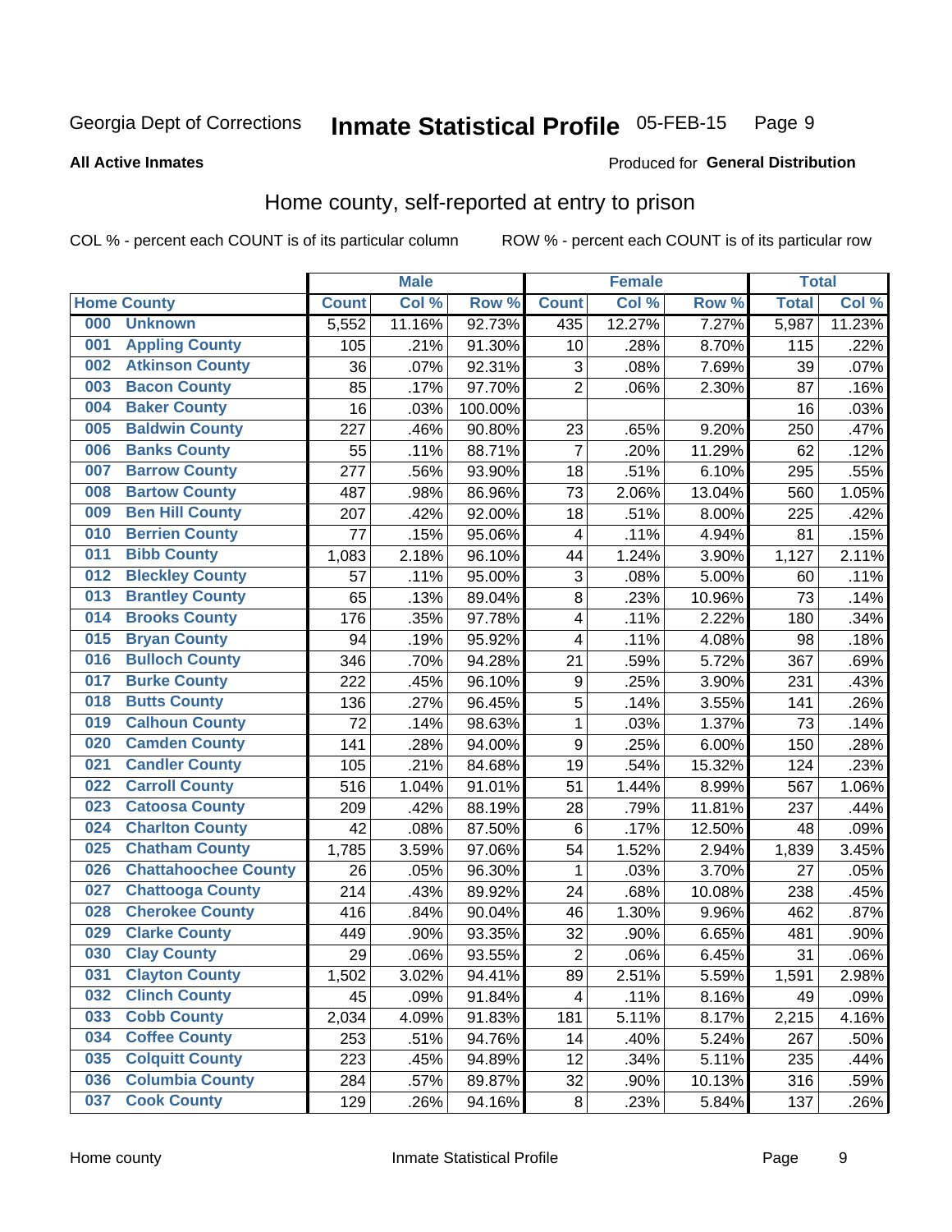Georgia Dept of Corrections **Inmate Statistical Profile** 05-FEB-15

**All Active Inmates**

Produced for **General Distribution**

## Home county, self-reported at entry to prison

COL % - percent each COUNT is of its particular column ROW % - percent each COUNT is of its particular row

| Home County | | Male | | | Female | | | Total | |
|---|---|---|---|---|---|---|---|---|---|
| | | Count | Col % | Row % | Count | Col % | Row % | Total | Col % |
| 000 | Unknown | 5,552 | 11.16% | 92.73% | 435 | 12.27% | 7.27% | 5,987 | 11.23% |
| 001 | Appling County | 105 | .21% | 91.30% | 10 | .28% | 8.70% | 115 | .22% |
| 002 | Atkinson County | 36 | .07% | 92.31% | 3 | .08% | 7.69% | 39 | .07% |
| 003 | Bacon County | 85 | .17% | 97.70% | 2 | .06% | 2.30% | 87 | .16% |
| 004 | Baker County | 16 | .03% | 100.00% | | | | 16 | .03% |
| 005 | Baldwin County | 227 | .46% | 90.80% | 23 | .65% | 9.20% | 250 | .47% |
| 006 | Banks County | 55 | .11% | 88.71% | 7 | .20% | 11.29% | 62 | .12% |
| 007 | Barrow County | 277 | .56% | 93.90% | 18 | .51% | 6.10% | 295 | .55% |
| 008 | Bartow County | 487 | .98% | 86.96% | 73 | 2.06% | 13.04% | 560 | 1.05% |
| 009 | Ben Hill County | 207 | .42% | 92.00% | 18 | .51% | 8.00% | 225 | .42% |
| 010 | Berrien County | 77 | .15% | 95.06% | 4 | .11% | 4.94% | 81 | .15% |
| 011 | Bibb County | 1,083 | 2.18% | 96.10% | 44 | 1.24% | 3.90% | 1,127 | 2.11% |
| 012 | Bleckley County | 57 | .11% | 95.00% | 3 | .08% | 5.00% | 60 | .11% |
| 013 | Brantley County | 65 | .13% | 89.04% | 8 | .23% | 10.96% | 73 | .14% |
| 014 | Brooks County | 176 | .35% | 97.78% | 4 | .11% | 2.22% | 180 | .34% |
| 015 | Bryan County | 94 | .19% | 95.92% | 4 | .11% | 4.08% | 98 | .18% |
| 016 | Bulloch County | 346 | .70% | 94.28% | 21 | .59% | 5.72% | 367 | .69% |
| 017 | Burke County | 222 | .45% | 96.10% | 9 | .25% | 3.90% | 231 | .43% |
| 018 | Butts County | 136 | .27% | 96.45% | 5 | .14% | 3.55% | 141 | .26% |
| 019 | Calhoun County | 72 | .14% | 98.63% | 1 | .03% | 1.37% | 73 | .14% |
| 020 | Camden County | 141 | .28% | 94.00% | 9 | .25% | 6.00% | 150 | .28% |
| 021 | Candler County | 105 | .21% | 84.68% | 19 | .54% | 15.32% | 124 | .23% |
| 022 | Carroll County | 516 | 1.04% | 91.01% | 51 | 1.44% | 8.99% | 567 | 1.06% |
| 023 | Catoosa County | 209 | .42% | 88.19% | 28 | .79% | 11.81% | 237 | .44% |
| 024 | Charlton County | 42 | .08% | 87.50% | 6 | .17% | 12.50% | 48 | .09% |
| 025 | Chatham County | 1,785 | 3.59% | 97.06% | 54 | 1.52% | 2.94% | 1,839 | 3.45% |
| 026 | Chattahoochee County | 26 | .05% | 96.30% | 1 | .03% | 3.70% | 27 | .05% |
| 027 | Chattooga County | 214 | .43% | 89.92% | 24 | .68% | 10.08% | 238 | .45% |
| 028 | Cherokee County | 416 | .84% | 90.04% | 46 | 1.30% | 9.96% | 462 | .87% |
| 029 | Clarke County | 449 | .90% | 93.35% | 32 | .90% | 6.65% | 481 | .90% |
| 030 | Clay County | 29 | .06% | 93.55% | 2 | .06% | 6.45% | 31 | .06% |
| 031 | Clayton County | 1,502 | 3.02% | 94.41% | 89 | 2.51% | 5.59% | 1,591 | 2.98% |
| 032 | Clinch County | 45 | .09% | 91.84% | 4 | .11% | 8.16% | 49 | .09% |
| 033 | Cobb County | 2,034 | 4.09% | 91.83% | 181 | 5.11% | 8.17% | 2,215 | 4.16% |
| 034 | Coffee County | 253 | .51% | 94.76% | 14 | .40% | 5.24% | 267 | .50% |
| 035 | Colquitt County | 223 | .45% | 94.89% | 12 | .34% | 5.11% | 235 | .44% |
| 036 | Columbia County | 284 | .57% | 89.87% | 32 | .90% | 10.13% | 316 | .59% |
| 037 | Cook County | 129 | .26% | 94.16% | 8 | .23% | 5.84% | 137 | .26% |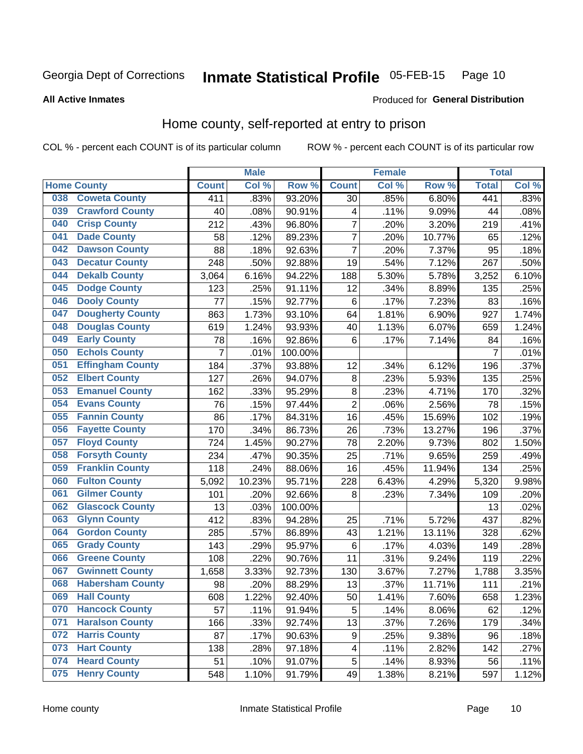Georgia Dept of Corrections **Inmate Statistical Profile** 05-FEB-15

**All Active Inmates**

Produced for **General Distribution**

## Home county, self-reported at entry to prison

COL % - percent each COUNT is of its particular column    ROW % - percent each COUNT is of its particular row

| Home County | | Male | | | Female | | | Total | |
|---|---|---|---|---|---|---|---|---|---|
| | | Count | Col % | Row % | Count | Col % | Row % | Total | Col % |
| 038 | Coweta County | 411 | .83% | 93.20% | 30 | .85% | 6.80% | 441 | .83% |
| 039 | Crawford County | 40 | .08% | 90.91% | 4 | .11% | 9.09% | 44 | .08% |
| 040 | Crisp County | 212 | .43% | 96.80% | 7 | .20% | 3.20% | 219 | .41% |
| 041 | Dade County | 58 | .12% | 89.23% | 7 | .20% | 10.77% | 65 | .12% |
| 042 | Dawson County | 88 | .18% | 92.63% | 7 | .20% | 7.37% | 95 | .18% |
| 043 | Decatur County | 248 | .50% | 92.88% | 19 | .54% | 7.12% | 267 | .50% |
| 044 | Dekalb County | 3,064 | 6.16% | 94.22% | 188 | 5.30% | 5.78% | 3,252 | 6.10% |
| 045 | Dodge County | 123 | .25% | 91.11% | 12 | .34% | 8.89% | 135 | .25% |
| 046 | Dooly County | 77 | .15% | 92.77% | 6 | .17% | 7.23% | 83 | .16% |
| 047 | Dougherty County | 863 | 1.73% | 93.10% | 64 | 1.81% | 6.90% | 927 | 1.74% |
| 048 | Douglas County | 619 | 1.24% | 93.93% | 40 | 1.13% | 6.07% | 659 | 1.24% |
| 049 | Early County | 78 | .16% | 92.86% | 6 | .17% | 7.14% | 84 | .16% |
| 050 | Echols County | 7 | .01% | 100.00% | | | | 7 | .01% |
| 051 | Effingham County | 184 | .37% | 93.88% | 12 | .34% | 6.12% | 196 | .37% |
| 052 | Elbert County | 127 | .26% | 94.07% | 8 | .23% | 5.93% | 135 | .25% |
| 053 | Emanuel County | 162 | .33% | 95.29% | 8 | .23% | 4.71% | 170 | .32% |
| 054 | Evans County | 76 | .15% | 97.44% | 2 | .06% | 2.56% | 78 | .15% |
| 055 | Fannin County | 86 | .17% | 84.31% | 16 | .45% | 15.69% | 102 | .19% |
| 056 | Fayette County | 170 | .34% | 86.73% | 26 | .73% | 13.27% | 196 | .37% |
| 057 | Floyd County | 724 | 1.45% | 90.27% | 78 | 2.20% | 9.73% | 802 | 1.50% |
| 058 | Forsyth County | 234 | .47% | 90.35% | 25 | .71% | 9.65% | 259 | .49% |
| 059 | Franklin County | 118 | .24% | 88.06% | 16 | .45% | 11.94% | 134 | .25% |
| 060 | Fulton County | 5,092 | 10.23% | 95.71% | 228 | 6.43% | 4.29% | 5,320 | 9.98% |
| 061 | Gilmer County | 101 | .20% | 92.66% | 8 | .23% | 7.34% | 109 | .20% |
| 062 | Glascock County | 13 | .03% | 100.00% | | | | 13 | .02% |
| 063 | Glynn County | 412 | .83% | 94.28% | 25 | .71% | 5.72% | 437 | .82% |
| 064 | Gordon County | 285 | .57% | 86.89% | 43 | 1.21% | 13.11% | 328 | .62% |
| 065 | Grady County | 143 | .29% | 95.97% | 6 | .17% | 4.03% | 149 | .28% |
| 066 | Greene County | 108 | .22% | 90.76% | 11 | .31% | 9.24% | 119 | .22% |
| 067 | Gwinnett County | 1,658 | 3.33% | 92.73% | 130 | 3.67% | 7.27% | 1,788 | 3.35% |
| 068 | Habersham County | 98 | .20% | 88.29% | 13 | .37% | 11.71% | 111 | .21% |
| 069 | Hall County | 608 | 1.22% | 92.40% | 50 | 1.41% | 7.60% | 658 | 1.23% |
| 070 | Hancock County | 57 | .11% | 91.94% | 5 | .14% | 8.06% | 62 | .12% |
| 071 | Haralson County | 166 | .33% | 92.74% | 13 | .37% | 7.26% | 179 | .34% |
| 072 | Harris County | 87 | .17% | 90.63% | 9 | .25% | 9.38% | 96 | .18% |
| 073 | Hart County | 138 | .28% | 97.18% | 4 | .11% | 2.82% | 142 | .27% |
| 074 | Heard County | 51 | .10% | 91.07% | 5 | .14% | 8.93% | 56 | .11% |
| 075 | Henry County | 548 | 1.10% | 91.79% | 49 | 1.38% | 8.21% | 597 | 1.12% |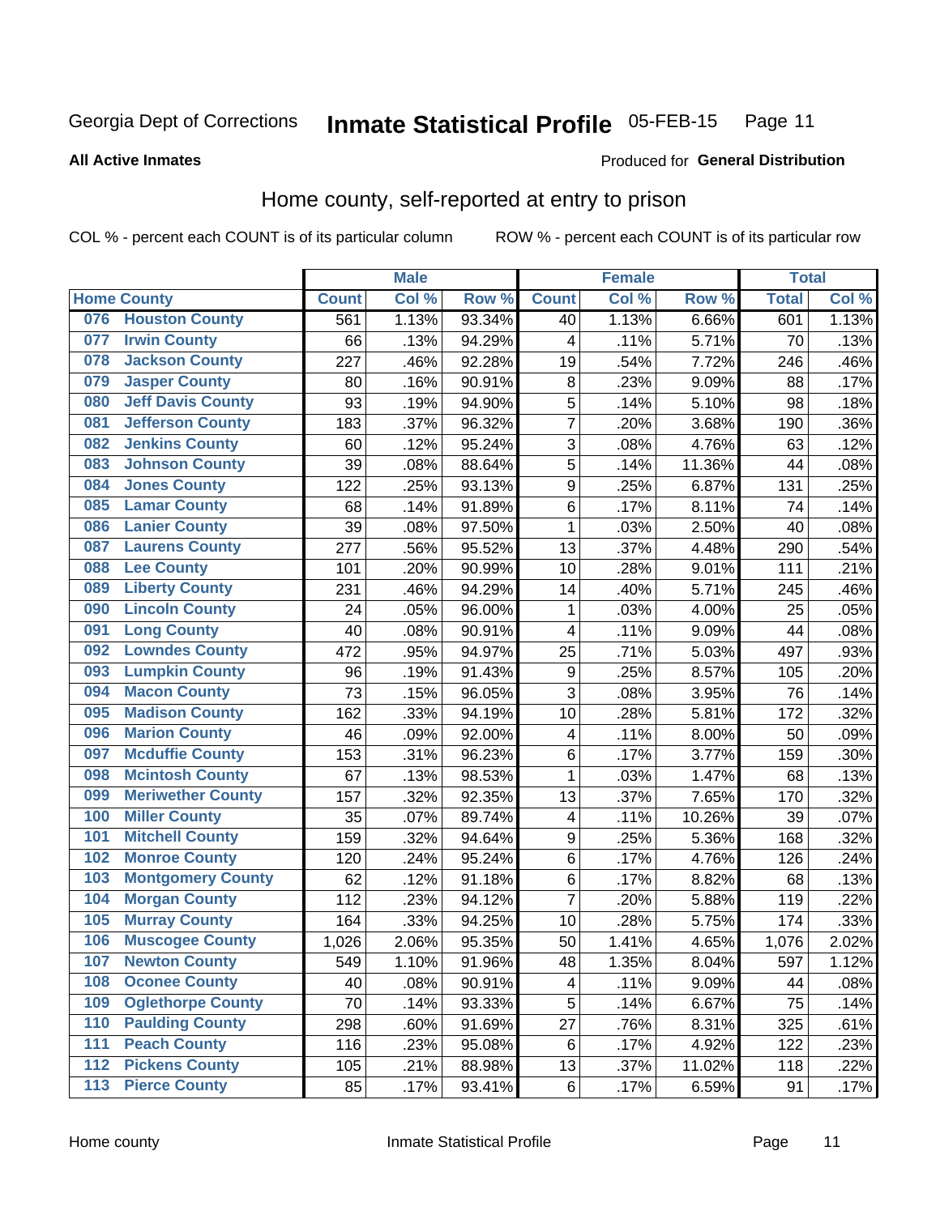Georgia Dept of Corrections **Inmate Statistical Profile** 05-FEB-15

**All Active Inmates**

Produced for **General Distribution**

## Home county, self-reported at entry to prison

COL % - percent each COUNT is of its particular column ROW % - percent each COUNT is of its particular row

| Home County | | Male | | | Female | | | Total | |
|---|---|---|---|---|---|---|---|---|---|
| | | Count | Col % | Row % | Count | Col % | Row % | Total | Col % |
| 076 | Houston County | 561 | 1.13% | 93.34% | 40 | 1.13% | 6.66% | 601 | 1.13% |
| 077 | Irwin County | 66 | .13% | 94.29% | 4 | .11% | 5.71% | 70 | .13% |
| 078 | Jackson County | 227 | .46% | 92.28% | 19 | .54% | 7.72% | 246 | .46% |
| 079 | Jasper County | 80 | .16% | 90.91% | 8 | .23% | 9.09% | 88 | .17% |
| 080 | Jeff Davis County | 93 | .19% | 94.90% | 5 | .14% | 5.10% | 98 | .18% |
| 081 | Jefferson County | 183 | .37% | 96.32% | 7 | .20% | 3.68% | 190 | .36% |
| 082 | Jenkins County | 60 | .12% | 95.24% | 3 | .08% | 4.76% | 63 | .12% |
| 083 | Johnson County | 39 | .08% | 88.64% | 5 | .14% | 11.36% | 44 | .08% |
| 084 | Jones County | 122 | .25% | 93.13% | 9 | .25% | 6.87% | 131 | .25% |
| 085 | Lamar County | 68 | .14% | 91.89% | 6 | .17% | 8.11% | 74 | .14% |
| 086 | Lanier County | 39 | .08% | 97.50% | 1 | .03% | 2.50% | 40 | .08% |
| 087 | Laurens County | 277 | .56% | 95.52% | 13 | .37% | 4.48% | 290 | .54% |
| 088 | Lee County | 101 | .20% | 90.99% | 10 | .28% | 9.01% | 111 | .21% |
| 089 | Liberty County | 231 | .46% | 94.29% | 14 | .40% | 5.71% | 245 | .46% |
| 090 | Lincoln County | 24 | .05% | 96.00% | 1 | .03% | 4.00% | 25 | .05% |
| 091 | Long County | 40 | .08% | 90.91% | 4 | .11% | 9.09% | 44 | .08% |
| 092 | Lowndes County | 472 | .95% | 94.97% | 25 | .71% | 5.03% | 497 | .93% |
| 093 | Lumpkin County | 96 | .19% | 91.43% | 9 | .25% | 8.57% | 105 | .20% |
| 094 | Macon County | 73 | .15% | 96.05% | 3 | .08% | 3.95% | 76 | .14% |
| 095 | Madison County | 162 | .33% | 94.19% | 10 | .28% | 5.81% | 172 | .32% |
| 096 | Marion County | 46 | .09% | 92.00% | 4 | .11% | 8.00% | 50 | .09% |
| 097 | Mcduffie County | 153 | .31% | 96.23% | 6 | .17% | 3.77% | 159 | .30% |
| 098 | Mcintosh County | 67 | .13% | 98.53% | 1 | .03% | 1.47% | 68 | .13% |
| 099 | Meriwether County | 157 | .32% | 92.35% | 13 | .37% | 7.65% | 170 | .32% |
| 100 | Miller County | 35 | .07% | 89.74% | 4 | .11% | 10.26% | 39 | .07% |
| 101 | Mitchell County | 159 | .32% | 94.64% | 9 | .25% | 5.36% | 168 | .32% |
| 102 | Monroe County | 120 | .24% | 95.24% | 6 | .17% | 4.76% | 126 | .24% |
| 103 | Montgomery County | 62 | .12% | 91.18% | 6 | .17% | 8.82% | 68 | .13% |
| 104 | Morgan County | 112 | .23% | 94.12% | 7 | .20% | 5.88% | 119 | .22% |
| 105 | Murray County | 164 | .33% | 94.25% | 10 | .28% | 5.75% | 174 | .33% |
| 106 | Muscogee County | 1,026 | 2.06% | 95.35% | 50 | 1.41% | 4.65% | 1,076 | 2.02% |
| 107 | Newton County | 549 | 1.10% | 91.96% | 48 | 1.35% | 8.04% | 597 | 1.12% |
| 108 | Oconee County | 40 | .08% | 90.91% | 4 | .11% | 9.09% | 44 | .08% |
| 109 | Oglethorpe County | 70 | .14% | 93.33% | 5 | .14% | 6.67% | 75 | .14% |
| 110 | Paulding County | 298 | .60% | 91.69% | 27 | .76% | 8.31% | 325 | .61% |
| 111 | Peach County | 116 | .23% | 95.08% | 6 | .17% | 4.92% | 122 | .23% |
| 112 | Pickens County | 105 | .21% | 88.98% | 13 | .37% | 11.02% | 118 | .22% |
| 113 | Pierce County | 85 | .17% | 93.41% | 6 | .17% | 6.59% | 91 | .17% |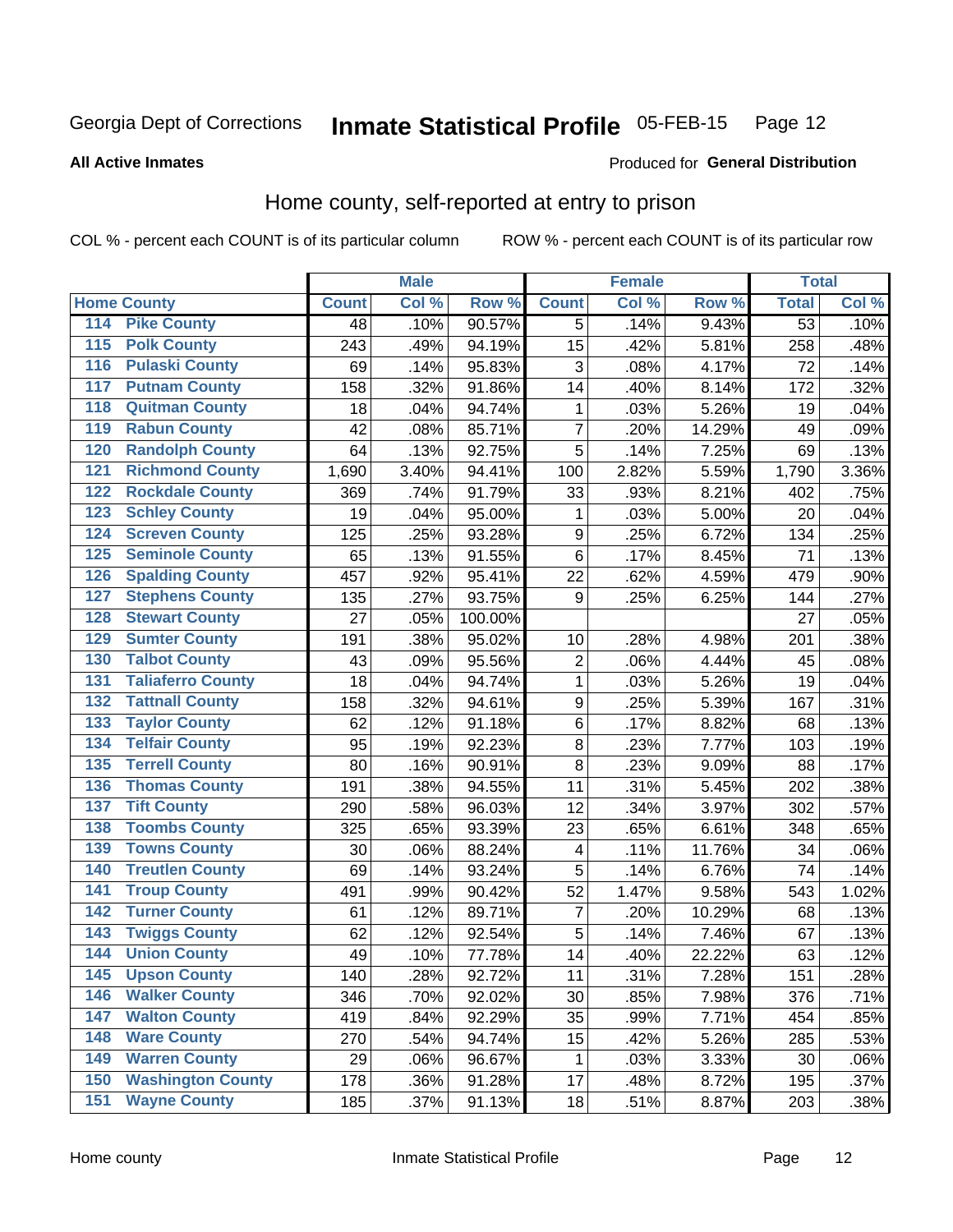Georgia Dept of Corrections **Inmate Statistical Profile** 05-FEB-15 Page 12

**All Active Inmates**

Produced for **General Distribution**

## Home county, self-reported at entry to prison

COL % - percent each COUNT is of its particular column ROW % - percent each COUNT is of its particular row

| Home County | | Male | | | Female | | | Total | |
|---|---|---|---|---|---|---|---|---|---|
| | | Count | Col % | Row % | Count | Col % | Row % | Total | Col % |
| 114 | Pike County | 48 | .10% | 90.57% | 5 | .14% | 9.43% | 53 | .10% |
| 115 | Polk County | 243 | .49% | 94.19% | 15 | .42% | 5.81% | 258 | .48% |
| 116 | Pulaski County | 69 | .14% | 95.83% | 3 | .08% | 4.17% | 72 | .14% |
| 117 | Putnam County | 158 | .32% | 91.86% | 14 | .40% | 8.14% | 172 | .32% |
| 118 | Quitman County | 18 | .04% | 94.74% | 1 | .03% | 5.26% | 19 | .04% |
| 119 | Rabun County | 42 | .08% | 85.71% | 7 | .20% | 14.29% | 49 | .09% |
| 120 | Randolph County | 64 | .13% | 92.75% | 5 | .14% | 7.25% | 69 | .13% |
| 121 | Richmond County | 1,690 | 3.40% | 94.41% | 100 | 2.82% | 5.59% | 1,790 | 3.36% |
| 122 | Rockdale County | 369 | .74% | 91.79% | 33 | .93% | 8.21% | 402 | .75% |
| 123 | Schley County | 19 | .04% | 95.00% | 1 | .03% | 5.00% | 20 | .04% |
| 124 | Screven County | 125 | .25% | 93.28% | 9 | .25% | 6.72% | 134 | .25% |
| 125 | Seminole County | 65 | .13% | 91.55% | 6 | .17% | 8.45% | 71 | .13% |
| 126 | Spalding County | 457 | .92% | 95.41% | 22 | .62% | 4.59% | 479 | .90% |
| 127 | Stephens County | 135 | .27% | 93.75% | 9 | .25% | 6.25% | 144 | .27% |
| 128 | Stewart County | 27 | .05% | 100.00% | | | | 27 | .05% |
| 129 | Sumter County | 191 | .38% | 95.02% | 10 | .28% | 4.98% | 201 | .38% |
| 130 | Talbot County | 43 | .09% | 95.56% | 2 | .06% | 4.44% | 45 | .08% |
| 131 | Taliaferro County | 18 | .04% | 94.74% | 1 | .03% | 5.26% | 19 | .04% |
| 132 | Tattnall County | 158 | .32% | 94.61% | 9 | .25% | 5.39% | 167 | .31% |
| 133 | Taylor County | 62 | .12% | 91.18% | 6 | .17% | 8.82% | 68 | .13% |
| 134 | Telfair County | 95 | .19% | 92.23% | 8 | .23% | 7.77% | 103 | .19% |
| 135 | Terrell County | 80 | .16% | 90.91% | 8 | .23% | 9.09% | 88 | .17% |
| 136 | Thomas County | 191 | .38% | 94.55% | 11 | .31% | 5.45% | 202 | .38% |
| 137 | Tift County | 290 | .58% | 96.03% | 12 | .34% | 3.97% | 302 | .57% |
| 138 | Toombs County | 325 | .65% | 93.39% | 23 | .65% | 6.61% | 348 | .65% |
| 139 | Towns County | 30 | .06% | 88.24% | 4 | .11% | 11.76% | 34 | .06% |
| 140 | Treutlen County | 69 | .14% | 93.24% | 5 | .14% | 6.76% | 74 | .14% |
| 141 | Troup County | 491 | .99% | 90.42% | 52 | 1.47% | 9.58% | 543 | 1.02% |
| 142 | Turner County | 61 | .12% | 89.71% | 7 | .20% | 10.29% | 68 | .13% |
| 143 | Twiggs County | 62 | .12% | 92.54% | 5 | .14% | 7.46% | 67 | .13% |
| 144 | Union County | 49 | .10% | 77.78% | 14 | .40% | 22.22% | 63 | .12% |
| 145 | Upson County | 140 | .28% | 92.72% | 11 | .31% | 7.28% | 151 | .28% |
| 146 | Walker County | 346 | .70% | 92.02% | 30 | .85% | 7.98% | 376 | .71% |
| 147 | Walton County | 419 | .84% | 92.29% | 35 | .99% | 7.71% | 454 | .85% |
| 148 | Ware County | 270 | .54% | 94.74% | 15 | .42% | 5.26% | 285 | .53% |
| 149 | Warren County | 29 | .06% | 96.67% | 1 | .03% | 3.33% | 30 | .06% |
| 150 | Washington County | 178 | .36% | 91.28% | 17 | .48% | 8.72% | 195 | .37% |
| 151 | Wayne County | 185 | .37% | 91.13% | 18 | .51% | 8.87% | 203 | .38% |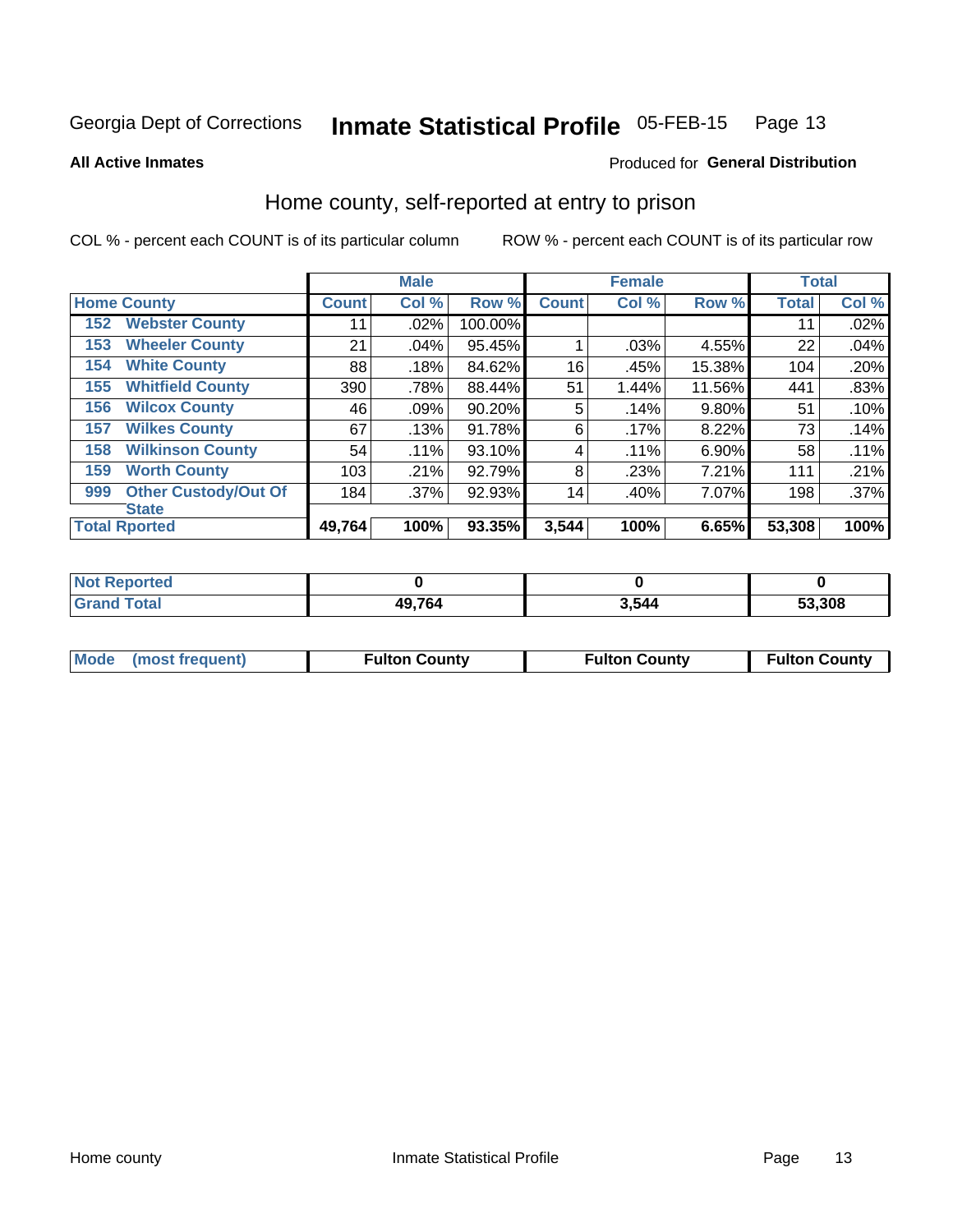Georgia Dept of Corrections **Inmate Statistical Profile** 05-FEB-15

**All Active Inmates**

Produced for **General Distribution**

## Home county, self-reported at entry to prison

COL % - percent each COUNT is of its particular column

ROW % - percent each COUNT is of its particular row

| Home County | | Male | | | Female | | | Total | |
|---|---|---|---|---|---|---|---|---|---|
| | | Count | Col % | Row % | Count | Col % | Row % | Total | Col % |
| 152 | Webster County | 11 | .02% | 100.00% | | | | 11 | .02% |
| 153 | Wheeler County | 21 | .04% | 95.45% | 1 | .03% | 4.55% | 22 | .04% |
| 154 | White County | 88 | .18% | 84.62% | 16 | .45% | 15.38% | 104 | .20% |
| 155 | Whitfield County | 390 | .78% | 88.44% | 51 | 1.44% | 11.56% | 441 | .83% |
| 156 | Wilcox County | 46 | .09% | 90.20% | 5 | .14% | 9.80% | 51 | .10% |
| 157 | Wilkes County | 67 | .13% | 91.78% | 6 | .17% | 8.22% | 73 | .14% |
| 158 | Wilkinson County | 54 | .11% | 93.10% | 4 | .11% | 6.90% | 58 | .11% |
| 159 | Worth County | 103 | .21% | 92.79% | 8 | .23% | 7.21% | 111 | .21% |
| 999 | Other Custody/Out Of State | 184 | .37% | 92.93% | 14 | .40% | 7.07% | 198 | .37% |
| Total Rported | | 49,764 | 100% | 93.35% | 3,544 | 100% | 6.65% | 53,308 | 100% |

| | Male | Female | Total |
|---|---|---|---|
| Not Reported | 0 | 0 | 0 |
| Grand Total | 49,764 | 3,544 | 53,308 |

| | Male | Female | Total |
|---|---|---|---|
| Mode (most frequent) | Fulton County | Fulton County | Fulton County |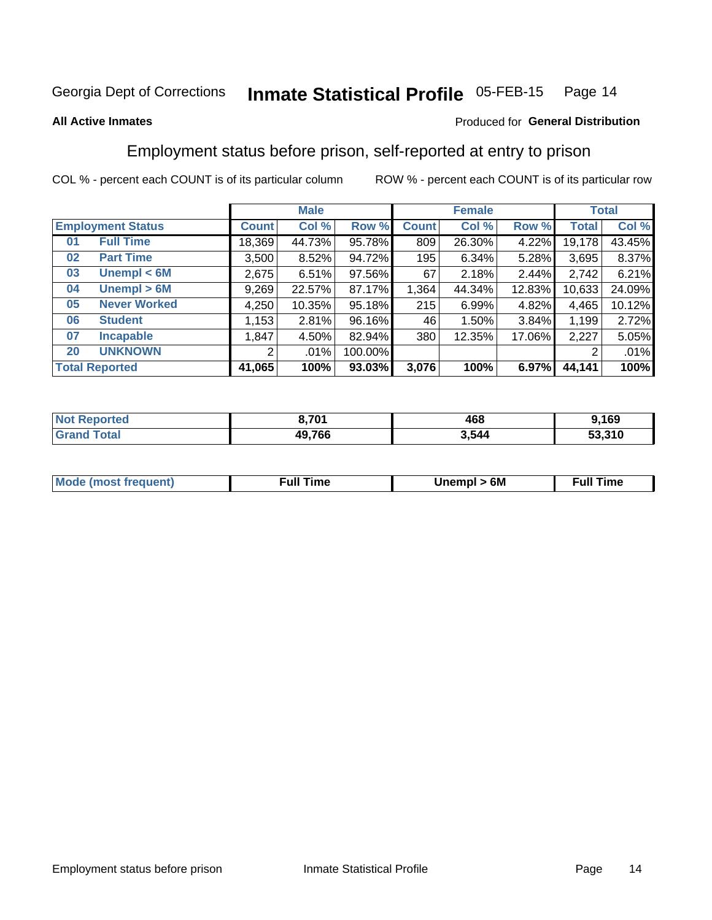Georgia Dept of Corrections **Inmate Statistical Profile** 05-FEB-15

**All Active Inmates**

Produced for **General Distribution**

## Employment status before prison, self-reported at entry to prison

COL % - percent each COUNT is of its particular column

ROW % - percent each COUNT is of its particular row

| Employment Status | | Male | | | Female | | | Total | |
|---|---|---|---|---|---|---|---|---|---|
| | | Count | Col % | Row % | Count | Col % | Row % | Total | Col % |
| 01 | Full Time | 18,369 | 44.73% | 95.78% | 809 | 26.30% | 4.22% | 19,178 | 43.45% |
| 02 | Part Time | 3,500 | 8.52% | 94.72% | 195 | 6.34% | 5.28% | 3,695 | 8.37% |
| 03 | Unempl < 6M | 2,675 | 6.51% | 97.56% | 67 | 2.18% | 2.44% | 2,742 | 6.21% |
| 04 | Unempl > 6M | 9,269 | 22.57% | 87.17% | 1,364 | 44.34% | 12.83% | 10,633 | 24.09% |
| 05 | Never Worked | 4,250 | 10.35% | 95.18% | 215 | 6.99% | 4.82% | 4,465 | 10.12% |
| 06 | Student | 1,153 | 2.81% | 96.16% | 46 | 1.50% | 3.84% | 1,199 | 2.72% |
| 07 | Incapable | 1,847 | 4.50% | 82.94% | 380 | 12.35% | 17.06% | 2,227 | 5.05% |
| 20 | UNKNOWN | 2 | .01% | 100.00% | | | | 2 | .01% |
| **Total Reported** | | **41,065** | **100%** | **93.03%** | **3,076** | **100%** | **6.97%** | **44,141** | **100%** |

| | Male | Female | Total |
|---|---|---|---|
| Not Reported | **8,701** | **468** | **9,169** |
| Grand Total | **49,766** | **3,544** | **53,310** |

| | Male | Female | Total |
|---|---|---|---|
| Mode (most frequent) | **Full Time** | **Unempl > 6M** | **Full Time** |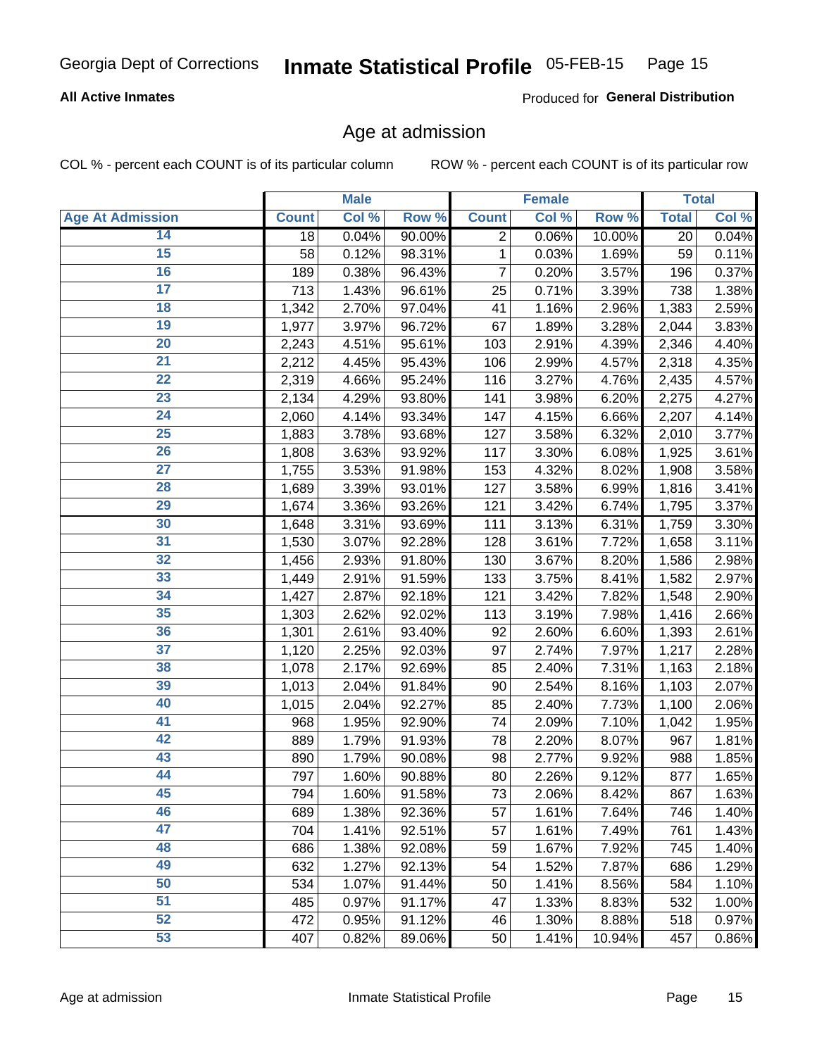Georgia Dept of Corrections **Inmate Statistical Profile** 05-FEB-15 Page 15

**All Active Inmates**

Produced for **General Distribution**

## Age at admission

COL % - percent each COUNT is of its particular column    ROW % - percent each COUNT is of its particular row

| | Male | | | Female | | | Total | |
|---|---|---|---|---|---|---|---|---|
| **Age At Admission** | **Count** | **Col %** | **Row %** | **Count** | **Col %** | **Row %** | **Total** | **Col %** |
| 14 | 18 | 0.04% | 90.00% | 2 | 0.06% | 10.00% | 20 | 0.04% |
| 15 | 58 | 0.12% | 98.31% | 1 | 0.03% | 1.69% | 59 | 0.11% |
| 16 | 189 | 0.38% | 96.43% | 7 | 0.20% | 3.57% | 196 | 0.37% |
| 17 | 713 | 1.43% | 96.61% | 25 | 0.71% | 3.39% | 738 | 1.38% |
| 18 | 1,342 | 2.70% | 97.04% | 41 | 1.16% | 2.96% | 1,383 | 2.59% |
| 19 | 1,977 | 3.97% | 96.72% | 67 | 1.89% | 3.28% | 2,044 | 3.83% |
| 20 | 2,243 | 4.51% | 95.61% | 103 | 2.91% | 4.39% | 2,346 | 4.40% |
| 21 | 2,212 | 4.45% | 95.43% | 106 | 2.99% | 4.57% | 2,318 | 4.35% |
| 22 | 2,319 | 4.66% | 95.24% | 116 | 3.27% | 4.76% | 2,435 | 4.57% |
| 23 | 2,134 | 4.29% | 93.80% | 141 | 3.98% | 6.20% | 2,275 | 4.27% |
| 24 | 2,060 | 4.14% | 93.34% | 147 | 4.15% | 6.66% | 2,207 | 4.14% |
| 25 | 1,883 | 3.78% | 93.68% | 127 | 3.58% | 6.32% | 2,010 | 3.77% |
| 26 | 1,808 | 3.63% | 93.92% | 117 | 3.30% | 6.08% | 1,925 | 3.61% |
| 27 | 1,755 | 3.53% | 91.98% | 153 | 4.32% | 8.02% | 1,908 | 3.58% |
| 28 | 1,689 | 3.39% | 93.01% | 127 | 3.58% | 6.99% | 1,816 | 3.41% |
| 29 | 1,674 | 3.36% | 93.26% | 121 | 3.42% | 6.74% | 1,795 | 3.37% |
| 30 | 1,648 | 3.31% | 93.69% | 111 | 3.13% | 6.31% | 1,759 | 3.30% |
| 31 | 1,530 | 3.07% | 92.28% | 128 | 3.61% | 7.72% | 1,658 | 3.11% |
| 32 | 1,456 | 2.93% | 91.80% | 130 | 3.67% | 8.20% | 1,586 | 2.98% |
| 33 | 1,449 | 2.91% | 91.59% | 133 | 3.75% | 8.41% | 1,582 | 2.97% |
| 34 | 1,427 | 2.87% | 92.18% | 121 | 3.42% | 7.82% | 1,548 | 2.90% |
| 35 | 1,303 | 2.62% | 92.02% | 113 | 3.19% | 7.98% | 1,416 | 2.66% |
| 36 | 1,301 | 2.61% | 93.40% | 92 | 2.60% | 6.60% | 1,393 | 2.61% |
| 37 | 1,120 | 2.25% | 92.03% | 97 | 2.74% | 7.97% | 1,217 | 2.28% |
| 38 | 1,078 | 2.17% | 92.69% | 85 | 2.40% | 7.31% | 1,163 | 2.18% |
| 39 | 1,013 | 2.04% | 91.84% | 90 | 2.54% | 8.16% | 1,103 | 2.07% |
| 40 | 1,015 | 2.04% | 92.27% | 85 | 2.40% | 7.73% | 1,100 | 2.06% |
| 41 | 968 | 1.95% | 92.90% | 74 | 2.09% | 7.10% | 1,042 | 1.95% |
| 42 | 889 | 1.79% | 91.93% | 78 | 2.20% | 8.07% | 967 | 1.81% |
| 43 | 890 | 1.79% | 90.08% | 98 | 2.77% | 9.92% | 988 | 1.85% |
| 44 | 797 | 1.60% | 90.88% | 80 | 2.26% | 9.12% | 877 | 1.65% |
| 45 | 794 | 1.60% | 91.58% | 73 | 2.06% | 8.42% | 867 | 1.63% |
| 46 | 689 | 1.38% | 92.36% | 57 | 1.61% | 7.64% | 746 | 1.40% |
| 47 | 704 | 1.41% | 92.51% | 57 | 1.61% | 7.49% | 761 | 1.43% |
| 48 | 686 | 1.38% | 92.08% | 59 | 1.67% | 7.92% | 745 | 1.40% |
| 49 | 632 | 1.27% | 92.13% | 54 | 1.52% | 7.87% | 686 | 1.29% |
| 50 | 534 | 1.07% | 91.44% | 50 | 1.41% | 8.56% | 584 | 1.10% |
| 51 | 485 | 0.97% | 91.17% | 47 | 1.33% | 8.83% | 532 | 1.00% |
| 52 | 472 | 0.95% | 91.12% | 46 | 1.30% | 8.88% | 518 | 0.97% |
| 53 | 407 | 0.82% | 89.06% | 50 | 1.41% | 10.94% | 457 | 0.86% |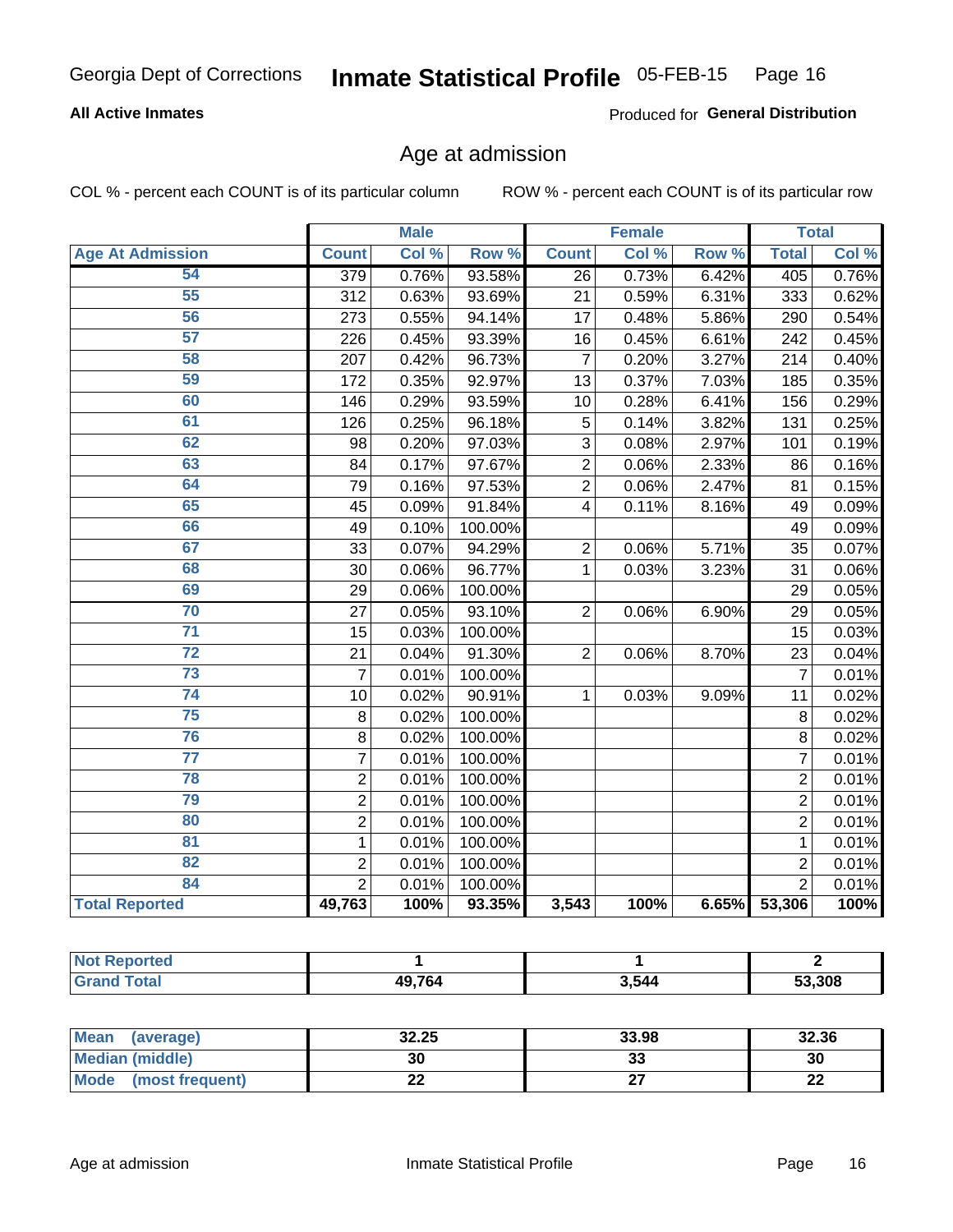Georgia Dept of Corrections **Inmate Statistical Profile** 05-FEB-15

**All Active Inmates**

Produced for **General Distribution**

## Age at admission

COL % - percent each COUNT is of its particular column ROW % - percent each COUNT is of its particular row

| | Male | | | Female | | | Total | |
|---|---|---|---|---|---|---|---|---|
| **Age At Admission** | **Count** | **Col %** | **Row %** | **Count** | **Col %** | **Row %** | **Total** | **Col %** |
| 54 | 379 | 0.76% | 93.58% | 26 | 0.73% | 6.42% | 405 | 0.76% |
| 55 | 312 | 0.63% | 93.69% | 21 | 0.59% | 6.31% | 333 | 0.62% |
| 56 | 273 | 0.55% | 94.14% | 17 | 0.48% | 5.86% | 290 | 0.54% |
| 57 | 226 | 0.45% | 93.39% | 16 | 0.45% | 6.61% | 242 | 0.45% |
| 58 | 207 | 0.42% | 96.73% | 7 | 0.20% | 3.27% | 214 | 0.40% |
| 59 | 172 | 0.35% | 92.97% | 13 | 0.37% | 7.03% | 185 | 0.35% |
| 60 | 146 | 0.29% | 93.59% | 10 | 0.28% | 6.41% | 156 | 0.29% |
| 61 | 126 | 0.25% | 96.18% | 5 | 0.14% | 3.82% | 131 | 0.25% |
| 62 | 98 | 0.20% | 97.03% | 3 | 0.08% | 2.97% | 101 | 0.19% |
| 63 | 84 | 0.17% | 97.67% | 2 | 0.06% | 2.33% | 86 | 0.16% |
| 64 | 79 | 0.16% | 97.53% | 2 | 0.06% | 2.47% | 81 | 0.15% |
| 65 | 45 | 0.09% | 91.84% | 4 | 0.11% | 8.16% | 49 | 0.09% |
| 66 | 49 | 0.10% | 100.00% | | | | 49 | 0.09% |
| 67 | 33 | 0.07% | 94.29% | 2 | 0.06% | 5.71% | 35 | 0.07% |
| 68 | 30 | 0.06% | 96.77% | 1 | 0.03% | 3.23% | 31 | 0.06% |
| 69 | 29 | 0.06% | 100.00% | | | | 29 | 0.05% |
| 70 | 27 | 0.05% | 93.10% | 2 | 0.06% | 6.90% | 29 | 0.05% |
| 71 | 15 | 0.03% | 100.00% | | | | 15 | 0.03% |
| 72 | 21 | 0.04% | 91.30% | 2 | 0.06% | 8.70% | 23 | 0.04% |
| 73 | 7 | 0.01% | 100.00% | | | | 7 | 0.01% |
| 74 | 10 | 0.02% | 90.91% | 1 | 0.03% | 9.09% | 11 | 0.02% |
| 75 | 8 | 0.02% | 100.00% | | | | 8 | 0.02% |
| 76 | 8 | 0.02% | 100.00% | | | | 8 | 0.02% |
| 77 | 7 | 0.01% | 100.00% | | | | 7 | 0.01% |
| 78 | 2 | 0.01% | 100.00% | | | | 2 | 0.01% |
| 79 | 2 | 0.01% | 100.00% | | | | 2 | 0.01% |
| 80 | 2 | 0.01% | 100.00% | | | | 2 | 0.01% |
| 81 | 1 | 0.01% | 100.00% | | | | 1 | 0.01% |
| 82 | 2 | 0.01% | 100.00% | | | | 2 | 0.01% |
| 84 | 2 | 0.01% | 100.00% | | | | 2 | 0.01% |
| **Total Reported** | **49,763** | **100%** | **93.35%** | **3,543** | **100%** | **6.65%** | **53,306** | **100%** |

| | Male | Female | Total |
|---|---|---|---|
| **Not Reported** | **1** | **1** | **2** |
| **Grand Total** | **49,764** | **3,544** | **53,308** |

| | Male | Female | Total |
|---|---|---|---|
| **Mean (average)** | **32.25** | **33.98** | **32.36** |
| **Median (middle)** | **30** | **33** | **30** |
| **Mode (most frequent)** | **22** | **27** | **22** |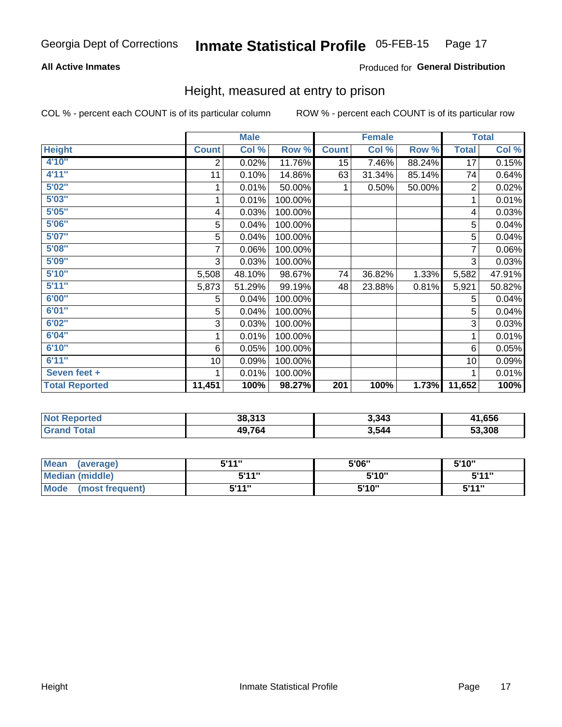Georgia Dept of Corrections **Inmate Statistical Profile** 05-FEB-15 Page 17

**All Active Inmates**

Produced for **General Distribution**

## Height, measured at entry to prison

COL % - percent each COUNT is of its particular column ROW % - percent each COUNT is of its particular row

| | Male | | | Female | | | Total | |
|---|---|---|---|---|---|---|---|---|
| **Height** | **Count** | **Col %** | **Row %** | **Count** | **Col %** | **Row %** | **Total** | **Col %** |
| **4'10"** | 2 | 0.02% | 11.76% | 15 | 7.46% | 88.24% | 17 | 0.15% |
| **4'11"** | 11 | 0.10% | 14.86% | 63 | 31.34% | 85.14% | 74 | 0.64% |
| **5'02"** | 1 | 0.01% | 50.00% | 1 | 0.50% | 50.00% | 2 | 0.02% |
| **5'03"** | 1 | 0.01% | 100.00% | | | | 1 | 0.01% |
| **5'05"** | 4 | 0.03% | 100.00% | | | | 4 | 0.03% |
| **5'06"** | 5 | 0.04% | 100.00% | | | | 5 | 0.04% |
| **5'07"** | 5 | 0.04% | 100.00% | | | | 5 | 0.04% |
| **5'08"** | 7 | 0.06% | 100.00% | | | | 7 | 0.06% |
| **5'09"** | 3 | 0.03% | 100.00% | | | | 3 | 0.03% |
| **5'10"** | 5,508 | 48.10% | 98.67% | 74 | 36.82% | 1.33% | 5,582 | 47.91% |
| **5'11"** | 5,873 | 51.29% | 99.19% | 48 | 23.88% | 0.81% | 5,921 | 50.82% |
| **6'00"** | 5 | 0.04% | 100.00% | | | | 5 | 0.04% |
| **6'01"** | 5 | 0.04% | 100.00% | | | | 5 | 0.04% |
| **6'02"** | 3 | 0.03% | 100.00% | | | | 3 | 0.03% |
| **6'04"** | 1 | 0.01% | 100.00% | | | | 1 | 0.01% |
| **6'10"** | 6 | 0.05% | 100.00% | | | | 6 | 0.05% |
| **6'11"** | 10 | 0.09% | 100.00% | | | | 10 | 0.09% |
| **Seven feet +** | 1 | 0.01% | 100.00% | | | | 1 | 0.01% |
| **Total Reported** | **11,451** | **100%** | **98.27%** | **201** | **100%** | **1.73%** | **11,652** | **100%** |

| | Male | Female | Total |
|---|---|---|---|
| **Not Reported** | **38,313** | **3,343** | **41,656** |
| **Grand Total** | **49,764** | **3,544** | **53,308** |

| | Male | Female | Total |
|---|---|---|---|
| **Mean (average)** | **5'11"** | **5'06"** | **5'10"** |
| **Median (middle)** | **5'11"** | **5'10"** | **5'11"** |
| **Mode (most frequent)** | **5'11"** | **5'10"** | **5'11"** |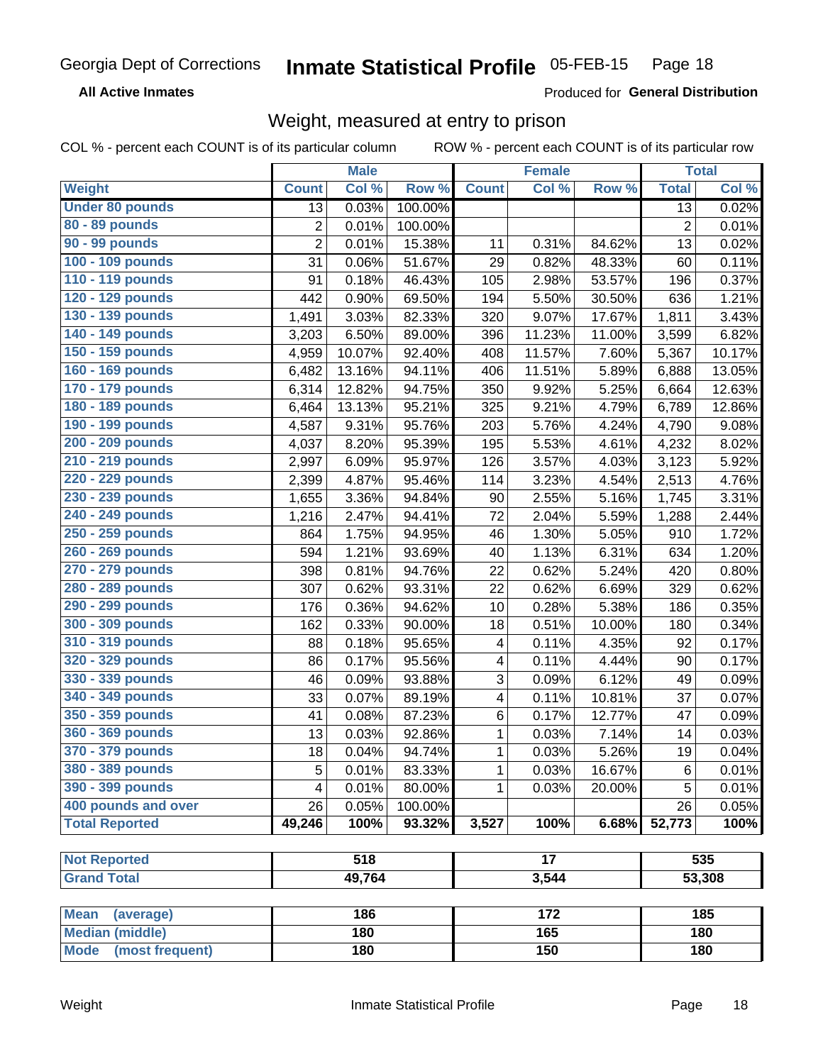Georgia Dept of Corrections **Inmate Statistical Profile** 05-FEB-15

**All Active Inmates**

Produced for **General Distribution**

## Weight, measured at entry to prison

COL % - percent each COUNT is of its particular column ROW % - percent each COUNT is of its particular row

| | Male | | | Female | | | Total | |
|---|---|---|---|---|---|---|---|---|
| **Weight** | **Count** | **Col %** | **Row %** | **Count** | **Col %** | **Row %** | **Total** | **Col %** |
| **Under 80 pounds** | 13 | 0.03% | 100.00% | | | | 13 | 0.02% |
| **80 - 89 pounds** | 2 | 0.01% | 100.00% | | | | 2 | 0.01% |
| **90 - 99 pounds** | 2 | 0.01% | 15.38% | 11 | 0.31% | 84.62% | 13 | 0.02% |
| **100 - 109 pounds** | 31 | 0.06% | 51.67% | 29 | 0.82% | 48.33% | 60 | 0.11% |
| **110 - 119 pounds** | 91 | 0.18% | 46.43% | 105 | 2.98% | 53.57% | 196 | 0.37% |
| **120 - 129 pounds** | 442 | 0.90% | 69.50% | 194 | 5.50% | 30.50% | 636 | 1.21% |
| **130 - 139 pounds** | 1,491 | 3.03% | 82.33% | 320 | 9.07% | 17.67% | 1,811 | 3.43% |
| **140 - 149 pounds** | 3,203 | 6.50% | 89.00% | 396 | 11.23% | 11.00% | 3,599 | 6.82% |
| **150 - 159 pounds** | 4,959 | 10.07% | 92.40% | 408 | 11.57% | 7.60% | 5,367 | 10.17% |
| **160 - 169 pounds** | 6,482 | 13.16% | 94.11% | 406 | 11.51% | 5.89% | 6,888 | 13.05% |
| **170 - 179 pounds** | 6,314 | 12.82% | 94.75% | 350 | 9.92% | 5.25% | 6,664 | 12.63% |
| **180 - 189 pounds** | 6,464 | 13.13% | 95.21% | 325 | 9.21% | 4.79% | 6,789 | 12.86% |
| **190 - 199 pounds** | 4,587 | 9.31% | 95.76% | 203 | 5.76% | 4.24% | 4,790 | 9.08% |
| **200 - 209 pounds** | 4,037 | 8.20% | 95.39% | 195 | 5.53% | 4.61% | 4,232 | 8.02% |
| **210 - 219 pounds** | 2,997 | 6.09% | 95.97% | 126 | 3.57% | 4.03% | 3,123 | 5.92% |
| **220 - 229 pounds** | 2,399 | 4.87% | 95.46% | 114 | 3.23% | 4.54% | 2,513 | 4.76% |
| **230 - 239 pounds** | 1,655 | 3.36% | 94.84% | 90 | 2.55% | 5.16% | 1,745 | 3.31% |
| **240 - 249 pounds** | 1,216 | 2.47% | 94.41% | 72 | 2.04% | 5.59% | 1,288 | 2.44% |
| **250 - 259 pounds** | 864 | 1.75% | 94.95% | 46 | 1.30% | 5.05% | 910 | 1.72% |
| **260 - 269 pounds** | 594 | 1.21% | 93.69% | 40 | 1.13% | 6.31% | 634 | 1.20% |
| **270 - 279 pounds** | 398 | 0.81% | 94.76% | 22 | 0.62% | 5.24% | 420 | 0.80% |
| **280 - 289 pounds** | 307 | 0.62% | 93.31% | 22 | 0.62% | 6.69% | 329 | 0.62% |
| **290 - 299 pounds** | 176 | 0.36% | 94.62% | 10 | 0.28% | 5.38% | 186 | 0.35% |
| **300 - 309 pounds** | 162 | 0.33% | 90.00% | 18 | 0.51% | 10.00% | 180 | 0.34% |
| **310 - 319 pounds** | 88 | 0.18% | 95.65% | 4 | 0.11% | 4.35% | 92 | 0.17% |
| **320 - 329 pounds** | 86 | 0.17% | 95.56% | 4 | 0.11% | 4.44% | 90 | 0.17% |
| **330 - 339 pounds** | 46 | 0.09% | 93.88% | 3 | 0.09% | 6.12% | 49 | 0.09% |
| **340 - 349 pounds** | 33 | 0.07% | 89.19% | 4 | 0.11% | 10.81% | 37 | 0.07% |
| **350 - 359 pounds** | 41 | 0.08% | 87.23% | 6 | 0.17% | 12.77% | 47 | 0.09% |
| **360 - 369 pounds** | 13 | 0.03% | 92.86% | 1 | 0.03% | 7.14% | 14 | 0.03% |
| **370 - 379 pounds** | 18 | 0.04% | 94.74% | 1 | 0.03% | 5.26% | 19 | 0.04% |
| **380 - 389 pounds** | 5 | 0.01% | 83.33% | 1 | 0.03% | 16.67% | 6 | 0.01% |
| **390 - 399 pounds** | 4 | 0.01% | 80.00% | 1 | 0.03% | 20.00% | 5 | 0.01% |
| **400 pounds and over** | 26 | 0.05% | 100.00% | | | | 26 | 0.05% |
| **Total Reported** | **49,246** | **100%** | **93.32%** | **3,527** | **100%** | **6.68%** | **52,773** | **100%** |

| | Male | Female | Total |
|---|---|---|---|
| **Not Reported** | **518** | **17** | **535** |
| **Grand Total** | **49,764** | **3,544** | **53,308** |

| | Male | Female | Total |
|---|---|---|---|
| **Mean (average)** | **186** | **172** | **185** |
| **Median (middle)** | **180** | **165** | **180** |
| **Mode (most frequent)** | **180** | **150** | **180** |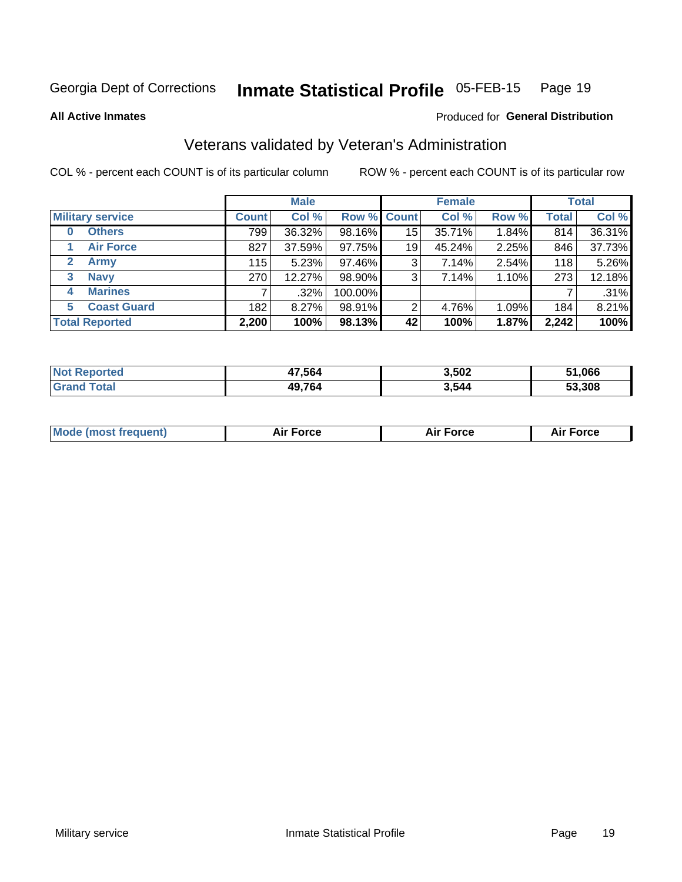Georgia Dept of Corrections **Inmate Statistical Profile** 05-FEB-15

**All Active Inmates**

Produced for **General Distribution**

## Veterans validated by Veteran's Administration

COL % - percent each COUNT is of its particular column

ROW % - percent each COUNT is of its particular row

| Military service | Male | | | Female | | | Total | |
|---|---|---|---|---|---|---|---|---|
| | Count | Col % | Row % | Count | Col % | Row % | Total | Col % |
| 0 Others | 799 | 36.32% | 98.16% | 15 | 35.71% | 1.84% | 814 | 36.31% |
| 1 Air Force | 827 | 37.59% | 97.75% | 19 | 45.24% | 2.25% | 846 | 37.73% |
| 2 Army | 115 | 5.23% | 97.46% | 3 | 7.14% | 2.54% | 118 | 5.26% |
| 3 Navy | 270 | 12.27% | 98.90% | 3 | 7.14% | 1.10% | 273 | 12.18% |
| 4 Marines | 7 | .32% | 100.00% | | | | 7 | .31% |
| 5 Coast Guard | 182 | 8.27% | 98.91% | 2 | 4.76% | 1.09% | 184 | 8.21% |
| **Total Reported** | **2,200** | **100%** | **98.13%** | **42** | **100%** | **1.87%** | **2,242** | **100%** |

| | Male | Female | Total |
|---|---|---|---|
| Not Reported | 47,564 | 3,502 | 51,066 |
| Grand Total | 49,764 | 3,544 | 53,308 |

| | Male | Female | Total |
|---|---|---|---|
| Mode (most frequent) | Air Force | Air Force | Air Force |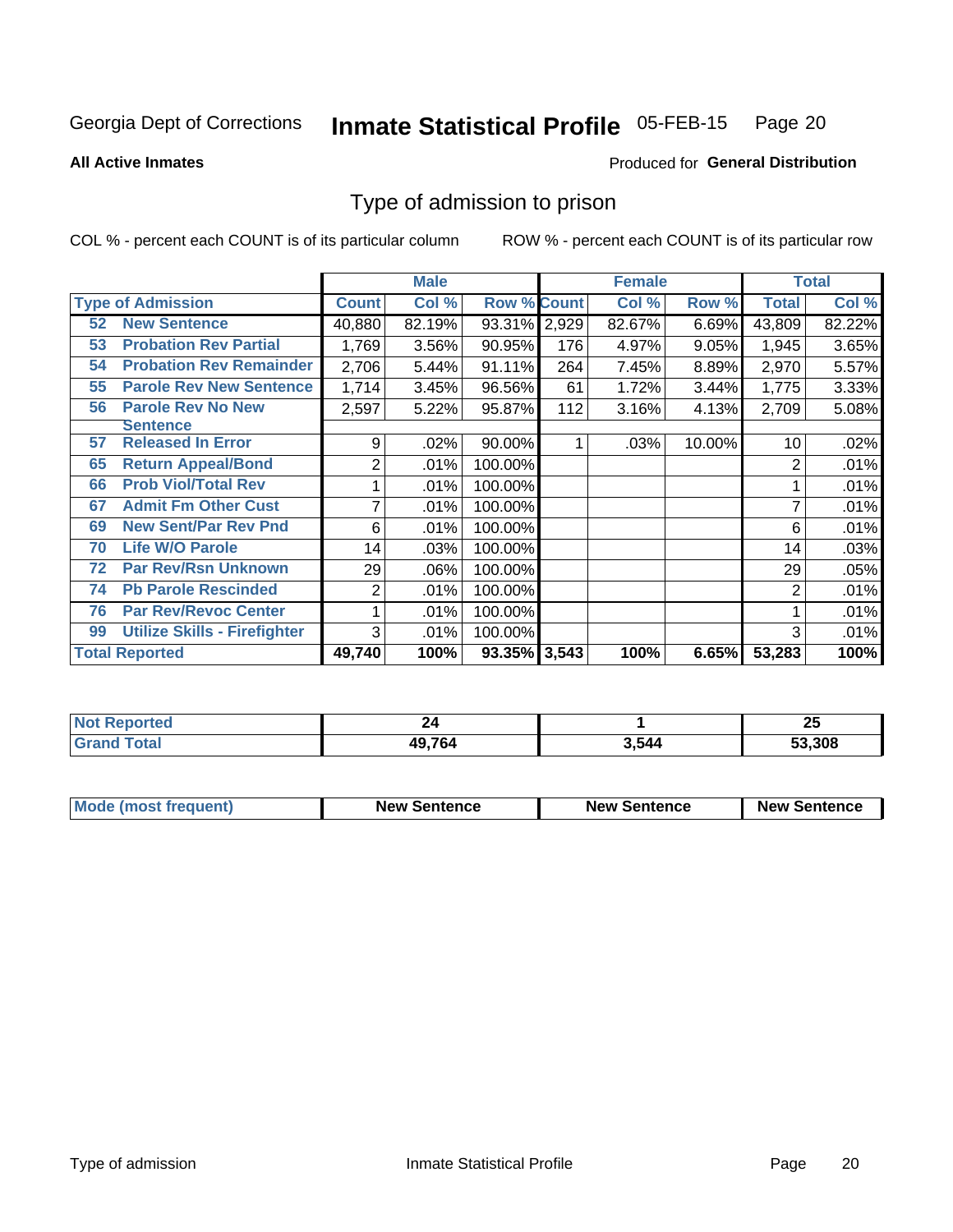Georgia Dept of Corrections **Inmate Statistical Profile** 05-FEB-15

**All Active Inmates**

Produced for **General Distribution**

## Type of admission to prison

COL % - percent each COUNT is of its particular column

ROW % - percent each COUNT is of its particular row

| Type of Admission | Male | | | Female | | | Total | |
|---|---|---|---|---|---|---|---|---|
| | Count | Col % | Row % | Count | Col % | Row % | Total | Col % |
| 52 New Sentence | 40,880 | 82.19% | 93.31% | 2,929 | 82.67% | 6.69% | 43,809 | 82.22% |
| 53 Probation Rev Partial | 1,769 | 3.56% | 90.95% | 176 | 4.97% | 9.05% | 1,945 | 3.65% |
| 54 Probation Rev Remainder | 2,706 | 5.44% | 91.11% | 264 | 7.45% | 8.89% | 2,970 | 5.57% |
| 55 Parole Rev New Sentence | 1,714 | 3.45% | 96.56% | 61 | 1.72% | 3.44% | 1,775 | 3.33% |
| 56 Parole Rev No New Sentence | 2,597 | 5.22% | 95.87% | 112 | 3.16% | 4.13% | 2,709 | 5.08% |
| 57 Released In Error | 9 | .02% | 90.00% | 1 | .03% | 10.00% | 10 | .02% |
| 65 Return Appeal/Bond | 2 | .01% | 100.00% | | | | 2 | .01% |
| 66 Prob Viol/Total Rev | 1 | .01% | 100.00% | | | | 1 | .01% |
| 67 Admit Fm Other Cust | 7 | .01% | 100.00% | | | | 7 | .01% |
| 69 New Sent/Par Rev Pnd | 6 | .01% | 100.00% | | | | 6 | .01% |
| 70 Life W/O Parole | 14 | .03% | 100.00% | | | | 14 | .03% |
| 72 Par Rev/Rsn Unknown | 29 | .06% | 100.00% | | | | 29 | .05% |
| 74 Pb Parole Rescinded | 2 | .01% | 100.00% | | | | 2 | .01% |
| 76 Par Rev/Revoc Center | 1 | .01% | 100.00% | | | | 1 | .01% |
| 99 Utilize Skills - Firefighter | 3 | .01% | 100.00% | | | | 3 | .01% |
| **Total Reported** | **49,740** | **100%** | **93.35%** | **3,543** | **100%** | **6.65%** | **53,283** | **100%** |

| | Male | Female | Total |
|---|---|---|---|
| Not Reported | 24 | 1 | 25 |
| Grand Total | 49,764 | 3,544 | 53,308 |

| | Male | Female | Total |
|---|---|---|---|
| Mode (most frequent) | New Sentence | New Sentence | New Sentence |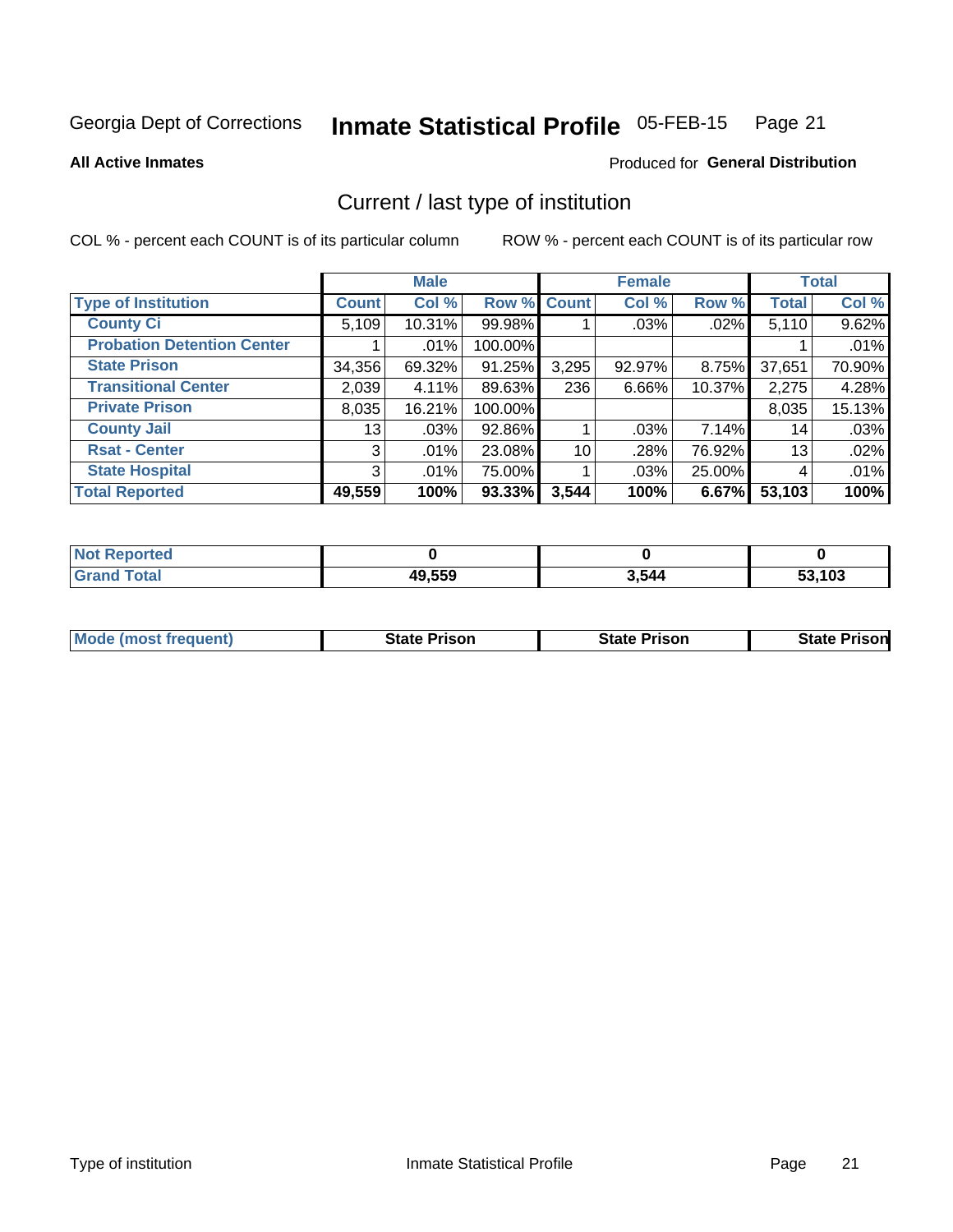Georgia Dept of Corrections **Inmate Statistical Profile** 05-FEB-15

**All Active Inmates**

Produced for **General Distribution**

## Current / last type of institution

COL % - percent each COUNT is of its particular column ROW % - percent each COUNT is of its particular row

| | Male | | | Female | | | Total | |
|---|---|---|---|---|---|---|---|---|
| **Type of Institution** | **Count** | **Col %** | **Row %** | **Count** | **Col %** | **Row %** | **Total** | **Col %** |
| **County Ci** | 5,109 | 10.31% | 99.98% | 1 | .03% | .02% | 5,110 | 9.62% |
| **Probation Detention Center** | 1 | .01% | 100.00% | | | | 1 | .01% |
| **State Prison** | 34,356 | 69.32% | 91.25% | 3,295 | 92.97% | 8.75% | 37,651 | 70.90% |
| **Transitional Center** | 2,039 | 4.11% | 89.63% | 236 | 6.66% | 10.37% | 2,275 | 4.28% |
| **Private Prison** | 8,035 | 16.21% | 100.00% | | | | 8,035 | 15.13% |
| **County Jail** | 13 | .03% | 92.86% | 1 | .03% | 7.14% | 14 | .03% |
| **Rsat - Center** | 3 | .01% | 23.08% | 10 | .28% | 76.92% | 13 | .02% |
| **State Hospital** | 3 | .01% | 75.00% | 1 | .03% | 25.00% | 4 | .01% |
| **Total Reported** | **49,559** | **100%** | **93.33%** | **3,544** | **100%** | **6.67%** | **53,103** | **100%** |

| | Male | Female | Total |
|---|---|---|---|
| **Not Reported** | **0** | **0** | **0** |
| **Grand Total** | **49,559** | **3,544** | **53,103** |

| | Male | Female | Total |
|---|---|---|---|
| **Mode (most frequent)** | **State Prison** | **State Prison** | **State Prison** |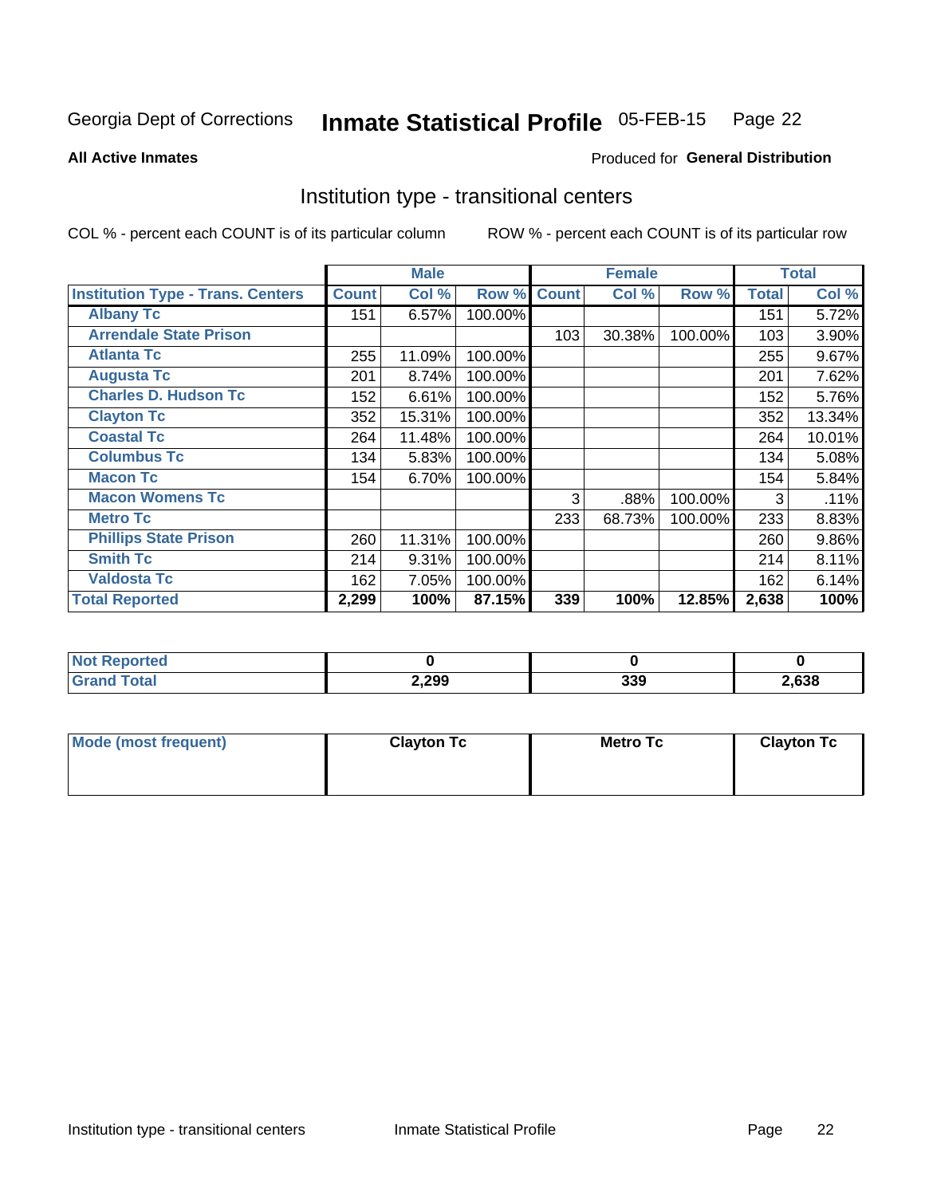Georgia Dept of Corrections **Inmate Statistical Profile** 05-FEB-15 Page 22

**All Active Inmates**

Produced for **General Distribution**

## Institution type - transitional centers

COL % - percent each COUNT is of its particular column

ROW % - percent each COUNT is of its particular row

| | Male | | | Female | | | Total | |
|---|---|---|---|---|---|---|---|---|
| **Institution Type - Trans. Centers** | **Count** | **Col %** | **Row %** | **Count** | **Col %** | **Row %** | **Total** | **Col %** |
| **Albany Tc** | 151 | 6.57% | 100.00% | | | | 151 | 5.72% |
| **Arrendale State Prison** | | | | 103 | 30.38% | 100.00% | 103 | 3.90% |
| **Atlanta Tc** | 255 | 11.09% | 100.00% | | | | 255 | 9.67% |
| **Augusta Tc** | 201 | 8.74% | 100.00% | | | | 201 | 7.62% |
| **Charles D. Hudson Tc** | 152 | 6.61% | 100.00% | | | | 152 | 5.76% |
| **Clayton Tc** | 352 | 15.31% | 100.00% | | | | 352 | 13.34% |
| **Coastal Tc** | 264 | 11.48% | 100.00% | | | | 264 | 10.01% |
| **Columbus Tc** | 134 | 5.83% | 100.00% | | | | 134 | 5.08% |
| **Macon Tc** | 154 | 6.70% | 100.00% | | | | 154 | 5.84% |
| **Macon Womens Tc** | | | | 3 | .88% | 100.00% | 3 | .11% |
| **Metro Tc** | | | | 233 | 68.73% | 100.00% | 233 | 8.83% |
| **Phillips State Prison** | 260 | 11.31% | 100.00% | | | | 260 | 9.86% |
| **Smith Tc** | 214 | 9.31% | 100.00% | | | | 214 | 8.11% |
| **Valdosta Tc** | 162 | 7.05% | 100.00% | | | | 162 | 6.14% |
| **Total Reported** | **2,299** | **100%** | **87.15%** | **339** | **100%** | **12.85%** | **2,638** | **100%** |

| | Male | Female | Total |
|---|---|---|---|
| **Not Reported** | **0** | **0** | **0** |
| **Grand Total** | **2,299** | **339** | **2,638** |

| | Male | Female | Total |
|---|---|---|---|
| **Mode (most frequent)** | **Clayton Tc** | **Metro Tc** | **Clayton Tc** |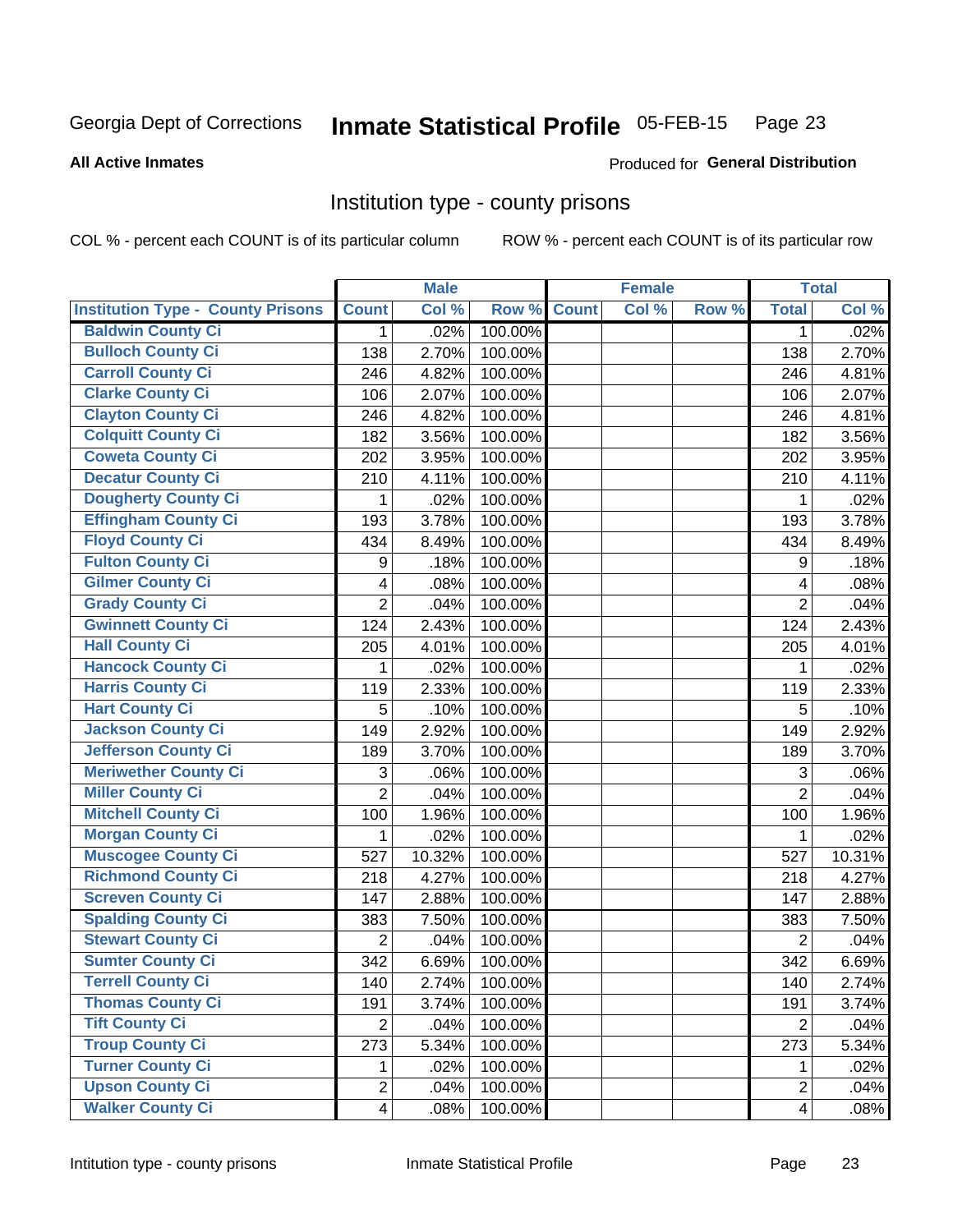Georgia Dept of Corrections **Inmate Statistical Profile** 05-FEB-15 Page 23

**All Active Inmates**

Produced for **General Distribution**

## Institution type - county prisons

COL % - percent each COUNT is of its particular column ROW % - percent each COUNT is of its particular row

| | Male | | | Female | | | Total | |
|---|---|---|---|---|---|---|---|---|
| **Institution Type - County Prisons** | **Count** | **Col %** | **Row %** | **Count** | **Col %** | **Row %** | **Total** | **Col %** |
| Baldwin County Ci | 1 | .02% | 100.00% | | | | 1 | .02% |
| Bulloch County Ci | 138 | 2.70% | 100.00% | | | | 138 | 2.70% |
| Carroll County Ci | 246 | 4.82% | 100.00% | | | | 246 | 4.81% |
| Clarke County Ci | 106 | 2.07% | 100.00% | | | | 106 | 2.07% |
| Clayton County Ci | 246 | 4.82% | 100.00% | | | | 246 | 4.81% |
| Colquitt County Ci | 182 | 3.56% | 100.00% | | | | 182 | 3.56% |
| Coweta County Ci | 202 | 3.95% | 100.00% | | | | 202 | 3.95% |
| Decatur County Ci | 210 | 4.11% | 100.00% | | | | 210 | 4.11% |
| Dougherty County Ci | 1 | .02% | 100.00% | | | | 1 | .02% |
| Effingham County Ci | 193 | 3.78% | 100.00% | | | | 193 | 3.78% |
| Floyd County Ci | 434 | 8.49% | 100.00% | | | | 434 | 8.49% |
| Fulton County Ci | 9 | .18% | 100.00% | | | | 9 | .18% |
| Gilmer County Ci | 4 | .08% | 100.00% | | | | 4 | .08% |
| Grady County Ci | 2 | .04% | 100.00% | | | | 2 | .04% |
| Gwinnett County Ci | 124 | 2.43% | 100.00% | | | | 124 | 2.43% |
| Hall County Ci | 205 | 4.01% | 100.00% | | | | 205 | 4.01% |
| Hancock County Ci | 1 | .02% | 100.00% | | | | 1 | .02% |
| Harris County Ci | 119 | 2.33% | 100.00% | | | | 119 | 2.33% |
| Hart County Ci | 5 | .10% | 100.00% | | | | 5 | .10% |
| Jackson County Ci | 149 | 2.92% | 100.00% | | | | 149 | 2.92% |
| Jefferson County Ci | 189 | 3.70% | 100.00% | | | | 189 | 3.70% |
| Meriwether County Ci | 3 | .06% | 100.00% | | | | 3 | .06% |
| Miller County Ci | 2 | .04% | 100.00% | | | | 2 | .04% |
| Mitchell County Ci | 100 | 1.96% | 100.00% | | | | 100 | 1.96% |
| Morgan County Ci | 1 | .02% | 100.00% | | | | 1 | .02% |
| Muscogee County Ci | 527 | 10.32% | 100.00% | | | | 527 | 10.31% |
| Richmond County Ci | 218 | 4.27% | 100.00% | | | | 218 | 4.27% |
| Screven County Ci | 147 | 2.88% | 100.00% | | | | 147 | 2.88% |
| Spalding County Ci | 383 | 7.50% | 100.00% | | | | 383 | 7.50% |
| Stewart County Ci | 2 | .04% | 100.00% | | | | 2 | .04% |
| Sumter County Ci | 342 | 6.69% | 100.00% | | | | 342 | 6.69% |
| Terrell County Ci | 140 | 2.74% | 100.00% | | | | 140 | 2.74% |
| Thomas County Ci | 191 | 3.74% | 100.00% | | | | 191 | 3.74% |
| Tift County Ci | 2 | .04% | 100.00% | | | | 2 | .04% |
| Troup County Ci | 273 | 5.34% | 100.00% | | | | 273 | 5.34% |
| Turner County Ci | 1 | .02% | 100.00% | | | | 1 | .02% |
| Upson County Ci | 2 | .04% | 100.00% | | | | 2 | .04% |
| Walker County Ci | 4 | .08% | 100.00% | | | | 4 | .08% |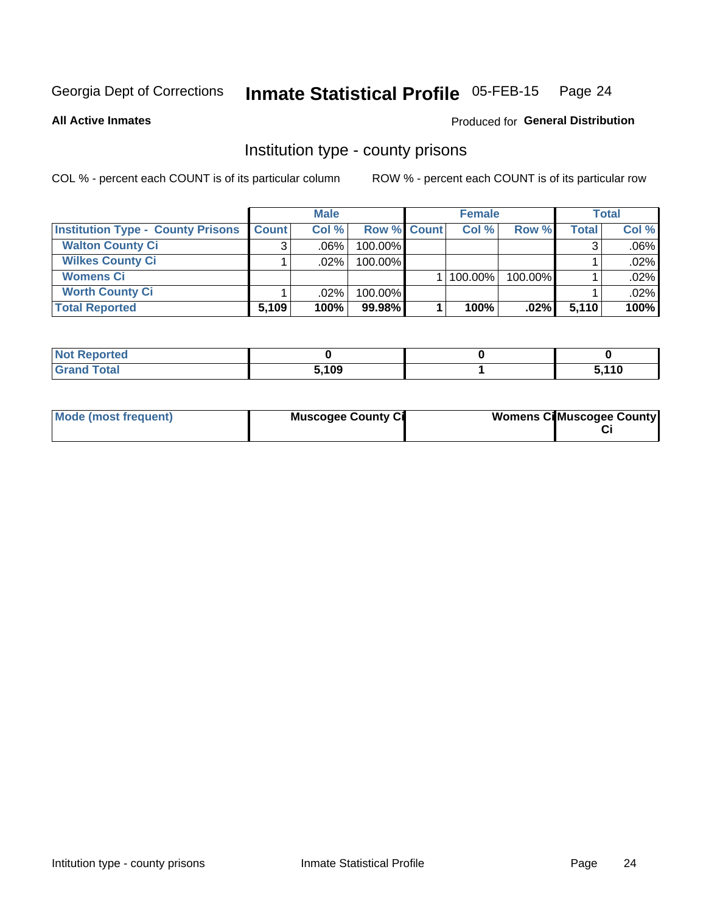Georgia Dept of Corrections **Inmate Statistical Profile** 05-FEB-15

**All Active Inmates**

Produced for **General Distribution**

## Institution type - county prisons

COL % - percent each COUNT is of its particular column

ROW % - percent each COUNT is of its particular row

| | Male | | | Female | | | Total | |
|---|---|---|---|---|---|---|---|---|
| **Institution Type - County Prisons** | **Count** | **Col %** | **Row %** | **Count** | **Col %** | **Row %** | **Total** | **Col %** |
| **Walton County Ci** | 3 | .06% | 100.00% | | | | 3 | .06% |
| **Wilkes County Ci** | 1 | .02% | 100.00% | | | | 1 | .02% |
| **Womens Ci** | | | | 1 | 100.00% | 100.00% | 1 | .02% |
| **Worth County Ci** | 1 | .02% | 100.00% | | | | 1 | .02% |
| **Total Reported** | **5,109** | **100%** | **99.98%** | **1** | **100%** | **.02%** | **5,110** | **100%** |

| | Male | Female | Total |
|---|---|---|---|
| **Not Reported** | **0** | **0** | **0** |
| **Grand Total** | **5,109** | **1** | **5,110** |

| | Male | Female | Total |
|---|---|---|---|
| **Mode (most frequent)** | **Muscogee County Ci** | **Womens Ci** | **Muscogee County Ci** |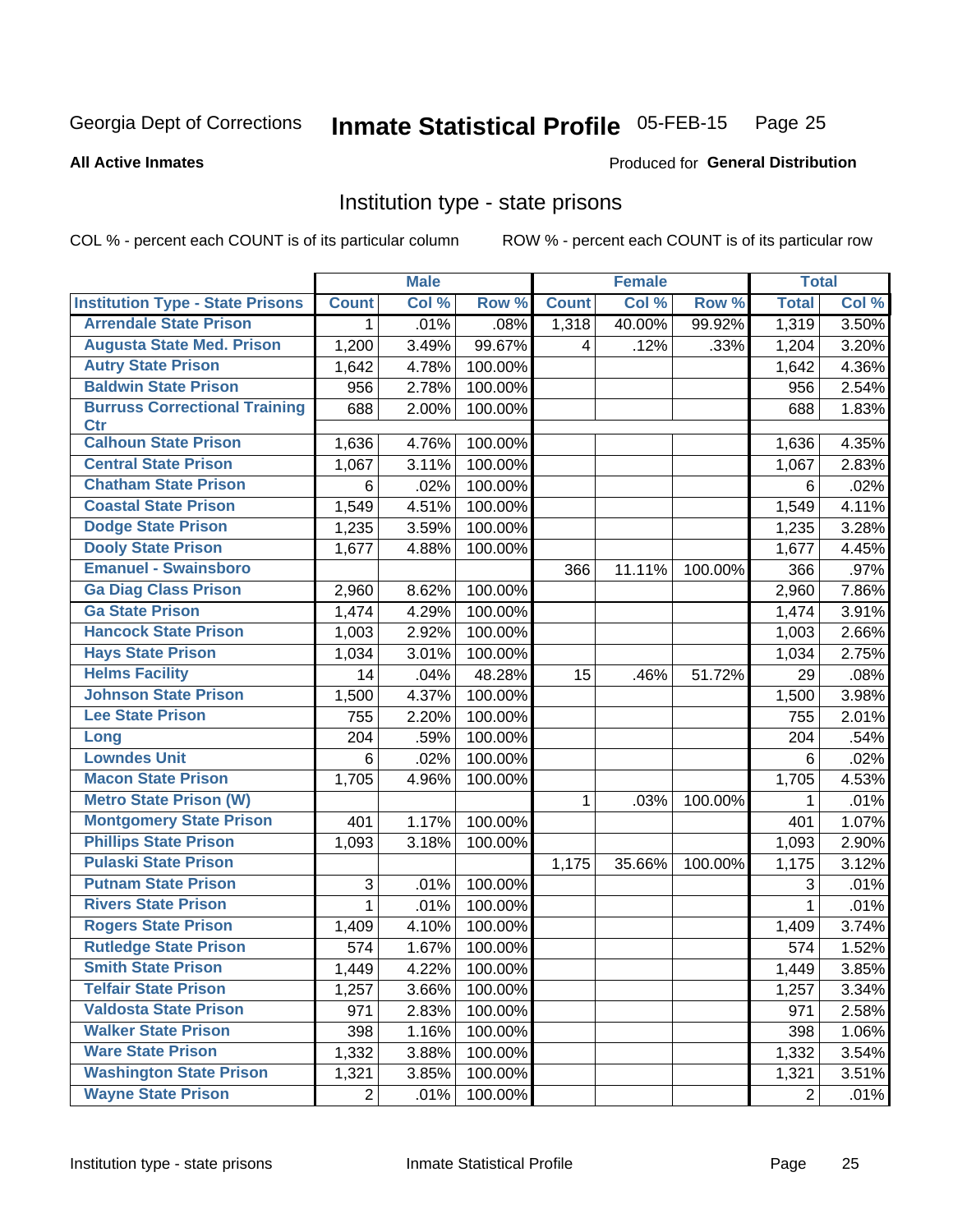Georgia Dept of Corrections **Inmate Statistical Profile** 05-FEB-15 Page 25

**All Active Inmates**

Produced for **General Distribution**

## Institution type - state prisons

COL % - percent each COUNT is of its particular column ROW % - percent each COUNT is of its particular row

| | Male | | | Female | | | Total | |
|---|---|---|---|---|---|---|---|---|
| **Institution Type - State Prisons** | **Count** | **Col %** | **Row %** | **Count** | **Col %** | **Row %** | **Total** | **Col %** |
| Arrendale State Prison | 1 | .01% | .08% | 1,318 | 40.00% | 99.92% | 1,319 | 3.50% |
| Augusta State Med. Prison | 1,200 | 3.49% | 99.67% | 4 | .12% | .33% | 1,204 | 3.20% |
| Autry State Prison | 1,642 | 4.78% | 100.00% | | | | 1,642 | 4.36% |
| Baldwin State Prison | 956 | 2.78% | 100.00% | | | | 956 | 2.54% |
| Burruss Correctional Training Ctr | 688 | 2.00% | 100.00% | | | | 688 | 1.83% |
| Calhoun State Prison | 1,636 | 4.76% | 100.00% | | | | 1,636 | 4.35% |
| Central State Prison | 1,067 | 3.11% | 100.00% | | | | 1,067 | 2.83% |
| Chatham State Prison | 6 | .02% | 100.00% | | | | 6 | .02% |
| Coastal State Prison | 1,549 | 4.51% | 100.00% | | | | 1,549 | 4.11% |
| Dodge State Prison | 1,235 | 3.59% | 100.00% | | | | 1,235 | 3.28% |
| Dooly State Prison | 1,677 | 4.88% | 100.00% | | | | 1,677 | 4.45% |
| Emanuel - Swainsboro | | | | 366 | 11.11% | 100.00% | 366 | .97% |
| Ga Diag Class Prison | 2,960 | 8.62% | 100.00% | | | | 2,960 | 7.86% |
| Ga State Prison | 1,474 | 4.29% | 100.00% | | | | 1,474 | 3.91% |
| Hancock State Prison | 1,003 | 2.92% | 100.00% | | | | 1,003 | 2.66% |
| Hays State Prison | 1,034 | 3.01% | 100.00% | | | | 1,034 | 2.75% |
| Helms Facility | 14 | .04% | 48.28% | 15 | .46% | 51.72% | 29 | .08% |
| Johnson State Prison | 1,500 | 4.37% | 100.00% | | | | 1,500 | 3.98% |
| Lee State Prison | 755 | 2.20% | 100.00% | | | | 755 | 2.01% |
| Long | 204 | .59% | 100.00% | | | | 204 | .54% |
| Lowndes Unit | 6 | .02% | 100.00% | | | | 6 | .02% |
| Macon State Prison | 1,705 | 4.96% | 100.00% | | | | 1,705 | 4.53% |
| Metro State Prison (W) | | | | 1 | .03% | 100.00% | 1 | .01% |
| Montgomery State Prison | 401 | 1.17% | 100.00% | | | | 401 | 1.07% |
| Phillips State Prison | 1,093 | 3.18% | 100.00% | | | | 1,093 | 2.90% |
| Pulaski State Prison | | | | 1,175 | 35.66% | 100.00% | 1,175 | 3.12% |
| Putnam State Prison | 3 | .01% | 100.00% | | | | 3 | .01% |
| Rivers State Prison | 1 | .01% | 100.00% | | | | 1 | .01% |
| Rogers State Prison | 1,409 | 4.10% | 100.00% | | | | 1,409 | 3.74% |
| Rutledge State Prison | 574 | 1.67% | 100.00% | | | | 574 | 1.52% |
| Smith State Prison | 1,449 | 4.22% | 100.00% | | | | 1,449 | 3.85% |
| Telfair State Prison | 1,257 | 3.66% | 100.00% | | | | 1,257 | 3.34% |
| Valdosta State Prison | 971 | 2.83% | 100.00% | | | | 971 | 2.58% |
| Walker State Prison | 398 | 1.16% | 100.00% | | | | 398 | 1.06% |
| Ware State Prison | 1,332 | 3.88% | 100.00% | | | | 1,332 | 3.54% |
| Washington State Prison | 1,321 | 3.85% | 100.00% | | | | 1,321 | 3.51% |
| Wayne State Prison | 2 | .01% | 100.00% | | | | 2 | .01% |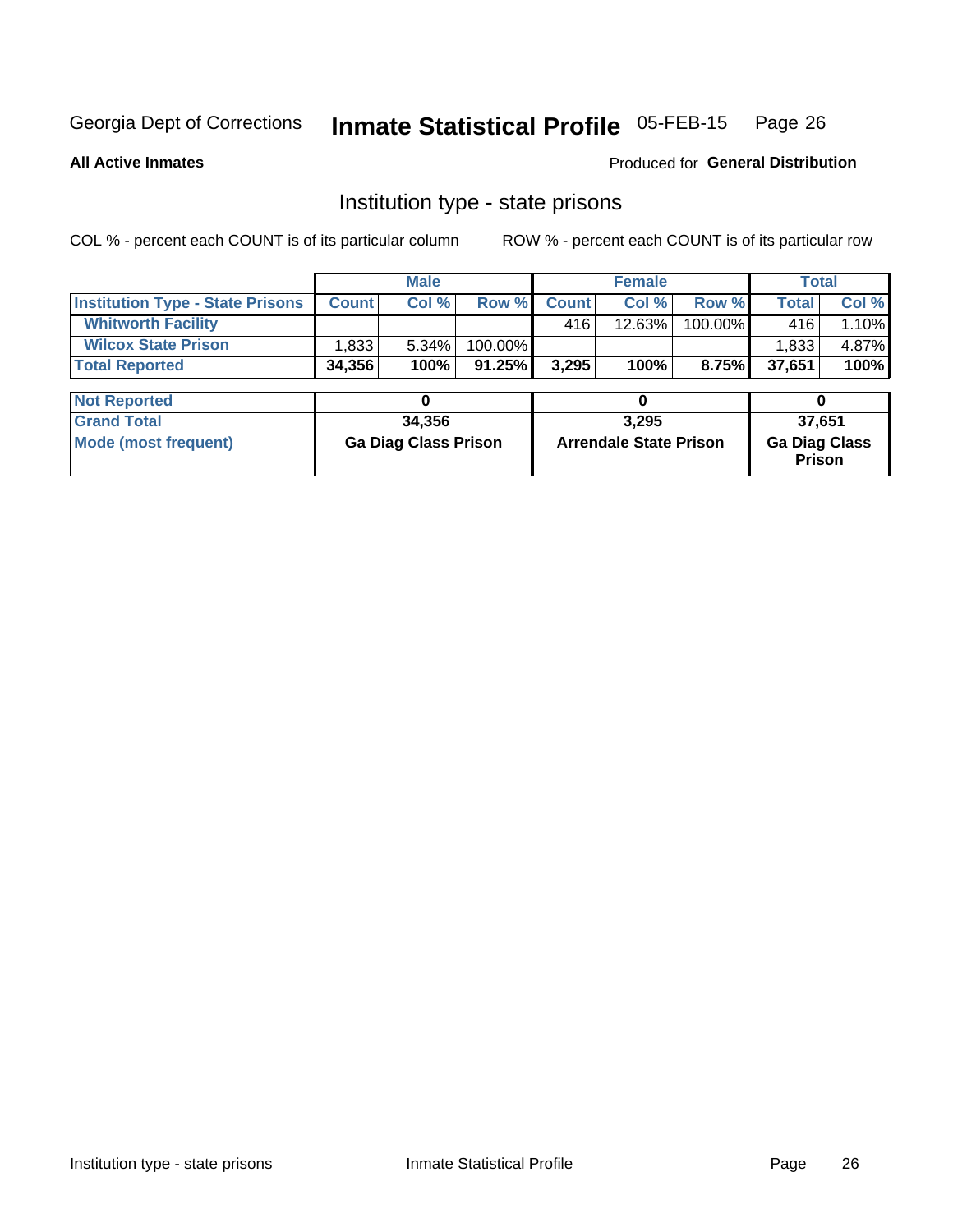Georgia Dept of Corrections **Inmate Statistical Profile** 05-FEB-15

**All Active Inmates**

Produced for **General Distribution**

## Institution type - state prisons

COL % - percent each COUNT is of its particular column ROW % - percent each COUNT is of its particular row

| | Male | | | Female | | | Total | |
|---|---|---|---|---|---|---|---|---|
| **Institution Type - State Prisons** | **Count** | **Col %** | **Row %** | **Count** | **Col %** | **Row %** | **Total** | **Col %** |
| **Whitworth Facility** | | | | 416 | 12.63% | 100.00% | 416 | 1.10% |
| **Wilcox State Prison** | 1,833 | 5.34% | 100.00% | | | | 1,833 | 4.87% |
| **Total Reported** | **34,356** | **100%** | **91.25%** | **3,295** | **100%** | **8.75%** | **37,651** | **100%** |

| | Male | Female | Total |
|---|---|---|---|
| **Not Reported** | **0** | **0** | **0** |
| **Grand Total** | **34,356** | **3,295** | **37,651** |
| **Mode (most frequent)** | **Ga Diag Class Prison** | **Arrendale State Prison** | **Ga Diag Class Prison** |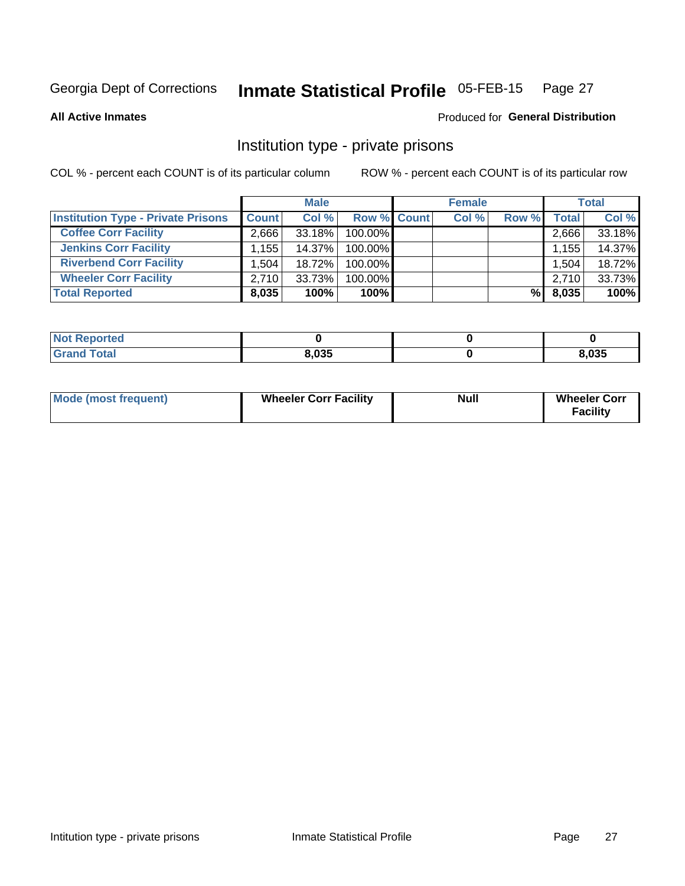Georgia Dept of Corrections **Inmate Statistical Profile** 05-FEB-15

**All Active Inmates**

Produced for **General Distribution**

## Institution type - private prisons

COL % - percent each COUNT is of its particular column

ROW % - percent each COUNT is of its particular row

| | Male | | | Female | | | Total | |
|---|---|---|---|---|---|---|---|---|
| **Institution Type - Private Prisons** | **Count** | **Col %** | **Row %** | **Count** | **Col %** | **Row %** | **Total** | **Col %** |
| **Coffee Corr Facility** | 2,666 | 33.18% | 100.00% | | | | 2,666 | 33.18% |
| **Jenkins Corr Facility** | 1,155 | 14.37% | 100.00% | | | | 1,155 | 14.37% |
| **Riverbend Corr Facility** | 1,504 | 18.72% | 100.00% | | | | 1,504 | 18.72% |
| **Wheeler Corr Facility** | 2,710 | 33.73% | 100.00% | | | | 2,710 | 33.73% |
| **Total Reported** | **8,035** | **100%** | **100%** | | | **%** | **8,035** | **100%** |

| | Male | Female | Total |
|---|---|---|---|
| **Not Reported** | **0** | **0** | **0** |
| **Grand Total** | **8,035** | **0** | **8,035** |

| | Male | Female | Total |
|---|---|---|---|
| **Mode (most frequent)** | **Wheeler Corr Facility** | **Null** | **Wheeler Corr Facility** |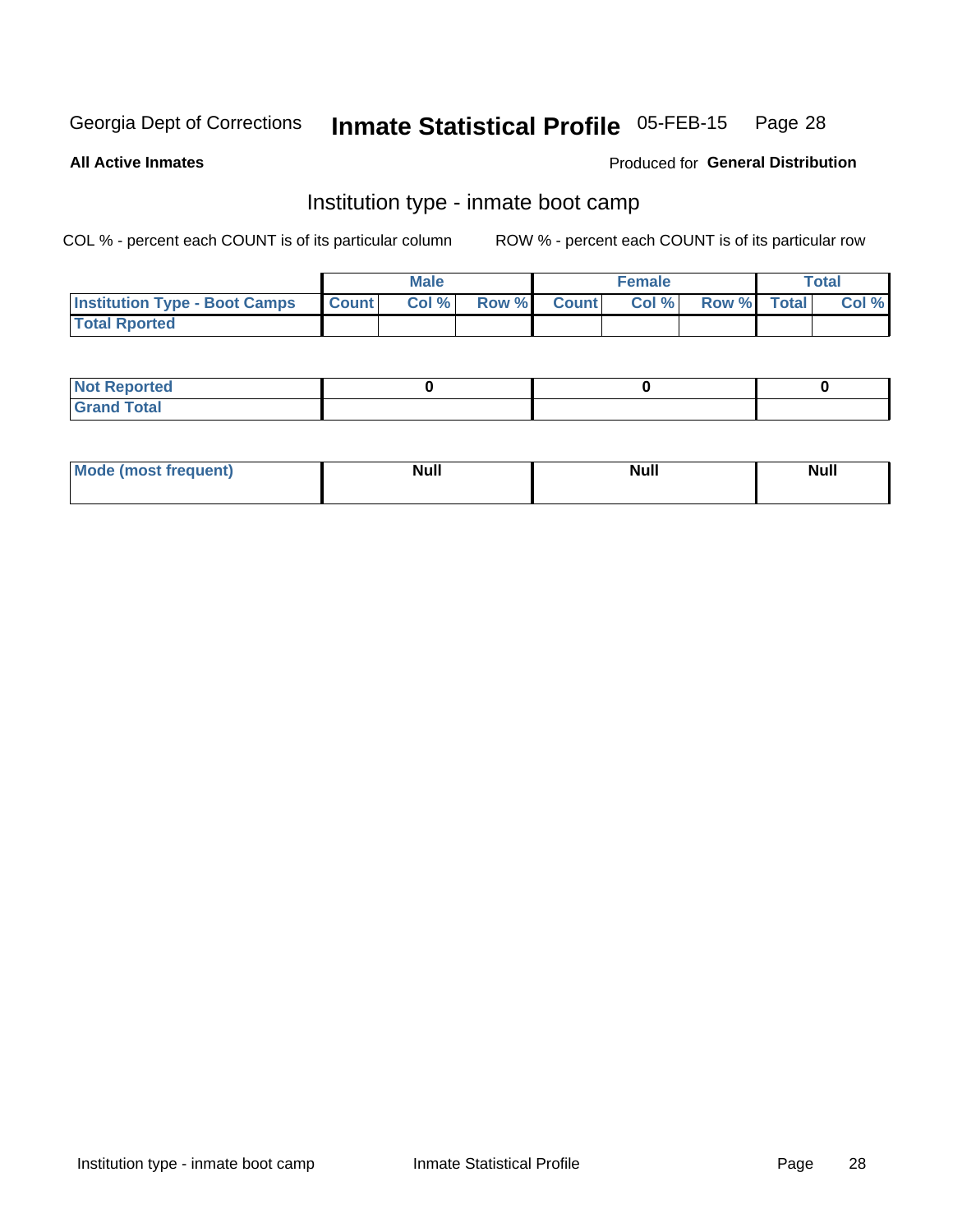Georgia Dept of Corrections **Inmate Statistical Profile** 05-FEB-15 Page 28

**All Active Inmates**

Produced for **General Distribution**

## Institution type - inmate boot camp

COL % - percent each COUNT is of its particular column

ROW % - percent each COUNT is of its particular row

| | Male | | | Female | | | Total | |
|---|---|---|---|---|---|---|---|---|
| **Institution Type - Boot Camps** | **Count** | **Col %** | **Row %** | **Count** | **Col %** | **Row %** | **Total** | **Col %** |
| **Total Rported** | | | | | | | | |

| | Male | Female | Total |
|---|---|---|---|
| **Not Reported** | **0** | **0** | **0** |
| **Grand Total** | | | |

| | Male | Female | Total |
|---|---|---|---|
| **Mode (most frequent)** | **Null** | **Null** | **Null** |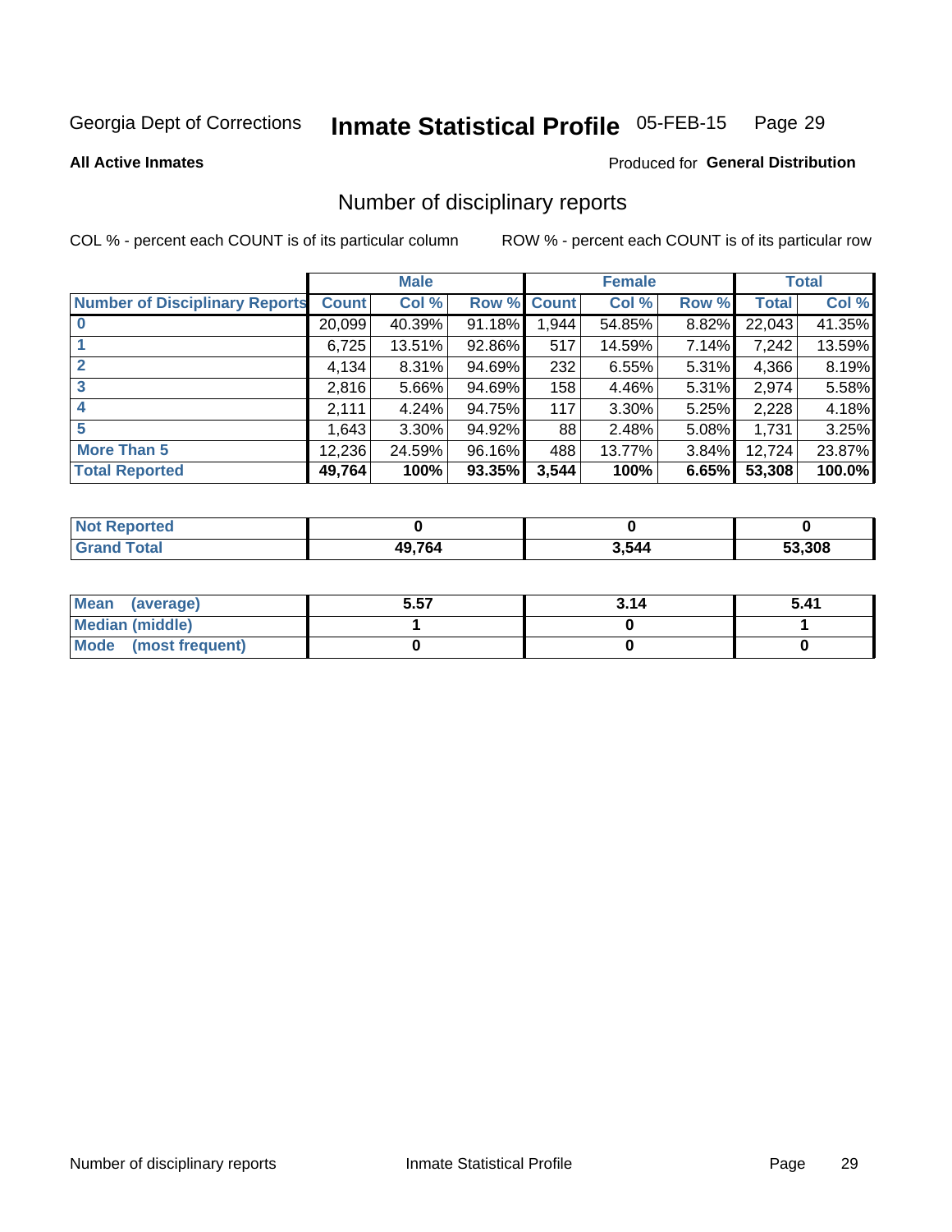Georgia Dept of Corrections **Inmate Statistical Profile** 05-FEB-15

**All Active Inmates**

Produced for **General Distribution**

## Number of disciplinary reports

COL % - percent each COUNT is of its particular column    ROW % - percent each COUNT is of its particular row

| Number of Disciplinary Reports | Male | | | Female | | | Total | |
|---|---|---|---|---|---|---|---|---|
| | Count | Col % | Row % | Count | Col % | Row % | Total | Col % |
| 0 | 20,099 | 40.39% | 91.18% | 1,944 | 54.85% | 8.82% | 22,043 | 41.35% |
| 1 | 6,725 | 13.51% | 92.86% | 517 | 14.59% | 7.14% | 7,242 | 13.59% |
| 2 | 4,134 | 8.31% | 94.69% | 232 | 6.55% | 5.31% | 4,366 | 8.19% |
| 3 | 2,816 | 5.66% | 94.69% | 158 | 4.46% | 5.31% | 2,974 | 5.58% |
| 4 | 2,111 | 4.24% | 94.75% | 117 | 3.30% | 5.25% | 2,228 | 4.18% |
| 5 | 1,643 | 3.30% | 94.92% | 88 | 2.48% | 5.08% | 1,731 | 3.25% |
| More Than 5 | 12,236 | 24.59% | 96.16% | 488 | 13.77% | 3.84% | 12,724 | 23.87% |
| **Total Reported** | **49,764** | **100%** | **93.35%** | **3,544** | **100%** | **6.65%** | **53,308** | **100.0%** |

| | Male | Female | Total |
|---|---|---|---|
| Not Reported | **0** | **0** | **0** |
| Grand Total | **49,764** | **3,544** | **53,308** |

| | Male | Female | Total |
|---|---|---|---|
| Mean (average) | **5.57** | **3.14** | **5.41** |
| Median (middle) | **1** | **0** | **1** |
| Mode (most frequent) | **0** | **0** | **0** |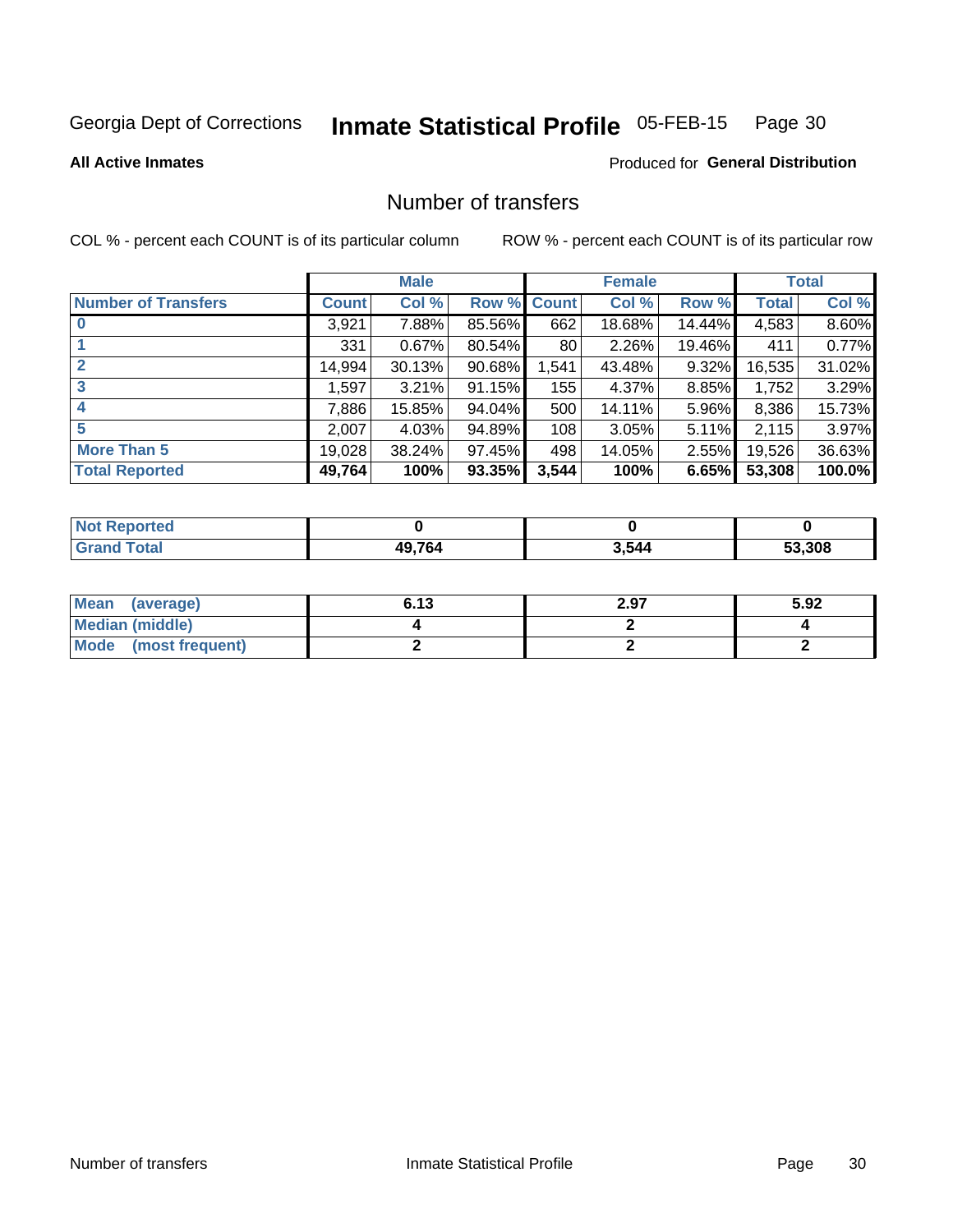Georgia Dept of Corrections **Inmate Statistical Profile** 05-FEB-15

**All Active Inmates**

Produced for **General Distribution**

## Number of transfers

COL % - percent each COUNT is of its particular column

ROW % - percent each COUNT is of its particular row

| | Male | | | Female | | | Total | |
|---|---|---|---|---|---|---|---|---|
| **Number of Transfers** | **Count** | **Col %** | **Row %** | **Count** | **Col %** | **Row %** | **Total** | **Col %** |
| **0** | 3,921 | 7.88% | 85.56% | 662 | 18.68% | 14.44% | 4,583 | 8.60% |
| **1** | 331 | 0.67% | 80.54% | 80 | 2.26% | 19.46% | 411 | 0.77% |
| **2** | 14,994 | 30.13% | 90.68% | 1,541 | 43.48% | 9.32% | 16,535 | 31.02% |
| **3** | 1,597 | 3.21% | 91.15% | 155 | 4.37% | 8.85% | 1,752 | 3.29% |
| **4** | 7,886 | 15.85% | 94.04% | 500 | 14.11% | 5.96% | 8,386 | 15.73% |
| **5** | 2,007 | 4.03% | 94.89% | 108 | 3.05% | 5.11% | 2,115 | 3.97% |
| **More Than 5** | 19,028 | 38.24% | 97.45% | 498 | 14.05% | 2.55% | 19,526 | 36.63% |
| **Total Reported** | **49,764** | **100%** | **93.35%** | **3,544** | **100%** | **6.65%** | **53,308** | **100.0%** |

| | Male | Female | Total |
|---|---|---|---|
| **Not Reported** | **0** | **0** | **0** |
| **Grand Total** | **49,764** | **3,544** | **53,308** |

| | Male | Female | Total |
|---|---|---|---|
| **Mean (average)** | **6.13** | **2.97** | **5.92** |
| **Median (middle)** | **4** | **2** | **4** |
| **Mode (most frequent)** | **2** | **2** | **2** |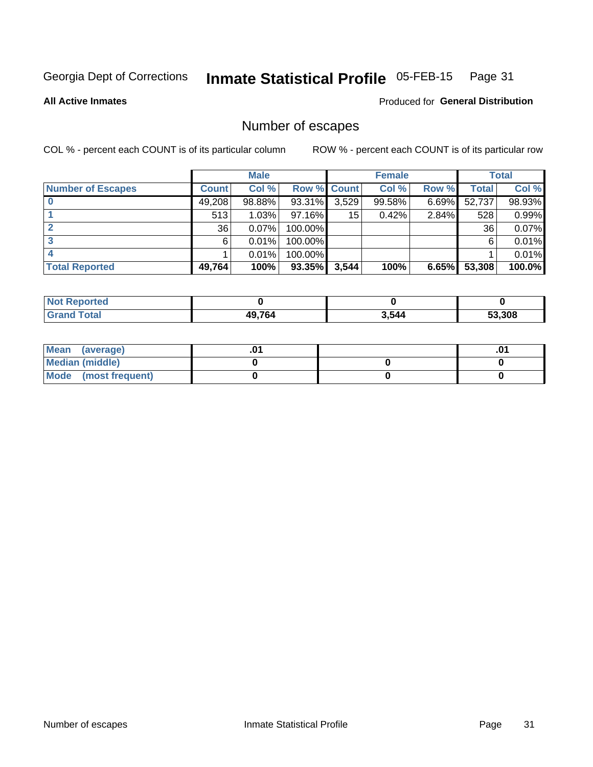Georgia Dept of Corrections **Inmate Statistical Profile** 05-FEB-15

**All Active Inmates**

Produced for **General Distribution**

## Number of escapes

COL % - percent each COUNT is of its particular column

ROW % - percent each COUNT is of its particular row

| | Male | | | Female | | | Total | |
|---|---|---|---|---|---|---|---|---|
| **Number of Escapes** | **Count** | **Col %** | **Row %** | **Count** | **Col %** | **Row %** | **Total** | **Col %** |
| **0** | 49,208 | 98.88% | 93.31% | 3,529 | 99.58% | 6.69% | 52,737 | 98.93% |
| **1** | 513 | 1.03% | 97.16% | 15 | 0.42% | 2.84% | 528 | 0.99% |
| **2** | 36 | 0.07% | 100.00% | | | | 36 | 0.07% |
| **3** | 6 | 0.01% | 100.00% | | | | 6 | 0.01% |
| **4** | 1 | 0.01% | 100.00% | | | | 1 | 0.01% |
| **Total Reported** | **49,764** | **100%** | **93.35%** | **3,544** | **100%** | **6.65%** | **53,308** | **100.0%** |

| | Male | Female | Total |
|---|---|---|---|
| **Not Reported** | **0** | **0** | **0** |
| **Grand Total** | **49,764** | **3,544** | **53,308** |

| | Male | Female | Total |
|---|---|---|---|
| **Mean (average)** | **.01** | | **.01** |
| **Median (middle)** | **0** | **0** | **0** |
| **Mode (most frequent)** | **0** | **0** | **0** |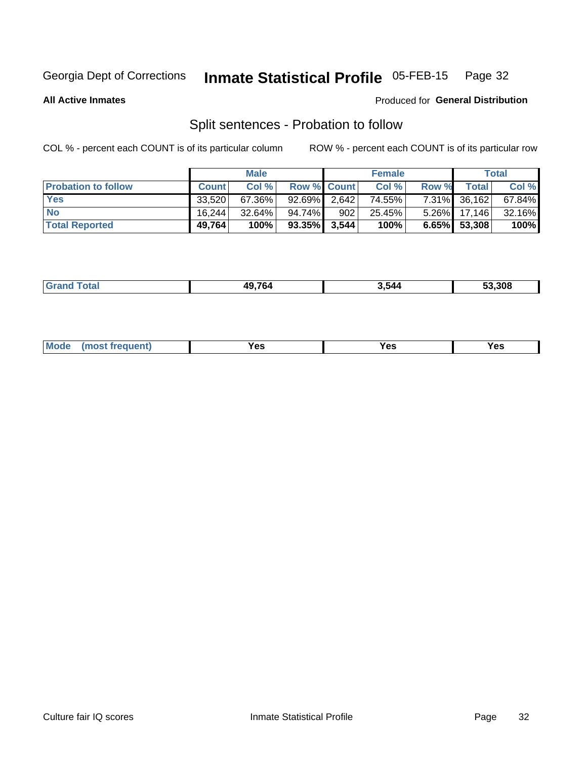## Split sentences - Probation to follow

COL % - percent each COUNT is of its particular column

ROW % - percent each COUNT is of its particular row

| | Male | | | Female | | | Total | |
|---|---|---|---|---|---|---|---|---|
| **Probation to follow** | **Count** | **Col %** | **Row %** | **Count** | **Col %** | **Row %** | **Total** | **Col %** |
| **Yes** | 33,520 | 67.36% | 92.69% | 2,642 | 74.55% | 7.31% | 36,162 | 67.84% |
| **No** | 16,244 | 32.64% | 94.74% | 902 | 25.45% | 5.26% | 17,146 | 32.16% |
| **Total Reported** | **49,764** | **100%** | **93.35%** | **3,544** | **100%** | **6.65%** | **53,308** | **100%** |

| | Male | Female | Total |
|---|---|---|---|
| **Grand Total** | **49,764** | **3,544** | **53,308** |

| | Male | Female | Total |
|---|---|---|---|
| **Mode (most frequent)** | **Yes** | **Yes** | **Yes** |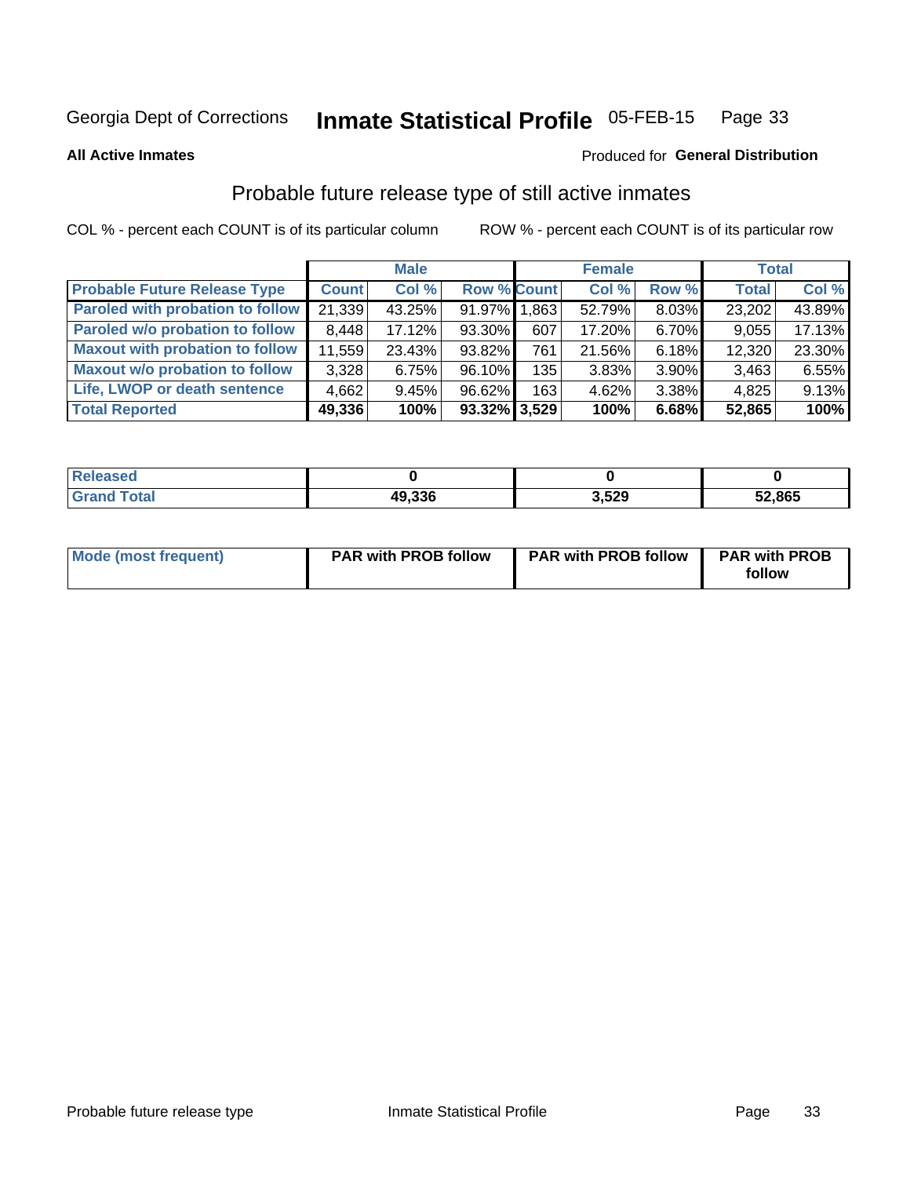Georgia Dept of Corrections **Inmate Statistical Profile** 05-FEB-15

**All Active Inmates**

Produced for **General Distribution**

## Probable future release type of still active inmates

COL % - percent each COUNT is of its particular column

ROW % - percent each COUNT is of its particular row

| | Male | | | Female | | | Total | |
|---|---|---|---|---|---|---|---|---|
| **Probable Future Release Type** | **Count** | **Col %** | **Row %** | **Count** | **Col %** | **Row %** | **Total** | **Col %** |
| **Paroled with probation to follow** | 21,339 | 43.25% | 91.97% | 1,863 | 52.79% | 8.03% | 23,202 | 43.89% |
| **Paroled w/o probation to follow** | 8,448 | 17.12% | 93.30% | 607 | 17.20% | 6.70% | 9,055 | 17.13% |
| **Maxout with probation to follow** | 11,559 | 23.43% | 93.82% | 761 | 21.56% | 6.18% | 12,320 | 23.30% |
| **Maxout w/o probation to follow** | 3,328 | 6.75% | 96.10% | 135 | 3.83% | 3.90% | 3,463 | 6.55% |
| **Life, LWOP or death sentence** | 4,662 | 9.45% | 96.62% | 163 | 4.62% | 3.38% | 4,825 | 9.13% |
| **Total Reported** | **49,336** | **100%** | **93.32%** | **3,529** | **100%** | **6.68%** | **52,865** | **100%** |

| | Male | Female | Total |
|---|---|---|---|
| **Released** | **0** | **0** | **0** |
| **Grand Total** | **49,336** | **3,529** | **52,865** |

| | Male | Female | Total |
|---|---|---|---|
| **Mode (most frequent)** | **PAR with PROB follow** | **PAR with PROB follow** | **PAR with PROB follow** |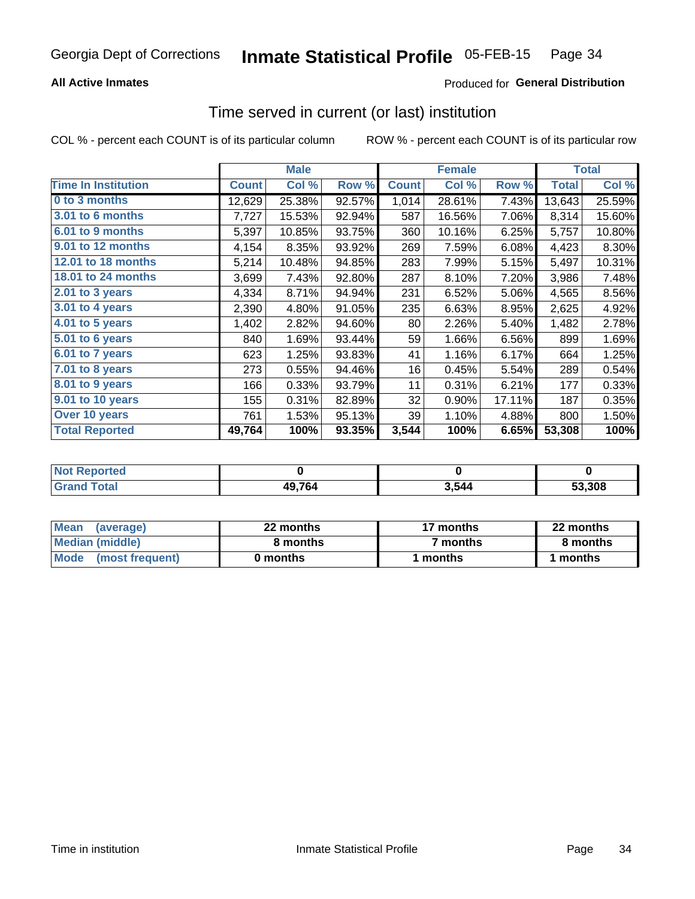Georgia Dept of Corrections **Inmate Statistical Profile** 05-FEB-15

**All Active Inmates**

Produced for **General Distribution**

## Time served in current (or last) institution

COL % - percent each COUNT is of its particular column

ROW % - percent each COUNT is of its particular row

| | Male | | | Female | | | Total | |
|---|---|---|---|---|---|---|---|---|
| **Time In Institution** | **Count** | **Col %** | **Row %** | **Count** | **Col %** | **Row %** | **Total** | **Col %** |
| 0 to 3 months | 12,629 | 25.38% | 92.57% | 1,014 | 28.61% | 7.43% | 13,643 | 25.59% |
| 3.01 to 6 months | 7,727 | 15.53% | 92.94% | 587 | 16.56% | 7.06% | 8,314 | 15.60% |
| 6.01 to 9 months | 5,397 | 10.85% | 93.75% | 360 | 10.16% | 6.25% | 5,757 | 10.80% |
| 9.01 to 12 months | 4,154 | 8.35% | 93.92% | 269 | 7.59% | 6.08% | 4,423 | 8.30% |
| 12.01 to 18 months | 5,214 | 10.48% | 94.85% | 283 | 7.99% | 5.15% | 5,497 | 10.31% |
| 18.01 to 24 months | 3,699 | 7.43% | 92.80% | 287 | 8.10% | 7.20% | 3,986 | 7.48% |
| 2.01 to 3 years | 4,334 | 8.71% | 94.94% | 231 | 6.52% | 5.06% | 4,565 | 8.56% |
| 3.01 to 4 years | 2,390 | 4.80% | 91.05% | 235 | 6.63% | 8.95% | 2,625 | 4.92% |
| 4.01 to 5 years | 1,402 | 2.82% | 94.60% | 80 | 2.26% | 5.40% | 1,482 | 2.78% |
| 5.01 to 6 years | 840 | 1.69% | 93.44% | 59 | 1.66% | 6.56% | 899 | 1.69% |
| 6.01 to 7 years | 623 | 1.25% | 93.83% | 41 | 1.16% | 6.17% | 664 | 1.25% |
| 7.01 to 8 years | 273 | 0.55% | 94.46% | 16 | 0.45% | 5.54% | 289 | 0.54% |
| 8.01 to 9 years | 166 | 0.33% | 93.79% | 11 | 0.31% | 6.21% | 177 | 0.33% |
| 9.01 to 10 years | 155 | 0.31% | 82.89% | 32 | 0.90% | 17.11% | 187 | 0.35% |
| Over 10 years | 761 | 1.53% | 95.13% | 39 | 1.10% | 4.88% | 800 | 1.50% |
| **Total Reported** | **49,764** | **100%** | **93.35%** | **3,544** | **100%** | **6.65%** | **53,308** | **100%** |

| | Male | Female | Total |
|---|---|---|---|
| Not Reported | 0 | 0 | 0 |
| Grand Total | 49,764 | 3,544 | 53,308 |

| | Male | Female | Total |
|---|---|---|---|
| Mean (average) | 22 months | 17 months | 22 months |
| Median (middle) | 8 months | 7 months | 8 months |
| Mode (most frequent) | 0 months | 1 months | 1 months |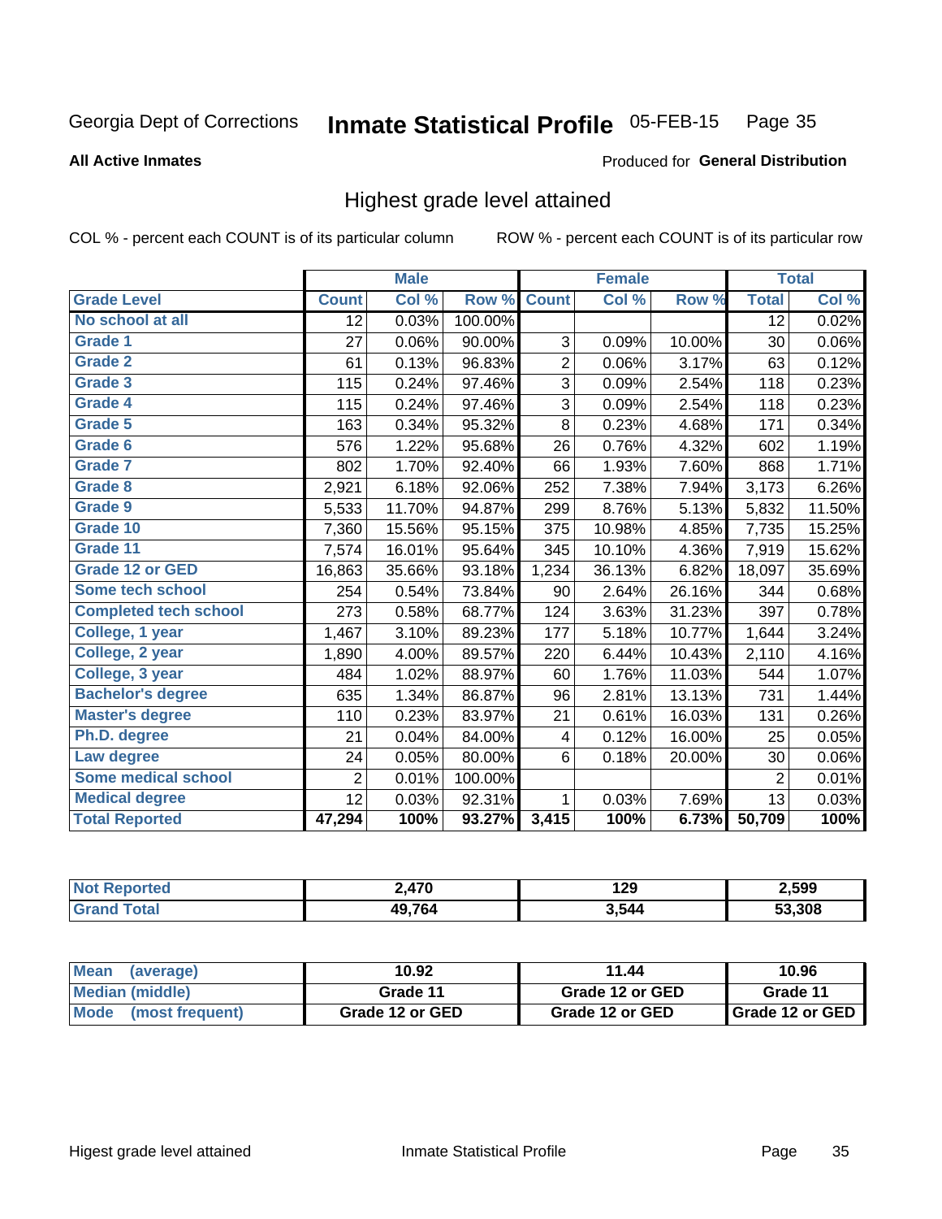Georgia Dept of Corrections **Inmate Statistical Profile** 05-FEB-15

**All Active Inmates**

Produced for **General Distribution**

## Highest grade level attained

COL % - percent each COUNT is of its particular column

ROW % - percent each COUNT is of its particular row

| | Male | | | Female | | | Total | |
|---|---|---|---|---|---|---|---|---|
| **Grade Level** | **Count** | **Col %** | **Row %** | **Count** | **Col %** | **Row %** | **Total** | **Col %** |
| No school at all | 12 | 0.03% | 100.00% | | | | 12 | 0.02% |
| Grade 1 | 27 | 0.06% | 90.00% | 3 | 0.09% | 10.00% | 30 | 0.06% |
| Grade 2 | 61 | 0.13% | 96.83% | 2 | 0.06% | 3.17% | 63 | 0.12% |
| Grade 3 | 115 | 0.24% | 97.46% | 3 | 0.09% | 2.54% | 118 | 0.23% |
| Grade 4 | 115 | 0.24% | 97.46% | 3 | 0.09% | 2.54% | 118 | 0.23% |
| Grade 5 | 163 | 0.34% | 95.32% | 8 | 0.23% | 4.68% | 171 | 0.34% |
| Grade 6 | 576 | 1.22% | 95.68% | 26 | 0.76% | 4.32% | 602 | 1.19% |
| Grade 7 | 802 | 1.70% | 92.40% | 66 | 1.93% | 7.60% | 868 | 1.71% |
| Grade 8 | 2,921 | 6.18% | 92.06% | 252 | 7.38% | 7.94% | 3,173 | 6.26% |
| Grade 9 | 5,533 | 11.70% | 94.87% | 299 | 8.76% | 5.13% | 5,832 | 11.50% |
| Grade 10 | 7,360 | 15.56% | 95.15% | 375 | 10.98% | 4.85% | 7,735 | 15.25% |
| Grade 11 | 7,574 | 16.01% | 95.64% | 345 | 10.10% | 4.36% | 7,919 | 15.62% |
| Grade 12 or GED | 16,863 | 35.66% | 93.18% | 1,234 | 36.13% | 6.82% | 18,097 | 35.69% |
| Some tech school | 254 | 0.54% | 73.84% | 90 | 2.64% | 26.16% | 344 | 0.68% |
| Completed tech school | 273 | 0.58% | 68.77% | 124 | 3.63% | 31.23% | 397 | 0.78% |
| College, 1 year | 1,467 | 3.10% | 89.23% | 177 | 5.18% | 10.77% | 1,644 | 3.24% |
| College, 2 year | 1,890 | 4.00% | 89.57% | 220 | 6.44% | 10.43% | 2,110 | 4.16% |
| College, 3 year | 484 | 1.02% | 88.97% | 60 | 1.76% | 11.03% | 544 | 1.07% |
| Bachelor's degree | 635 | 1.34% | 86.87% | 96 | 2.81% | 13.13% | 731 | 1.44% |
| Master's degree | 110 | 0.23% | 83.97% | 21 | 0.61% | 16.03% | 131 | 0.26% |
| Ph.D. degree | 21 | 0.04% | 84.00% | 4 | 0.12% | 16.00% | 25 | 0.05% |
| Law degree | 24 | 0.05% | 80.00% | 6 | 0.18% | 20.00% | 30 | 0.06% |
| Some medical school | 2 | 0.01% | 100.00% | | | | 2 | 0.01% |
| Medical degree | 12 | 0.03% | 92.31% | 1 | 0.03% | 7.69% | 13 | 0.03% |
| **Total Reported** | **47,294** | **100%** | **93.27%** | **3,415** | **100%** | **6.73%** | **50,709** | **100%** |

| | Male | Female | Total |
|---|---|---|---|
| Not Reported | 2,470 | 129 | 2,599 |
| Grand Total | 49,764 | 3,544 | 53,308 |

| | Male | Female | Total |
|---|---|---|---|
| Mean (average) | 10.92 | 11.44 | 10.96 |
| Median (middle) | Grade 11 | Grade 12 or GED | Grade 11 |
| Mode (most frequent) | Grade 12 or GED | Grade 12 or GED | Grade 12 or GED |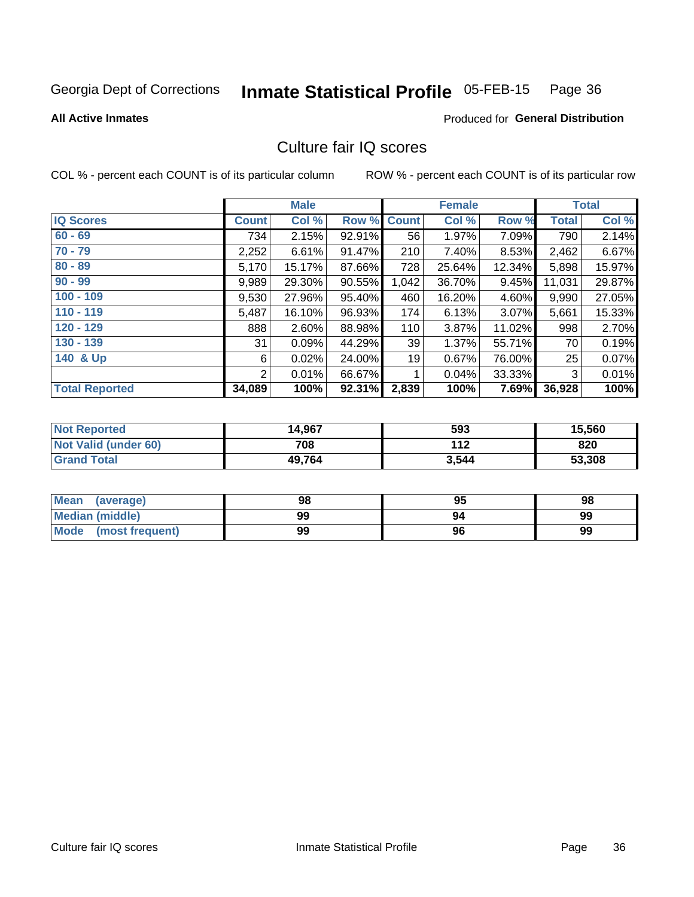Georgia Dept of Corrections **Inscrate Statistical Profile** 05-FEB-15

**All Active Inmates**

Produced for **General Distribution**

## Culture fair IQ scores

COL % - percent each COUNT is of its particular column

ROW % - percent each COUNT is of its particular row

| | Male | | | Female | | | Total | |
|---|---|---|---|---|---|---|---|---|
| **IQ Scores** | **Count** | **Col %** | **Row %** | **Count** | **Col %** | **Row %** | **Total** | **Col %** |
| **60 - 69** | 734 | 2.15% | 92.91% | 56 | 1.97% | 7.09% | 790 | 2.14% |
| **70 - 79** | 2,252 | 6.61% | 91.47% | 210 | 7.40% | 8.53% | 2,462 | 6.67% |
| **80 - 89** | 5,170 | 15.17% | 87.66% | 728 | 25.64% | 12.34% | 5,898 | 15.97% |
| **90 - 99** | 9,989 | 29.30% | 90.55% | 1,042 | 36.70% | 9.45% | 11,031 | 29.87% |
| **100 - 109** | 9,530 | 27.96% | 95.40% | 460 | 16.20% | 4.60% | 9,990 | 27.05% |
| **110 - 119** | 5,487 | 16.10% | 96.93% | 174 | 6.13% | 3.07% | 5,661 | 15.33% |
| **120 - 129** | 888 | 2.60% | 88.98% | 110 | 3.87% | 11.02% | 998 | 2.70% |
| **130 - 139** | 31 | 0.09% | 44.29% | 39 | 1.37% | 55.71% | 70 | 0.19% |
| **140 & Up** | 6 | 0.02% | 24.00% | 19 | 0.67% | 76.00% | 25 | 0.07% |
| | 2 | 0.01% | 66.67% | 1 | 0.04% | 33.33% | 3 | 0.01% |
| **Total Reported** | **34,089** | **100%** | **92.31%** | **2,839** | **100%** | **7.69%** | **36,928** | **100%** |

| | Male | Female | Total |
|---|---|---|---|
| **Not Reported** | **14,967** | **593** | **15,560** |
| **Not Valid (under 60)** | **708** | **112** | **820** |
| **Grand Total** | **49,764** | **3,544** | **53,308** |

| | Male | Female | Total |
|---|---|---|---|
| **Mean (average)** | **98** | **95** | **98** |
| **Median (middle)** | **99** | **94** | **99** |
| **Mode (most frequent)** | **99** | **96** | **99** |

Georgia Dept of Corrections **Inmate Statistical Profile** 05-FEB-15

**All Active Inmates**

Produced for **General Distribution**

## Culture fair IQ scores

COL % - percent each COUNT is of its particular column

ROW % - percent each COUNT is of its particular row

| | Male | | | Female | | | Total | |
|---|---|---|---|---|---|---|---|---|
| **IQ Scores** | **Count** | **Col %** | **Row %** | **Count** | **Col %** | **Row %** | **Total** | **Col %** |
| **60 - 69** | 734 | 2.15% | 92.91% | 56 | 1.97% | 7.09% | 790 | 2.14% |
| **70 - 79** | 2,252 | 6.61% | 91.47% | 210 | 7.40% | 8.53% | 2,462 | 6.67% |
| **80 - 89** | 5,170 | 15.17% | 87.66% | 728 | 25.64% | 12.34% | 5,898 | 15.97% |
| **90 - 99** | 9,989 | 29.30% | 90.55% | 1,042 | 36.70% | 9.45% | 11,031 | 29.87% |
| **100 - 109** | 9,530 | 27.96% | 95.40% | 460 | 16.20% | 4.60% | 9,990 | 27.05% |
| **110 - 119** | 5,487 | 16.10% | 96.93% | 174 | 6.13% | 3.07% | 5,661 | 15.33% |
| **120 - 129** | 888 | 2.60% | 88.98% | 110 | 3.87% | 11.02% | 998 | 2.70% |
| **130 - 139** | 31 | 0.09% | 44.29% | 39 | 1.37% | 55.71% | 70 | 0.19% |
| **140 & Up** | 6 | 0.02% | 24.00% | 19 | 0.67% | 76.00% | 25 | 0.07% |
| | 2 | 0.01% | 66.67% | 1 | 0.04% | 33.33% | 3 | 0.01% |
| **Total Reported** | **34,089** | **100%** | **92.31%** | **2,839** | **100%** | **7.69%** | **36,928** | **100%** |

| | Male | Female | Total |
|---|---|---|---|
| **Not Reported** | **14,967** | **593** | **15,560** |
| **Not Valid (under 60)** | **708** | **112** | **820** |
| **Grand Total** | **49,764** | **3,544** | **53,308** |

| | Male | Female | Total |
|---|---|---|---|
| **Mean (average)** | **98** | **95** | **98** |
| **Median (middle)** | **99** | **94** | **99** |
| **Mode (most frequent)** | **99** | **96** | **99** |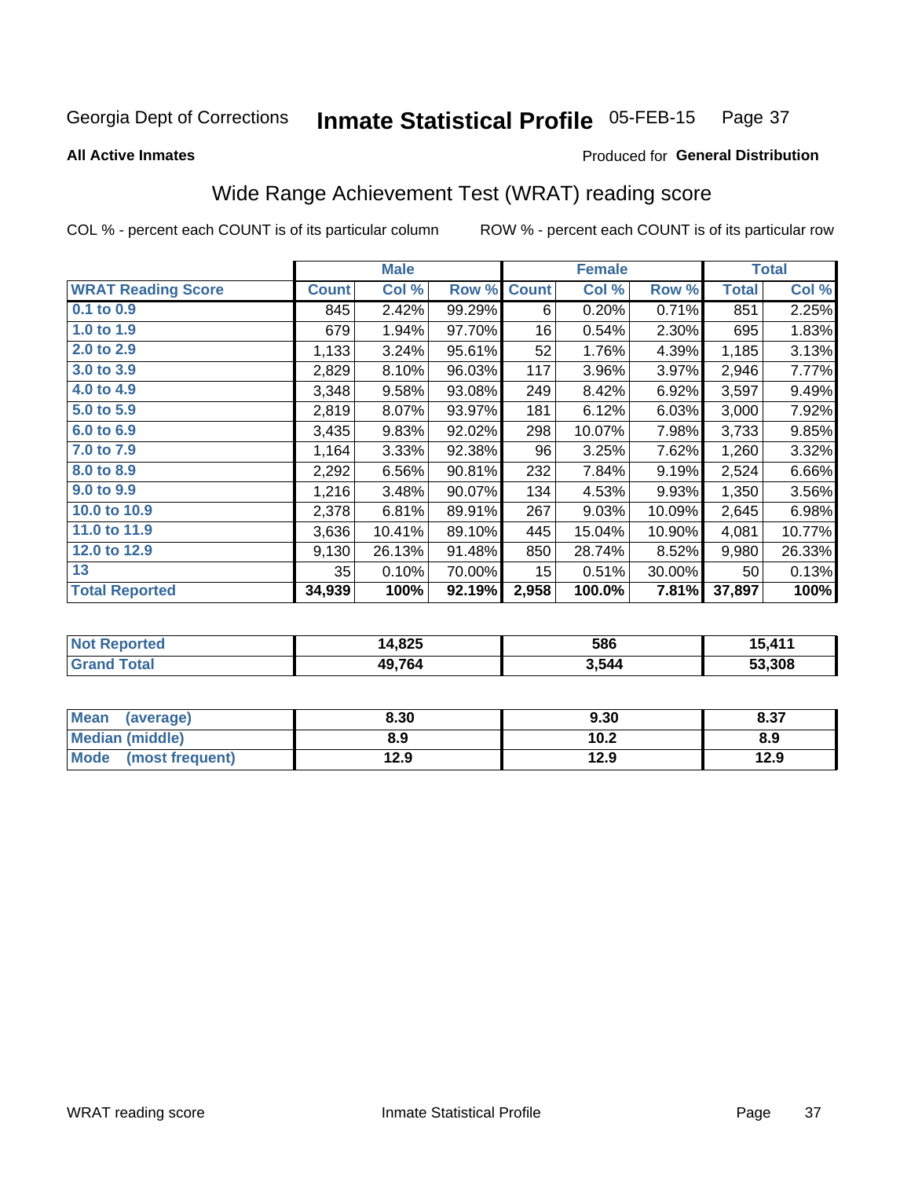Georgia Dept of Corrections **Inmate Statistical Profile** 05-FEB-15

**All Active Inmates**

Produced for **General Distribution**

## Wide Range Achievement Test (WRAT) reading score

COL % - percent each COUNT is of its particular column     ROW % - percent each COUNT is of its particular row

| | Male | | | Female | | | Total | |
|---|---|---|---|---|---|---|---|---|
| **WRAT Reading Score** | **Count** | **Col %** | **Row %** | **Count** | **Col %** | **Row %** | **Total** | **Col %** |
| 0.1 to 0.9 | 845 | 2.42% | 99.29% | 6 | 0.20% | 0.71% | 851 | 2.25% |
| 1.0 to 1.9 | 679 | 1.94% | 97.70% | 16 | 0.54% | 2.30% | 695 | 1.83% |
| 2.0 to 2.9 | 1,133 | 3.24% | 95.61% | 52 | 1.76% | 4.39% | 1,185 | 3.13% |
| 3.0 to 3.9 | 2,829 | 8.10% | 96.03% | 117 | 3.96% | 3.97% | 2,946 | 7.77% |
| 4.0 to 4.9 | 3,348 | 9.58% | 93.08% | 249 | 8.42% | 6.92% | 3,597 | 9.49% |
| 5.0 to 5.9 | 2,819 | 8.07% | 93.97% | 181 | 6.12% | 6.03% | 3,000 | 7.92% |
| 6.0 to 6.9 | 3,435 | 9.83% | 92.02% | 298 | 10.07% | 7.98% | 3,733 | 9.85% |
| 7.0 to 7.9 | 1,164 | 3.33% | 92.38% | 96 | 3.25% | 7.62% | 1,260 | 3.32% |
| 8.0 to 8.9 | 2,292 | 6.56% | 90.81% | 232 | 7.84% | 9.19% | 2,524 | 6.66% |
| 9.0 to 9.9 | 1,216 | 3.48% | 90.07% | 134 | 4.53% | 9.93% | 1,350 | 3.56% |
| 10.0 to 10.9 | 2,378 | 6.81% | 89.91% | 267 | 9.03% | 10.09% | 2,645 | 6.98% |
| 11.0 to 11.9 | 3,636 | 10.41% | 89.10% | 445 | 15.04% | 10.90% | 4,081 | 10.77% |
| 12.0 to 12.9 | 9,130 | 26.13% | 91.48% | 850 | 28.74% | 8.52% | 9,980 | 26.33% |
| 13 | 35 | 0.10% | 70.00% | 15 | 0.51% | 30.00% | 50 | 0.13% |
| **Total Reported** | **34,939** | **100%** | **92.19%** | **2,958** | **100.0%** | **7.81%** | **37,897** | **100%** |

| | Male | Female | Total |
|---|---|---|---|
| Not Reported | 14,825 | 586 | 15,411 |
| Grand Total | 49,764 | 3,544 | 53,308 |

| | Male | Female | Total |
|---|---|---|---|
| Mean (average) | 8.30 | 9.30 | 8.37 |
| Median (middle) | 8.9 | 10.2 | 8.9 |
| Mode (most frequent) | 12.9 | 12.9 | 12.9 |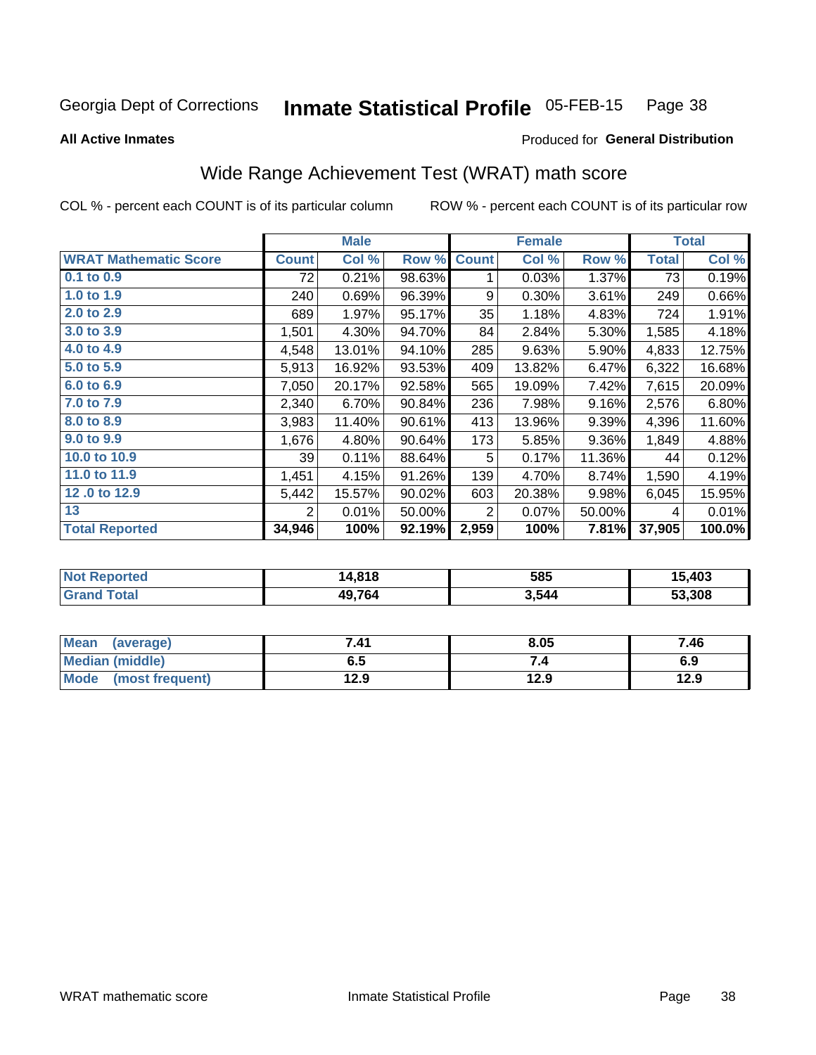Georgia Dept of Corrections **Inmate Statistical Profile** 05-FEB-15

**All Active Inmates**

Produced for **General Distribution**

## Wide Range Achievement Test (WRAT) math score

COL % - percent each COUNT is of its particular column

ROW % - percent each COUNT is of its particular row

| | Male | | | Female | | | Total | |
|---|---|---|---|---|---|---|---|---|
| **WRAT Mathematic Score** | **Count** | **Col %** | **Row %** | **Count** | **Col %** | **Row %** | **Total** | **Col %** |
| **0.1 to 0.9** | 72 | 0.21% | 98.63% | 1 | 0.03% | 1.37% | 73 | 0.19% |
| **1.0 to 1.9** | 240 | 0.69% | 96.39% | 9 | 0.30% | 3.61% | 249 | 0.66% |
| **2.0 to 2.9** | 689 | 1.97% | 95.17% | 35 | 1.18% | 4.83% | 724 | 1.91% |
| **3.0 to 3.9** | 1,501 | 4.30% | 94.70% | 84 | 2.84% | 5.30% | 1,585 | 4.18% |
| **4.0 to 4.9** | 4,548 | 13.01% | 94.10% | 285 | 9.63% | 5.90% | 4,833 | 12.75% |
| **5.0 to 5.9** | 5,913 | 16.92% | 93.53% | 409 | 13.82% | 6.47% | 6,322 | 16.68% |
| **6.0 to 6.9** | 7,050 | 20.17% | 92.58% | 565 | 19.09% | 7.42% | 7,615 | 20.09% |
| **7.0 to 7.9** | 2,340 | 6.70% | 90.84% | 236 | 7.98% | 9.16% | 2,576 | 6.80% |
| **8.0 to 8.9** | 3,983 | 11.40% | 90.61% | 413 | 13.96% | 9.39% | 4,396 | 11.60% |
| **9.0 to 9.9** | 1,676 | 4.80% | 90.64% | 173 | 5.85% | 9.36% | 1,849 | 4.88% |
| **10.0 to 10.9** | 39 | 0.11% | 88.64% | 5 | 0.17% | 11.36% | 44 | 0.12% |
| **11.0 to 11.9** | 1,451 | 4.15% | 91.26% | 139 | 4.70% | 8.74% | 1,590 | 4.19% |
| **12 .0 to 12.9** | 5,442 | 15.57% | 90.02% | 603 | 20.38% | 9.98% | 6,045 | 15.95% |
| **13** | 2 | 0.01% | 50.00% | 2 | 0.07% | 50.00% | 4 | 0.01% |
| **Total Reported** | **34,946** | **100%** | **92.19%** | **2,959** | **100%** | **7.81%** | **37,905** | **100.0%** |

| | Male | Female | Total |
|---|---|---|---|
| **Not Reported** | **14,818** | **585** | **15,403** |
| **Grand Total** | **49,764** | **3,544** | **53,308** |

| | Male | Female | Total |
|---|---|---|---|
| **Mean (average)** | **7.41** | **8.05** | **7.46** |
| **Median (middle)** | **6.5** | **7.4** | **6.9** |
| **Mode (most frequent)** | **12.9** | **12.9** | **12.9** |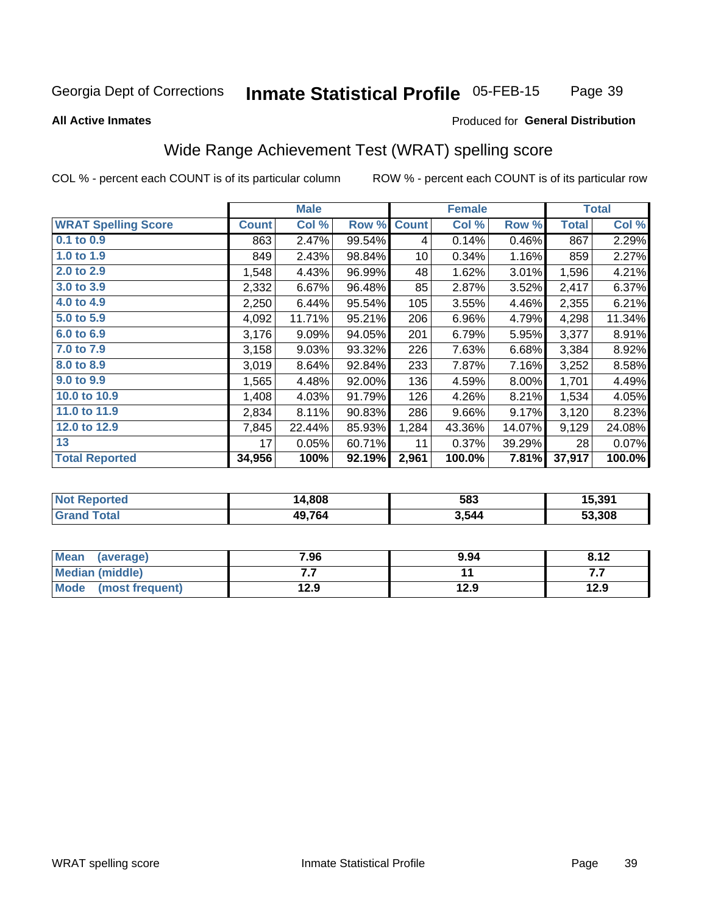Georgia Dept of Corrections **Inmate Statistical Profile** 05-FEB-15

**All Active Inmates**

Produced for **General Distribution**

## Wide Range Achievement Test (WRAT) spelling score

COL % - percent each COUNT is of its particular column ROW % - percent each COUNT is of its particular row

| | Male | | | Female | | | Total | |
|---|---|---|---|---|---|---|---|---|
| **WRAT Spelling Score** | **Count** | **Col %** | **Row %** | **Count** | **Col %** | **Row %** | **Total** | **Col %** |
| 0.1 to 0.9 | 863 | 2.47% | 99.54% | 4 | 0.14% | 0.46% | 867 | 2.29% |
| 1.0 to 1.9 | 849 | 2.43% | 98.84% | 10 | 0.34% | 1.16% | 859 | 2.27% |
| 2.0 to 2.9 | 1,548 | 4.43% | 96.99% | 48 | 1.62% | 3.01% | 1,596 | 4.21% |
| 3.0 to 3.9 | 2,332 | 6.67% | 96.48% | 85 | 2.87% | 3.52% | 2,417 | 6.37% |
| 4.0 to 4.9 | 2,250 | 6.44% | 95.54% | 105 | 3.55% | 4.46% | 2,355 | 6.21% |
| 5.0 to 5.9 | 4,092 | 11.71% | 95.21% | 206 | 6.96% | 4.79% | 4,298 | 11.34% |
| 6.0 to 6.9 | 3,176 | 9.09% | 94.05% | 201 | 6.79% | 5.95% | 3,377 | 8.91% |
| 7.0 to 7.9 | 3,158 | 9.03% | 93.32% | 226 | 7.63% | 6.68% | 3,384 | 8.92% |
| 8.0 to 8.9 | 3,019 | 8.64% | 92.84% | 233 | 7.87% | 7.16% | 3,252 | 8.58% |
| 9.0 to 9.9 | 1,565 | 4.48% | 92.00% | 136 | 4.59% | 8.00% | 1,701 | 4.49% |
| 10.0 to 10.9 | 1,408 | 4.03% | 91.79% | 126 | 4.26% | 8.21% | 1,534 | 4.05% |
| 11.0 to 11.9 | 2,834 | 8.11% | 90.83% | 286 | 9.66% | 9.17% | 3,120 | 8.23% |
| 12.0 to 12.9 | 7,845 | 22.44% | 85.93% | 1,284 | 43.36% | 14.07% | 9,129 | 24.08% |
| 13 | 17 | 0.05% | 60.71% | 11 | 0.37% | 39.29% | 28 | 0.07% |
| **Total Reported** | **34,956** | **100%** | **92.19%** | **2,961** | **100.0%** | **7.81%** | **37,917** | **100.0%** |

| | Male | Female | Total |
|---|---|---|---|
| **Not Reported** | **14,808** | **583** | **15,391** |
| **Grand Total** | **49,764** | **3,544** | **53,308** |

| | Male | Female | Total |
|---|---|---|---|
| **Mean (average)** | **7.96** | **9.94** | **8.12** |
| **Median (middle)** | **7.7** | **11** | **7.7** |
| **Mode (most frequent)** | **12.9** | **12.9** | **12.9** |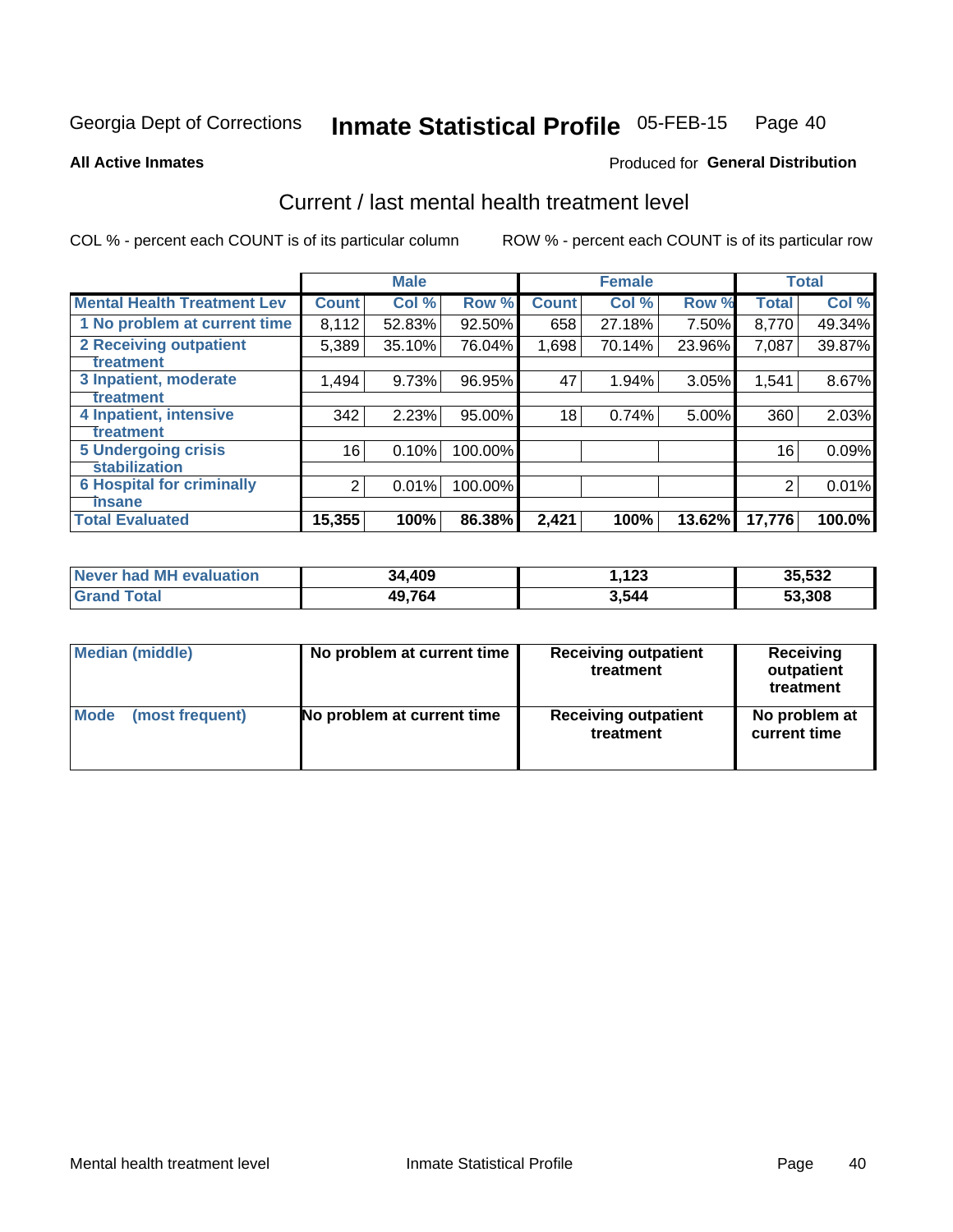Georgia Dept of Corrections **Inmate Statistical Profile** 05-FEB-15 Page 40

**All Active Inmates**

Produced for **General Distribution**

## Current / last mental health treatment level

COL % - percent each COUNT is of its particular column

ROW % - percent each COUNT is of its particular row

| | Male | | | Female | | | Total | |
|---|---|---|---|---|---|---|---|---|
| **Mental Health Treatment Lev** | **Count** | **Col %** | **Row %** | **Count** | **Col %** | **Row %** | **Total** | **Col %** |
| 1 No problem at current time | 8,112 | 52.83% | 92.50% | 658 | 27.18% | 7.50% | 8,770 | 49.34% |
| 2 Receiving outpatient treatment | 5,389 | 35.10% | 76.04% | 1,698 | 70.14% | 23.96% | 7,087 | 39.87% |
| 3 Inpatient, moderate treatment | 1,494 | 9.73% | 96.95% | 47 | 1.94% | 3.05% | 1,541 | 8.67% |
| 4 Inpatient, intensive treatment | 342 | 2.23% | 95.00% | 18 | 0.74% | 5.00% | 360 | 2.03% |
| 5 Undergoing crisis stabilization | 16 | 0.10% | 100.00% | | | | 16 | 0.09% |
| 6 Hospital for criminally insane | 2 | 0.01% | 100.00% | | | | 2 | 0.01% |
| **Total Evaluated** | **15,355** | **100%** | **86.38%** | **2,421** | **100%** | **13.62%** | **17,776** | **100.0%** |

| | Male | Female | Total |
|---|---|---|---|
| **Never had MH evaluation** | **34,409** | **1,123** | **35,532** |
| **Grand Total** | **49,764** | **3,544** | **53,308** |

| | Male | Female | Total |
|---|---|---|---|
| **Median (middle)** | **No problem at current time** | **Receiving outpatient treatment** | **Receiving outpatient treatment** |
| **Mode (most frequent)** | **No problem at current time** | **Receiving outpatient treatment** | **No problem at current time** |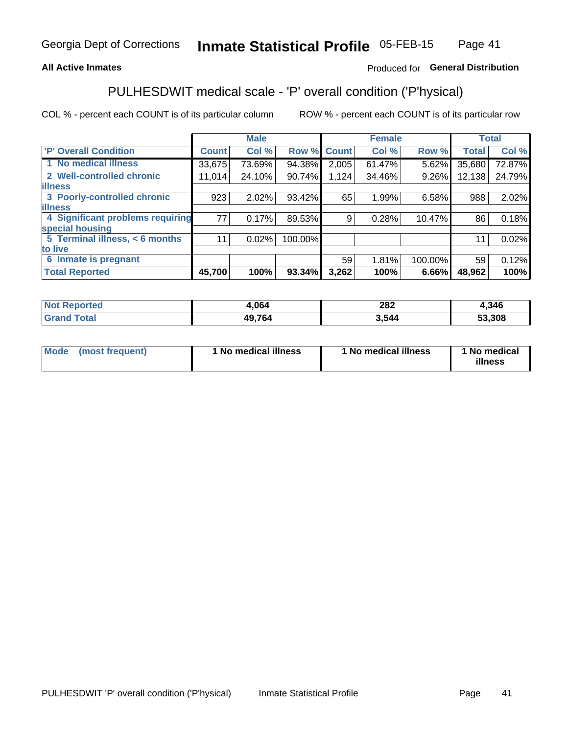Georgia Dept of Corrections **Inmate Statistical Profile** 05-FEB-15

**All Active Inmates**

Produced for **General Distribution**

## PULHESDWIT medical scale - 'P' overall condition ('P'hysical)

COL % - percent each COUNT is of its particular column

ROW % - percent each COUNT is of its particular row

| | Male | | | Female | | | Total | |
|---|---|---|---|---|---|---|---|---|
| 'P' Overall Condition | Count | Col % | Row % | Count | Col % | Row % | Total | Col % |
| 1 No medical illness | 33,675 | 73.69% | 94.38% | 2,005 | 61.47% | 5.62% | 35,680 | 72.87% |
| 2 Well-controlled chronic illness | 11,014 | 24.10% | 90.74% | 1,124 | 34.46% | 9.26% | 12,138 | 24.79% |
| 3 Poorly-controlled chronic illness | 923 | 2.02% | 93.42% | 65 | 1.99% | 6.58% | 988 | 2.02% |
| 4 Significant problems requiring special housing | 77 | 0.17% | 89.53% | 9 | 0.28% | 10.47% | 86 | 0.18% |
| 5 Terminal illness, < 6 months to live | 11 | 0.02% | 100.00% | | | | 11 | 0.02% |
| 6 Inmate is pregnant | | | | 59 | 1.81% | 100.00% | 59 | 0.12% |
| **Total Reported** | **45,700** | **100%** | **93.34%** | **3,262** | **100%** | **6.66%** | **48,962** | **100%** |

| | Male | Female | Total |
|---|---|---|---|
| Not Reported | 4,064 | 282 | 4,346 |
| Grand Total | 49,764 | 3,544 | 53,308 |

| | Male | Female | Total |
|---|---|---|---|
| Mode (most frequent) | 1 No medical illness | 1 No medical illness | 1 No medical illness |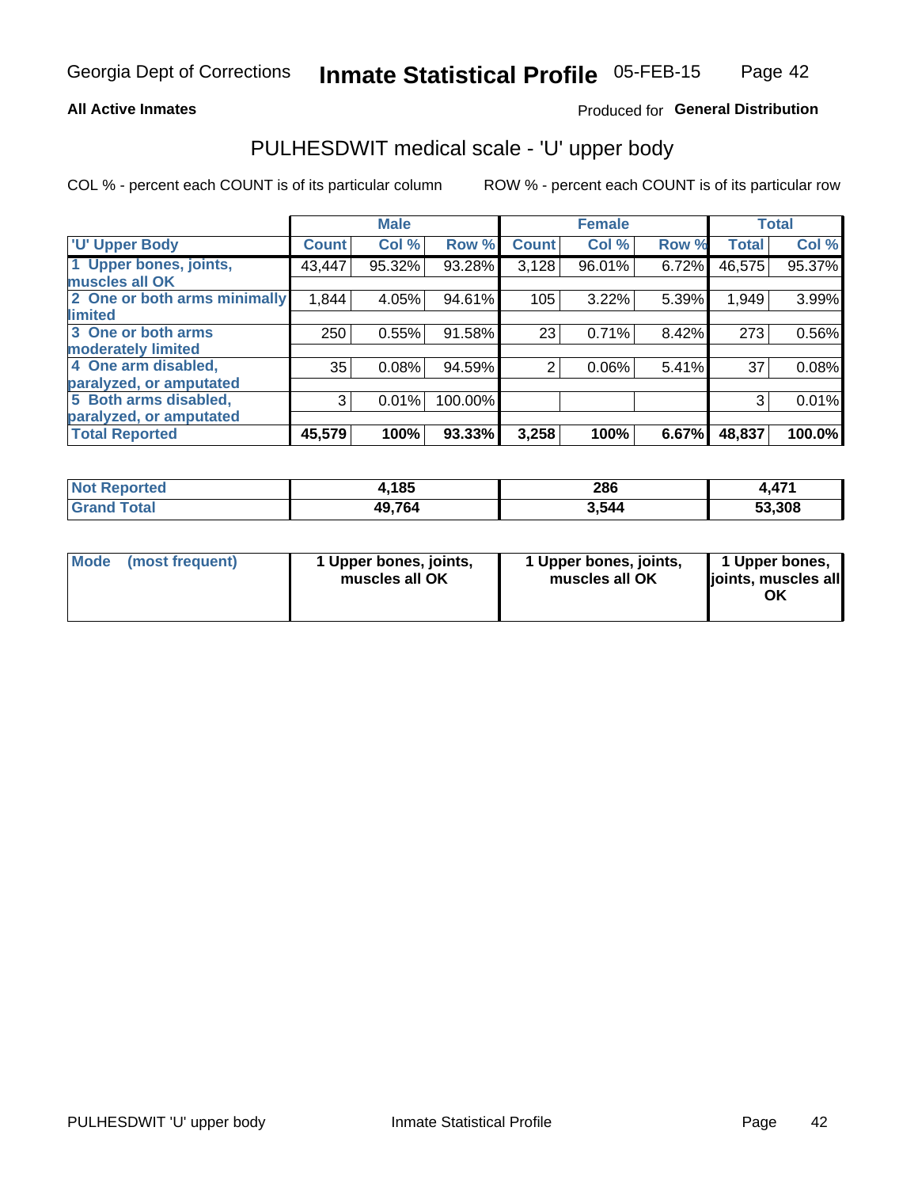Georgia Dept of Corrections **Inmate Statistical Profile** 05-FEB-15

**All Active Inmates**

Produced for **General Distribution**

## PULHESDWIT medical scale - 'U' upper body

COL % - percent each COUNT is of its particular column

ROW % - percent each COUNT is of its particular row

| | Male | | | Female | | | Total | |
|---|---|---|---|---|---|---|---|---|
| 'U' Upper Body | Count | Col % | Row % | Count | Col % | Row % | Total | Col % |
| 1 Upper bones, joints, muscles all OK | 43,447 | 95.32% | 93.28% | 3,128 | 96.01% | 6.72% | 46,575 | 95.37% |
| 2 One or both arms minimally limited | 1,844 | 4.05% | 94.61% | 105 | 3.22% | 5.39% | 1,949 | 3.99% |
| 3 One or both arms moderately limited | 250 | 0.55% | 91.58% | 23 | 0.71% | 8.42% | 273 | 0.56% |
| 4 One arm disabled, paralyzed, or amputated | 35 | 0.08% | 94.59% | 2 | 0.06% | 5.41% | 37 | 0.08% |
| 5 Both arms disabled, paralyzed, or amputated | 3 | 0.01% | 100.00% | | | | 3 | 0.01% |
| **Total Reported** | **45,579** | **100%** | **93.33%** | **3,258** | **100%** | **6.67%** | **48,837** | **100.0%** |

| | Male | Female | Total |
|---|---|---|---|
| Not Reported | 4,185 | 286 | 4,471 |
| Grand Total | 49,764 | 3,544 | 53,308 |

| | Male | Female | Total |
|---|---|---|---|
| Mode (most frequent) | 1 Upper bones, joints, muscles all OK | 1 Upper bones, joints, muscles all OK | 1 Upper bones, joints, muscles all OK |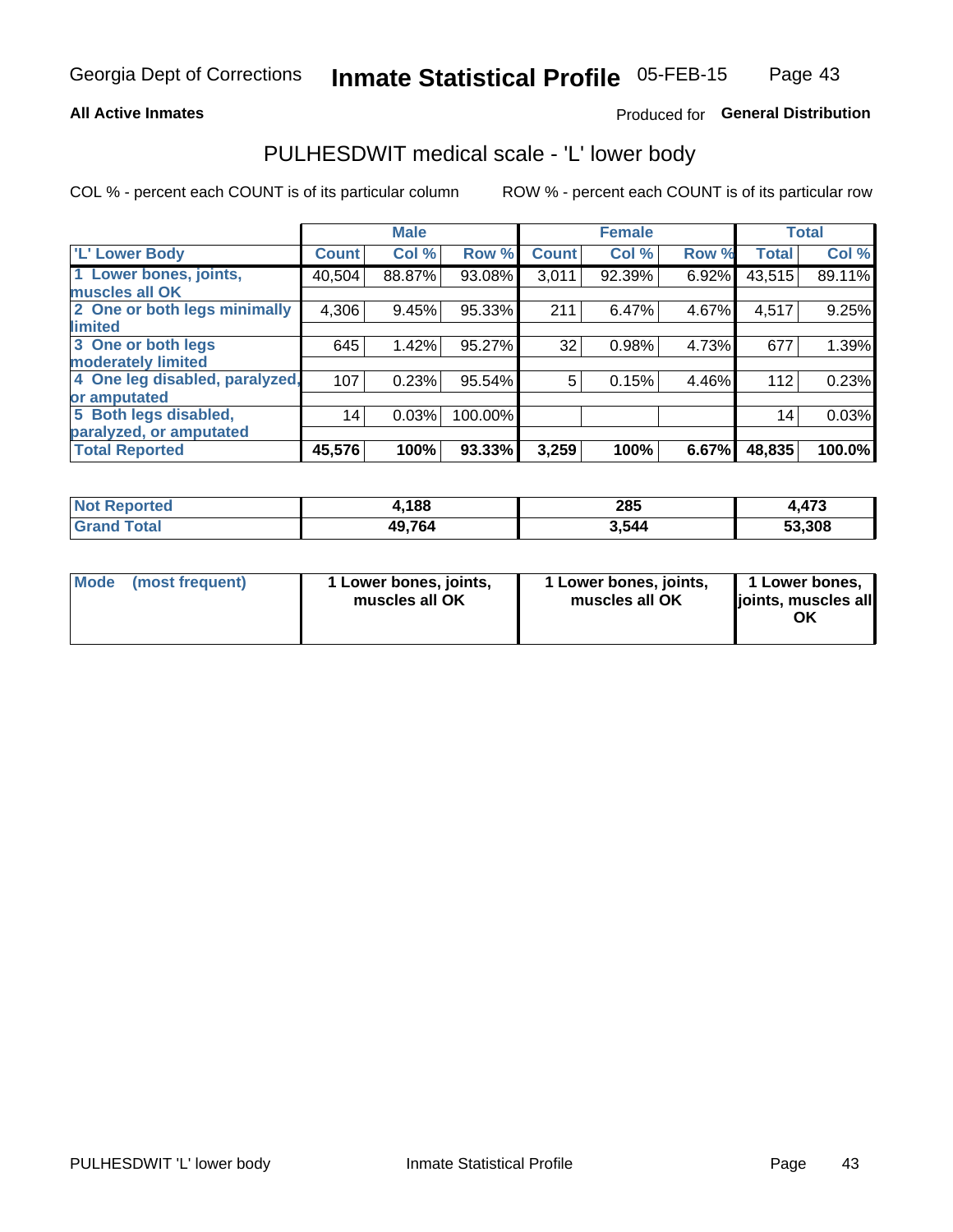Georgia Dept of Corrections **Inmate Statistical Profile** 05-FEB-15

**All Active Inmates**

Produced for **General Distribution**

## PULHESDWIT medical scale - 'L' lower body

COL % - percent each COUNT is of its particular column

ROW % - percent each COUNT is of its particular row

| | Male | | | Female | | | Total | |
|---|---|---|---|---|---|---|---|---|
| 'L' Lower Body | Count | Col % | Row % | Count | Col % | Row % | Total | Col % |
| 1 Lower bones, joints, muscles all OK | 40,504 | 88.87% | 93.08% | 3,011 | 92.39% | 6.92% | 43,515 | 89.11% |
| 2 One or both legs minimally limited | 4,306 | 9.45% | 95.33% | 211 | 6.47% | 4.67% | 4,517 | 9.25% |
| 3 One or both legs moderately limited | 645 | 1.42% | 95.27% | 32 | 0.98% | 4.73% | 677 | 1.39% |
| 4 One leg disabled, paralyzed, or amputated | 107 | 0.23% | 95.54% | 5 | 0.15% | 4.46% | 112 | 0.23% |
| 5 Both legs disabled, paralyzed, or amputated | 14 | 0.03% | 100.00% | | | | 14 | 0.03% |
| **Total Reported** | **45,576** | **100%** | **93.33%** | **3,259** | **100%** | **6.67%** | **48,835** | **100.0%** |

| | Male | Female | Total |
|---|---|---|---|
| Not Reported | 4,188 | 285 | 4,473 |
| Grand Total | 49,764 | 3,544 | 53,308 |

| | Male | Female | Total |
|---|---|---|---|
| Mode (most frequent) | 1 Lower bones, joints, muscles all OK | 1 Lower bones, joints, muscles all OK | 1 Lower bones, joints, muscles all OK |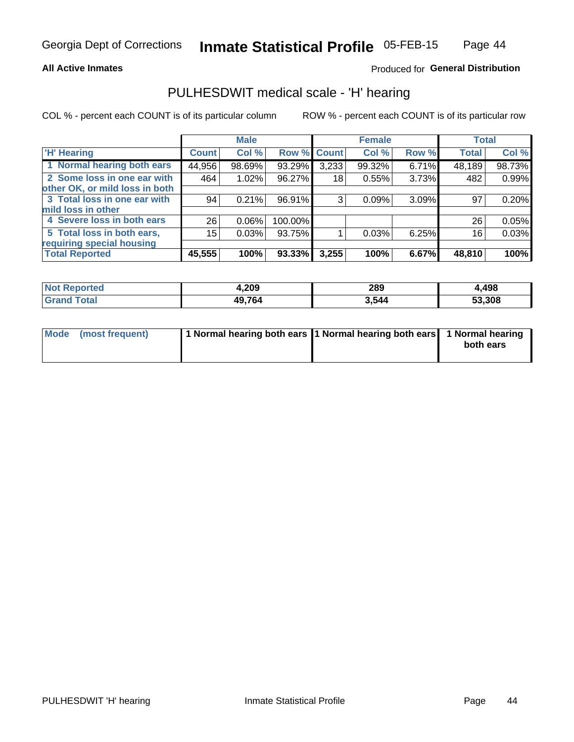**All Active Inmates**

Produced for **General Distribution**

## PULHESDWIT medical scale - 'H' hearing

COL % - percent each COUNT is of its particular column

ROW % - percent each COUNT is of its particular row

| | Male | | | Female | | | Total | |
|---|---|---|---|---|---|---|---|---|
| 'H' Hearing | Count | Col % | Row % | Count | Col % | Row % | Total | Col % |
| 1 Normal hearing both ears | 44,956 | 98.69% | 93.29% | 3,233 | 99.32% | 6.71% | 48,189 | 98.73% |
| 2 Some loss in one ear with other OK, or mild loss in both | 464 | 1.02% | 96.27% | 18 | 0.55% | 3.73% | 482 | 0.99% |
| 3 Total loss in one ear with mild loss in other | 94 | 0.21% | 96.91% | 3 | 0.09% | 3.09% | 97 | 0.20% |
| 4 Severe loss in both ears | 26 | 0.06% | 100.00% | | | | 26 | 0.05% |
| 5 Total loss in both ears, requiring special housing | 15 | 0.03% | 93.75% | 1 | 0.03% | 6.25% | 16 | 0.03% |
| **Total Reported** | **45,555** | **100%** | **93.33%** | **3,255** | **100%** | **6.67%** | **48,810** | **100%** |

| | Male | Female | Total |
|---|---|---|---|
| Not Reported | 4,209 | 289 | 4,498 |
| Grand Total | 49,764 | 3,544 | 53,308 |

| | Male | Female | Total |
|---|---|---|---|
| Mode (most frequent) | 1 Normal hearing both ears | 1 Normal hearing both ears | 1 Normal hearing both ears |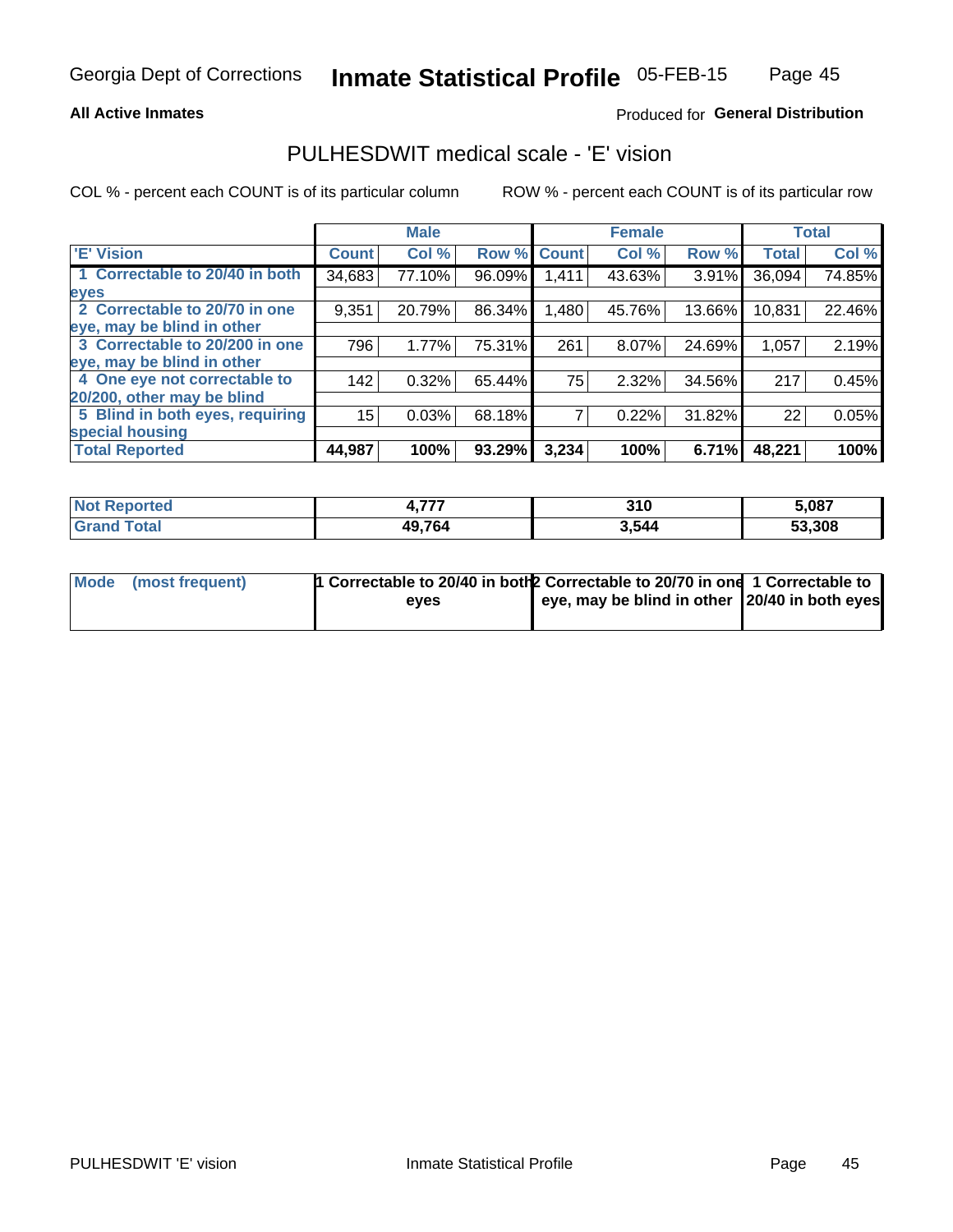Georgia Dept of Corrections **Inmate Statistical Profile** 05-FEB-15

**All Active Inmates**

Produced for **General Distribution**

## PULHESDWIT medical scale - 'E' vision

COL % - percent each COUNT is of its particular column

ROW % - percent each COUNT is of its particular row

| | Male | | | Female | | | Total | |
|---|---|---|---|---|---|---|---|---|
| 'E' Vision | Count | Col % | Row % | Count | Col % | Row % | Total | Col % |
| 1 Correctable to 20/40 in both eyes | 34,683 | 77.10% | 96.09% | 1,411 | 43.63% | 3.91% | 36,094 | 74.85% |
| 2 Correctable to 20/70 in one eye, may be blind in other | 9,351 | 20.79% | 86.34% | 1,480 | 45.76% | 13.66% | 10,831 | 22.46% |
| 3 Correctable to 20/200 in one eye, may be blind in other | 796 | 1.77% | 75.31% | 261 | 8.07% | 24.69% | 1,057 | 2.19% |
| 4 One eye not correctable to 20/200, other may be blind | 142 | 0.32% | 65.44% | 75 | 2.32% | 34.56% | 217 | 0.45% |
| 5 Blind in both eyes, requiring special housing | 15 | 0.03% | 68.18% | 7 | 0.22% | 31.82% | 22 | 0.05% |
| **Total Reported** | **44,987** | **100%** | **93.29%** | **3,234** | **100%** | **6.71%** | **48,221** | **100%** |

| | Male | Female | Total |
|---|---|---|---|
| Not Reported | 4,777 | 310 | 5,087 |
| Grand Total | 49,764 | 3,544 | 53,308 |

| | Male | Female | Total |
|---|---|---|---|
| Mode (most frequent) | 1 Correctable to 20/40 in both eyes | 2 Correctable to 20/70 in one eye, may be blind in other | 1 Correctable to 20/40 in both eyes |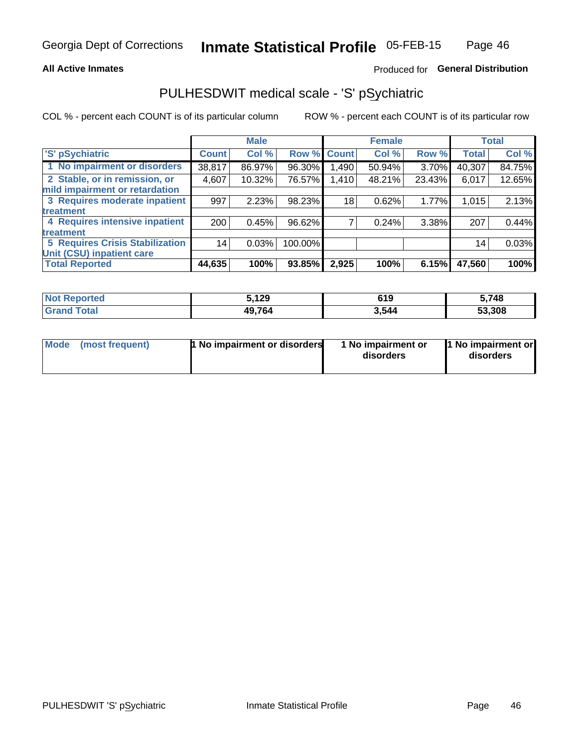**All Active Inmates**

Produced for **General Distribution**

# PULHESDWIT medical scale - 'S' pSychiatric

COL % - percent each COUNT is of its particular column

ROW % - percent each COUNT is of its particular row

| | Male | | | Female | | | Total | |
|---|---|---|---|---|---|---|---|---|
| 'S' pSychiatric | Count | Col % | Row % | Count | Col % | Row % | Total | Col % |
| 1 No impairment or disorders | 38,817 | 86.97% | 96.30% | 1,490 | 50.94% | 3.70% | 40,307 | 84.75% |
| 2 Stable, or in remission, or mild impairment or retardation | 4,607 | 10.32% | 76.57% | 1,410 | 48.21% | 23.43% | 6,017 | 12.65% |
| 3 Requires moderate inpatient treatment | 997 | 2.23% | 98.23% | 18 | 0.62% | 1.77% | 1,015 | 2.13% |
| 4 Requires intensive inpatient treatment | 200 | 0.45% | 96.62% | 7 | 0.24% | 3.38% | 207 | 0.44% |
| 5 Requires Crisis Stabilization Unit (CSU) inpatient care | 14 | 0.03% | 100.00% | | | | 14 | 0.03% |
| **Total Reported** | **44,635** | **100%** | **93.85%** | **2,925** | **100%** | **6.15%** | **47,560** | **100%** |

| | Male | Female | Total |
|---|---|---|---|
| Not Reported | 5,129 | 619 | 5,748 |
| Grand Total | 49,764 | 3,544 | 53,308 |

| | Male | Female | Total |
|---|---|---|---|
| Mode (most frequent) | 1 No impairment or disorders | 1 No impairment or disorders | 1 No impairment or disorders |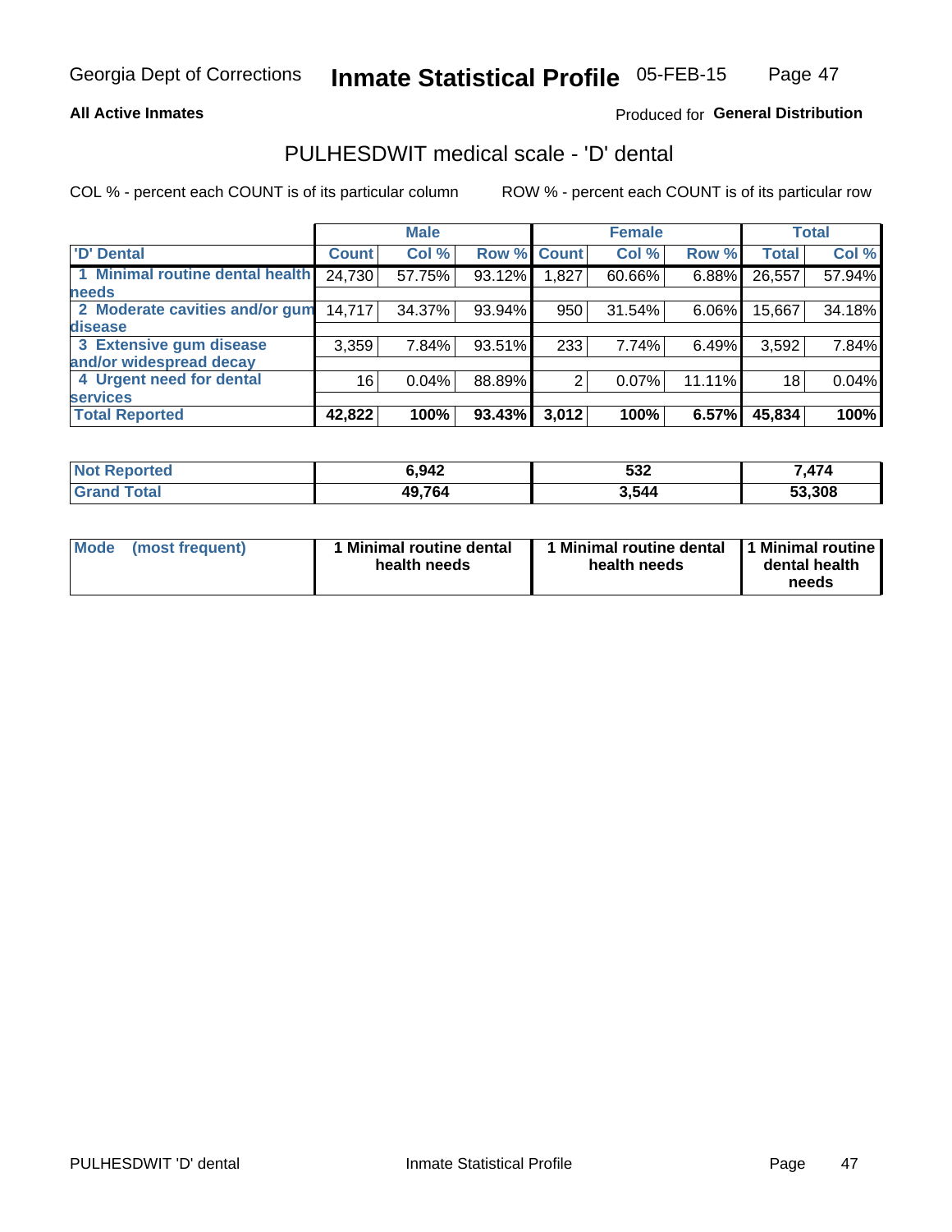Georgia Dept of Corrections **Inmate Statistical Profile** 05-FEB-15

**All Active Inmates**

Produced for **General Distribution**

## PULHESDWIT medical scale - 'D' dental

COL % - percent each COUNT is of its particular column    ROW % - percent each COUNT is of its particular row

| | Male | | | Female | | | Total | |
|---|---|---|---|---|---|---|---|---|
| **'D' Dental** | **Count** | **Col %** | **Row %** | **Count** | **Col %** | **Row %** | **Total** | **Col %** |
| **1 Minimal routine dental health needs** | 24,730 | 57.75% | 93.12% | 1,827 | 60.66% | 6.88% | 26,557 | 57.94% |
| **2 Moderate cavities and/or gum disease** | 14,717 | 34.37% | 93.94% | 950 | 31.54% | 6.06% | 15,667 | 34.18% |
| **3 Extensive gum disease and/or widespread decay** | 3,359 | 7.84% | 93.51% | 233 | 7.74% | 6.49% | 3,592 | 7.84% |
| **4 Urgent need for dental services** | 16 | 0.04% | 88.89% | 2 | 0.07% | 11.11% | 18 | 0.04% |
| **Total Reported** | **42,822** | **100%** | **93.43%** | **3,012** | **100%** | **6.57%** | **45,834** | **100%** |

| | Male | Female | Total |
|---|---|---|---|
| **Not Reported** | **6,942** | **532** | **7,474** |
| **Grand Total** | **49,764** | **3,544** | **53,308** |

| | Male | Female | Total |
|---|---|---|---|
| **Mode (most frequent)** | **1 Minimal routine dental health needs** | **1 Minimal routine dental health needs** | **1 Minimal routine dental health needs** |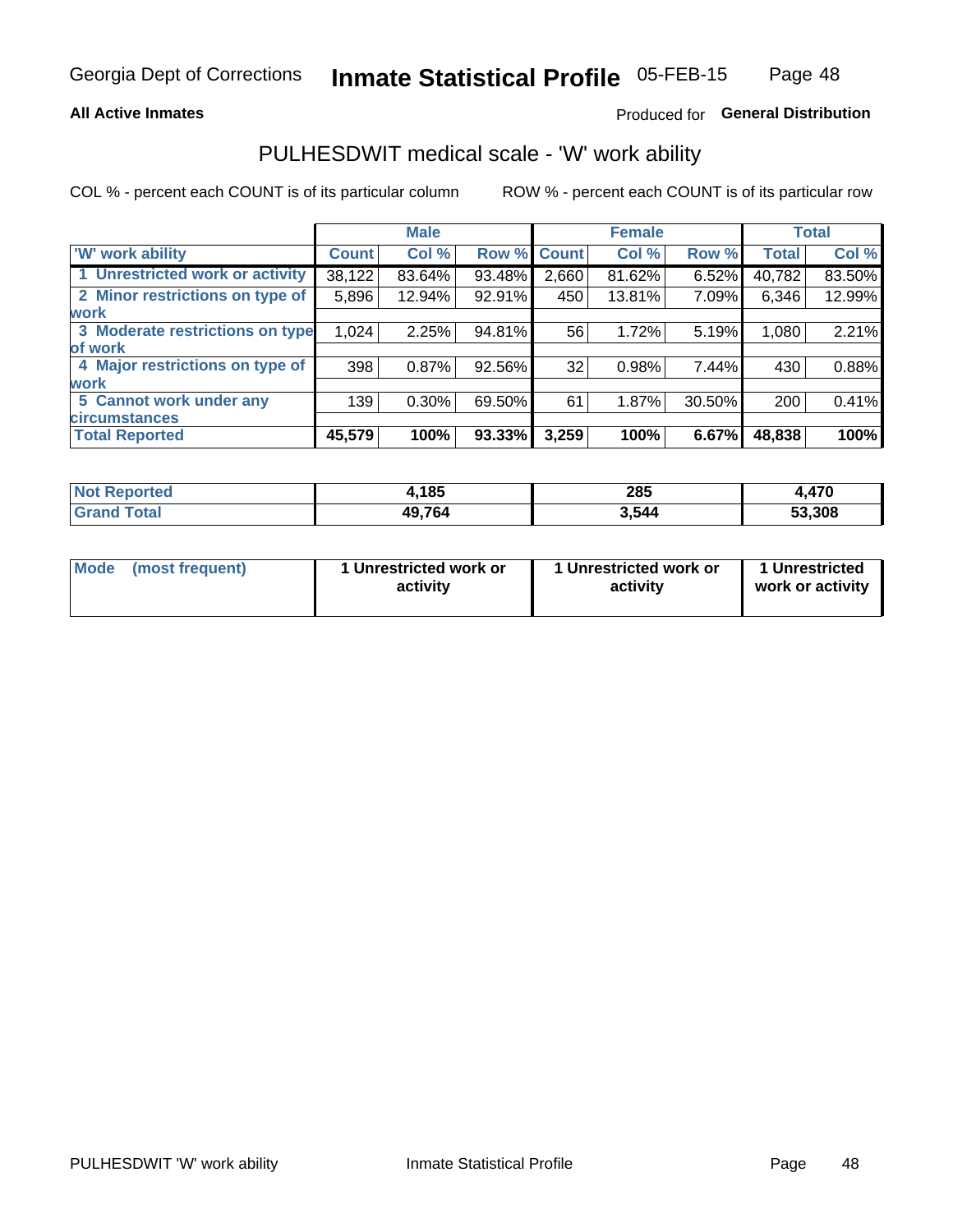Georgia Dept of Corrections **Inmate Statistical Profile** 05-FEB-15

**All Active Inmates**

Produced for **General Distribution**

## PULHESDWIT medical scale - 'W' work ability

COL % - percent each COUNT is of its particular column

ROW % - percent each COUNT is of its particular row

| | Male | | | Female | | | Total | |
|---|---|---|---|---|---|---|---|---|
| 'W' work ability | Count | Col % | Row % | Count | Col % | Row % | Total | Col % |
| 1 Unrestricted work or activity | 38,122 | 83.64% | 93.48% | 2,660 | 81.62% | 6.52% | 40,782 | 83.50% |
| 2 Minor restrictions on type of work | 5,896 | 12.94% | 92.91% | 450 | 13.81% | 7.09% | 6,346 | 12.99% |
| 3 Moderate restrictions on type of work | 1,024 | 2.25% | 94.81% | 56 | 1.72% | 5.19% | 1,080 | 2.21% |
| 4 Major restrictions on type of work | 398 | 0.87% | 92.56% | 32 | 0.98% | 7.44% | 430 | 0.88% |
| 5 Cannot work under any circumstances | 139 | 0.30% | 69.50% | 61 | 1.87% | 30.50% | 200 | 0.41% |
| **Total Reported** | **45,579** | **100%** | **93.33%** | **3,259** | **100%** | **6.67%** | **48,838** | **100%** |

| | Male | Female | Total |
|---|---|---|---|
| Not Reported | 4,185 | 285 | 4,470 |
| Grand Total | 49,764 | 3,544 | 53,308 |

| | Male | Female | Total |
|---|---|---|---|
| Mode (most frequent) | 1 Unrestricted work or activity | 1 Unrestricted work or activity | 1 Unrestricted work or activity |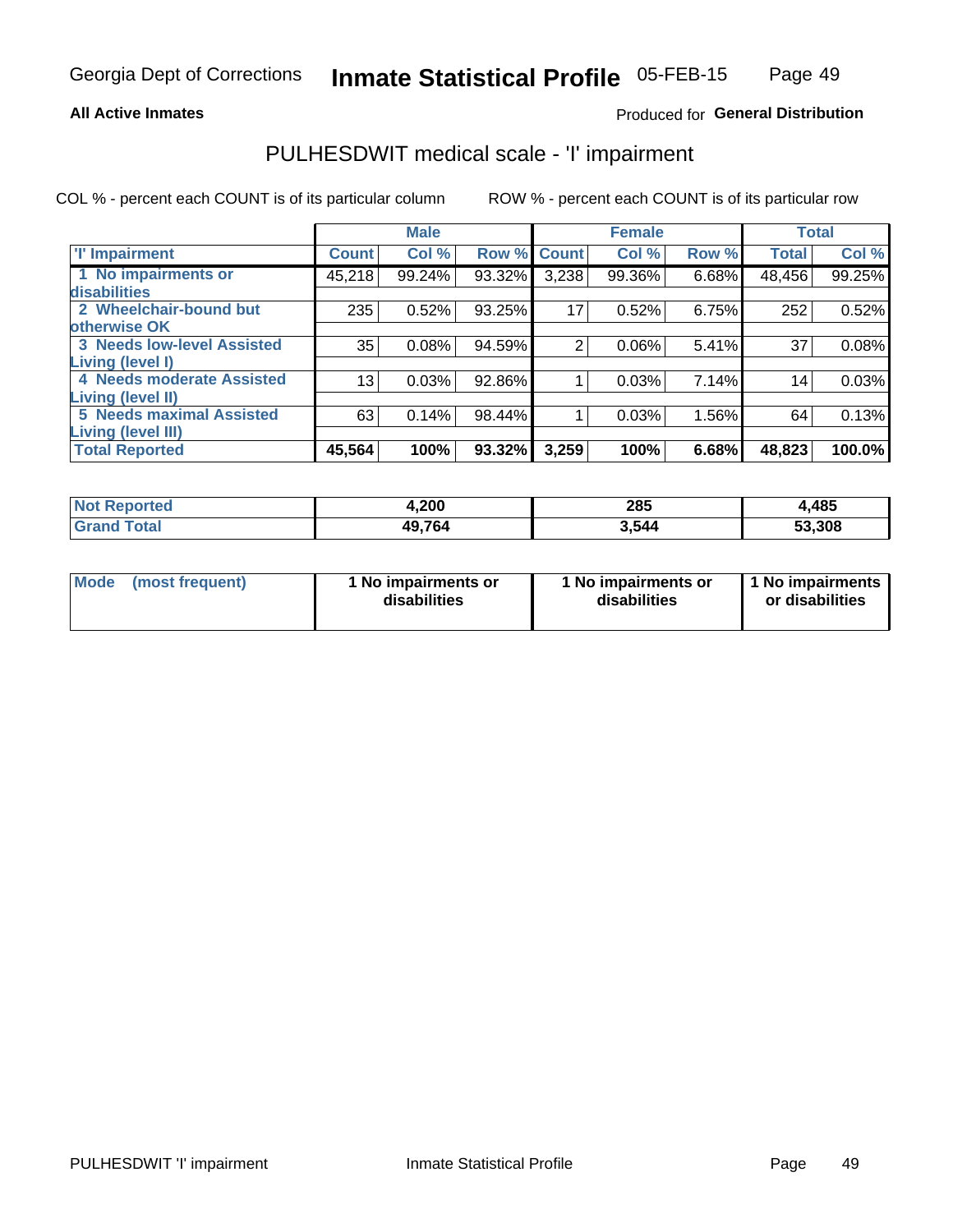Georgia Dept of Corrections **Inmate Statistical Profile** 05-FEB-15

**All Active Inmates**

Produced for **General Distribution**

## PULHESDWIT medical scale - 'I' impairment

COL % - percent each COUNT is of its particular column ROW % - percent each COUNT is of its particular row

| | Male | | | Female | | | Total | |
|---|---|---|---|---|---|---|---|---|
| **'I' Impairment** | **Count** | **Col %** | **Row %** | **Count** | **Col %** | **Row %** | **Total** | **Col %** |
| **1 No impairments or disabilities** | 45,218 | 99.24% | 93.32% | 3,238 | 99.36% | 6.68% | 48,456 | 99.25% |
| **2 Wheelchair-bound but otherwise OK** | 235 | 0.52% | 93.25% | 17 | 0.52% | 6.75% | 252 | 0.52% |
| **3 Needs low-level Assisted Living (level I)** | 35 | 0.08% | 94.59% | 2 | 0.06% | 5.41% | 37 | 0.08% |
| **4 Needs moderate Assisted Living (level II)** | 13 | 0.03% | 92.86% | 1 | 0.03% | 7.14% | 14 | 0.03% |
| **5 Needs maximal Assisted Living (level III)** | 63 | 0.14% | 98.44% | 1 | 0.03% | 1.56% | 64 | 0.13% |
| **Total Reported** | **45,564** | **100%** | **93.32%** | **3,259** | **100%** | **6.68%** | **48,823** | **100.0%** |

| | Male | Female | Total |
|---|---|---|---|
| **Not Reported** | **4,200** | **285** | **4,485** |
| **Grand Total** | **49,764** | **3,544** | **53,308** |

| | Male | Female | Total |
|---|---|---|---|
| **Mode (most frequent)** | **1 No impairments or disabilities** | **1 No impairments or disabilities** | **1 No impairments or disabilities** |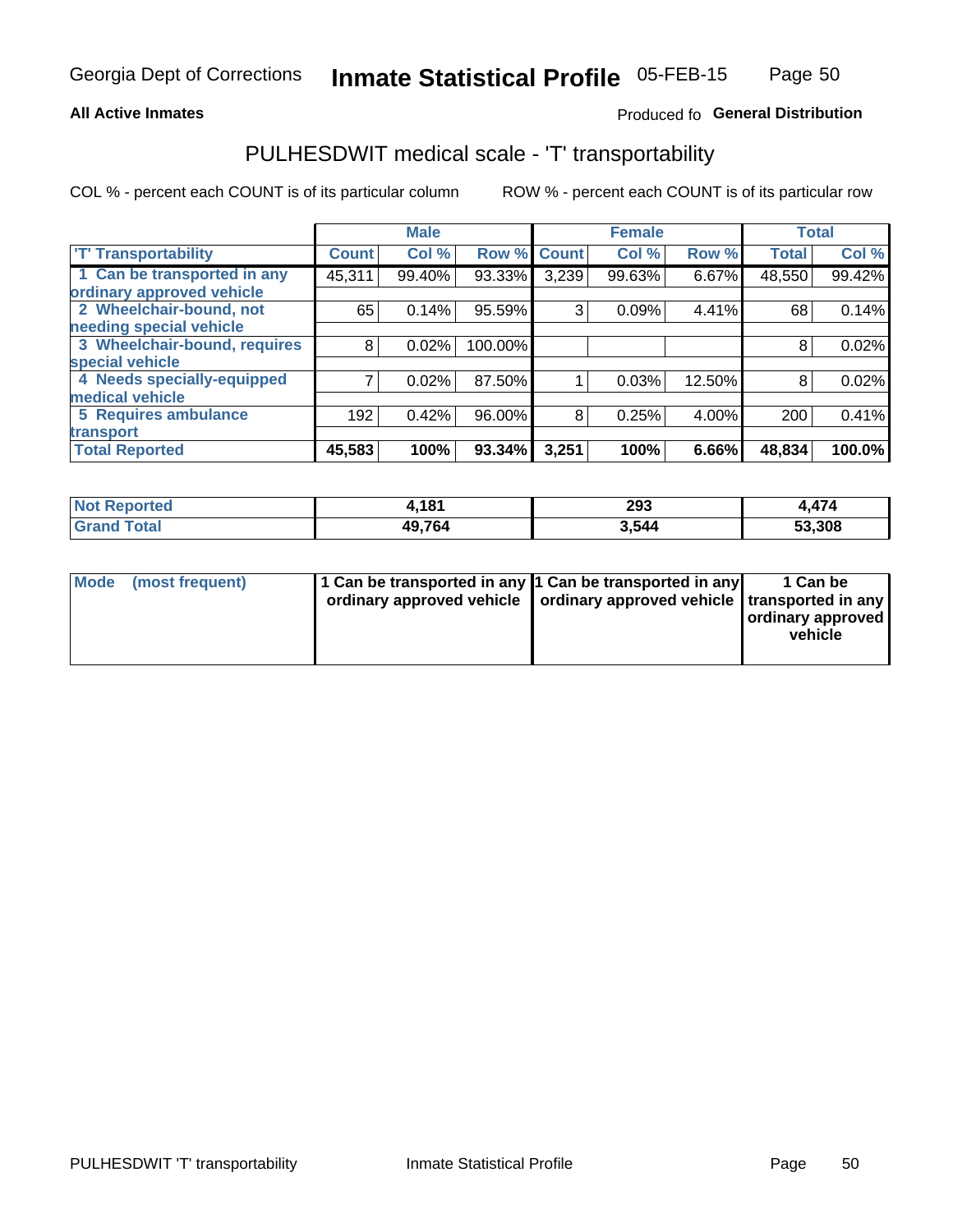Georgia Dept of Corrections **Inmate Statistical Profile** 05-FEB-15

**All Active Inmates** Produced fo **General Distribution**

## PULHESDWIT medical scale - 'T' transportability

COL % - percent each COUNT is of its particular column ROW % - percent each COUNT is of its particular row

| | Male | | | Female | | | Total | |
|---|---|---|---|---|---|---|---|---|
| 'T' Transportability | Count | Col % | Row % | Count | Col % | Row % | Total | Col % |
| 1 Can be transported in any ordinary approved vehicle | 45,311 | 99.40% | 93.33% | 3,239 | 99.63% | 6.67% | 48,550 | 99.42% |
| 2 Wheelchair-bound, not needing special vehicle | 65 | 0.14% | 95.59% | 3 | 0.09% | 4.41% | 68 | 0.14% |
| 3 Wheelchair-bound, requires special vehicle | 8 | 0.02% | 100.00% | | | | 8 | 0.02% |
| 4 Needs specially-equipped medical vehicle | 7 | 0.02% | 87.50% | 1 | 0.03% | 12.50% | 8 | 0.02% |
| 5 Requires ambulance transport | 192 | 0.42% | 96.00% | 8 | 0.25% | 4.00% | 200 | 0.41% |
| **Total Reported** | **45,583** | **100%** | **93.34%** | **3,251** | **100%** | **6.66%** | **48,834** | **100.0%** |

| | Male | Female | Total |
|---|---|---|---|
| Not Reported | 4,181 | 293 | 4,474 |
| Grand Total | 49,764 | 3,544 | 53,308 |

| | Male | Female | Total |
|---|---|---|---|
| Mode (most frequent) | 1 Can be transported in any ordinary approved vehicle | 1 Can be transported in any ordinary approved vehicle | 1 Can be transported in any ordinary approved vehicle |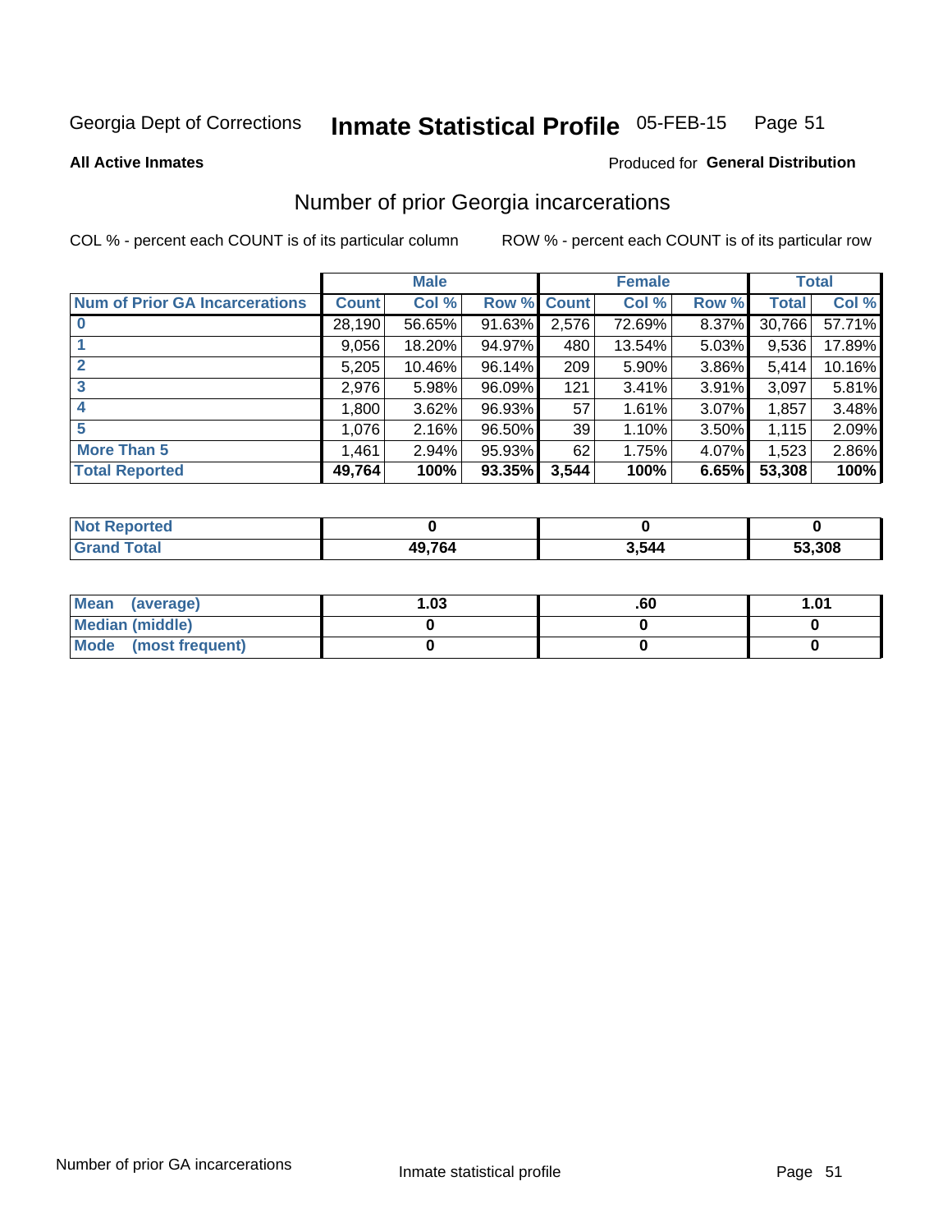Georgia Dept of Corrections **Inmate Statistical Profile** 05-FEB-15

**All Active Inmates**

Produced for **General Distribution**

## Number of prior Georgia incarcerations

COL % - percent each COUNT is of its particular column ROW % - percent each COUNT is of its particular row

| | Male | | | Female | | | Total | |
|---|---|---|---|---|---|---|---|---|
| **Num of Prior GA Incarcerations** | **Count** | **Col %** | **Row %** | **Count** | **Col %** | **Row %** | **Total** | **Col %** |
| **0** | 28,190 | 56.65% | 91.63% | 2,576 | 72.69% | 8.37% | 30,766 | 57.71% |
| **1** | 9,056 | 18.20% | 94.97% | 480 | 13.54% | 5.03% | 9,536 | 17.89% |
| **2** | 5,205 | 10.46% | 96.14% | 209 | 5.90% | 3.86% | 5,414 | 10.16% |
| **3** | 2,976 | 5.98% | 96.09% | 121 | 3.41% | 3.91% | 3,097 | 5.81% |
| **4** | 1,800 | 3.62% | 96.93% | 57 | 1.61% | 3.07% | 1,857 | 3.48% |
| **5** | 1,076 | 2.16% | 96.50% | 39 | 1.10% | 3.50% | 1,115 | 2.09% |
| **More Than 5** | 1,461 | 2.94% | 95.93% | 62 | 1.75% | 4.07% | 1,523 | 2.86% |
| **Total Reported** | **49,764** | **100%** | **93.35%** | **3,544** | **100%** | **6.65%** | **53,308** | **100%** |

| | Male | Female | Total |
|---|---|---|---|
| **Not Reported** | **0** | **0** | **0** |
| **Grand Total** | **49,764** | **3,544** | **53,308** |

| | Male | Female | Total |
|---|---|---|---|
| **Mean (average)** | **1.03** | **.60** | **1.01** |
| **Median (middle)** | **0** | **0** | **0** |
| **Mode (most frequent)** | **0** | **0** | **0** |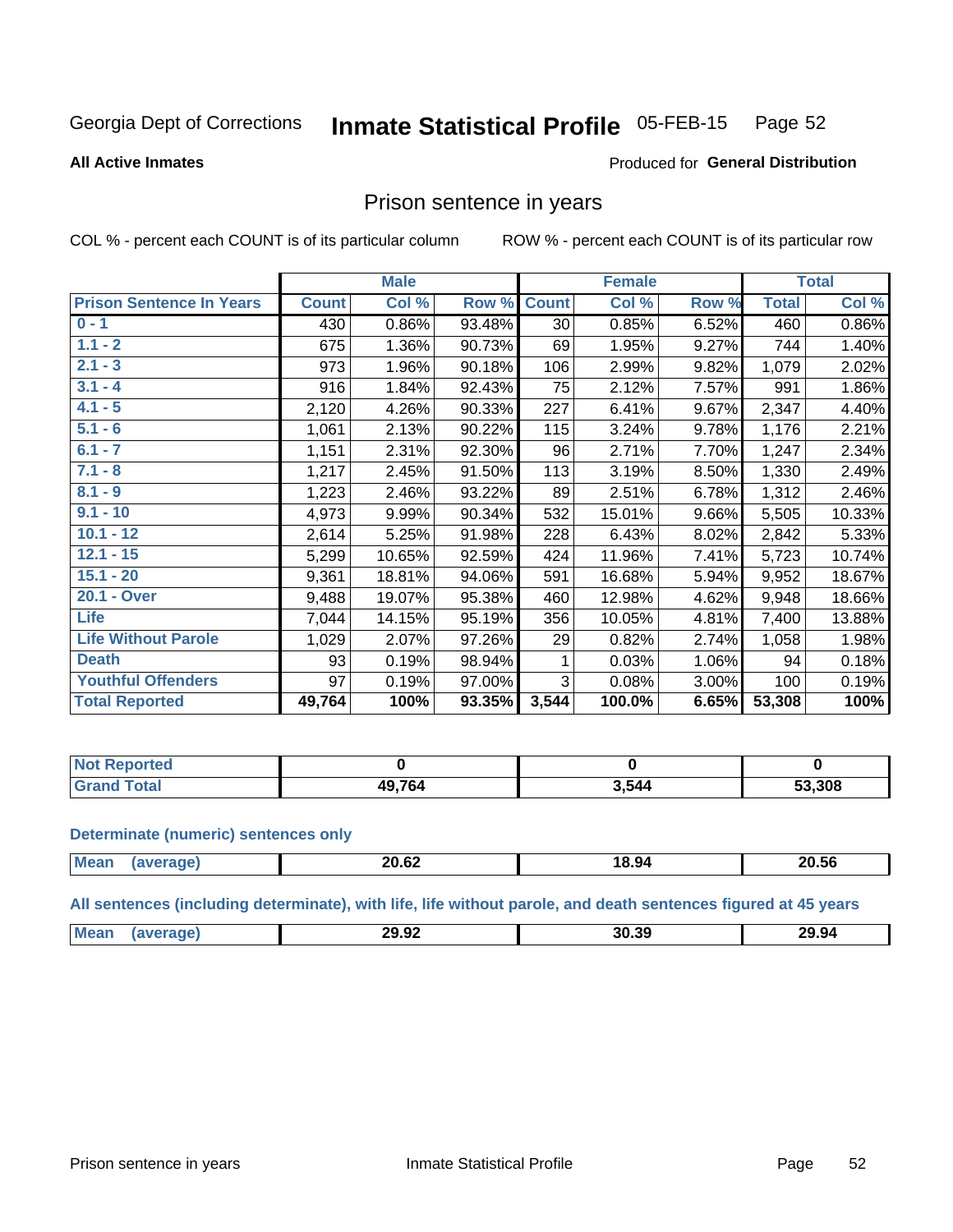Georgia Dept of Corrections **Inmate Statistical Profile** 05-FEB-15 Page 52

**All Active Inmates**

Produced for **General Distribution**

## Prison sentence in years

COL % - percent each COUNT is of its particular column ROW % - percent each COUNT is of its particular row

| | Male | | | Female | | | Total | |
|---|---|---|---|---|---|---|---|---|
| **Prison Sentence In Years** | **Count** | **Col %** | **Row %** | **Count** | **Col %** | **Row %** | **Total** | **Col %** |
| **0 - 1** | 430 | 0.86% | 93.48% | 30 | 0.85% | 6.52% | 460 | 0.86% |
| **1.1 - 2** | 675 | 1.36% | 90.73% | 69 | 1.95% | 9.27% | 744 | 1.40% |
| **2.1 - 3** | 973 | 1.96% | 90.18% | 106 | 2.99% | 9.82% | 1,079 | 2.02% |
| **3.1 - 4** | 916 | 1.84% | 92.43% | 75 | 2.12% | 7.57% | 991 | 1.86% |
| **4.1 - 5** | 2,120 | 4.26% | 90.33% | 227 | 6.41% | 9.67% | 2,347 | 4.40% |
| **5.1 - 6** | 1,061 | 2.13% | 90.22% | 115 | 3.24% | 9.78% | 1,176 | 2.21% |
| **6.1 - 7** | 1,151 | 2.31% | 92.30% | 96 | 2.71% | 7.70% | 1,247 | 2.34% |
| **7.1 - 8** | 1,217 | 2.45% | 91.50% | 113 | 3.19% | 8.50% | 1,330 | 2.49% |
| **8.1 - 9** | 1,223 | 2.46% | 93.22% | 89 | 2.51% | 6.78% | 1,312 | 2.46% |
| **9.1 - 10** | 4,973 | 9.99% | 90.34% | 532 | 15.01% | 9.66% | 5,505 | 10.33% |
| **10.1 - 12** | 2,614 | 5.25% | 91.98% | 228 | 6.43% | 8.02% | 2,842 | 5.33% |
| **12.1 - 15** | 5,299 | 10.65% | 92.59% | 424 | 11.96% | 7.41% | 5,723 | 10.74% |
| **15.1 - 20** | 9,361 | 18.81% | 94.06% | 591 | 16.68% | 5.94% | 9,952 | 18.67% |
| **20.1 - Over** | 9,488 | 19.07% | 95.38% | 460 | 12.98% | 4.62% | 9,948 | 18.66% |
| **Life** | 7,044 | 14.15% | 95.19% | 356 | 10.05% | 4.81% | 7,400 | 13.88% |
| **Life Without Parole** | 1,029 | 2.07% | 97.26% | 29 | 0.82% | 2.74% | 1,058 | 1.98% |
| **Death** | 93 | 0.19% | 98.94% | 1 | 0.03% | 1.06% | 94 | 0.18% |
| **Youthful Offenders** | 97 | 0.19% | 97.00% | 3 | 0.08% | 3.00% | 100 | 0.19% |
| **Total Reported** | **49,764** | **100%** | **93.35%** | **3,544** | **100.0%** | **6.65%** | **53,308** | **100%** |

| | Male | Female | Total |
|---|---|---|---|
| **Not Reported** | **0** | **0** | **0** |
| **Grand Total** | **49,764** | **3,544** | **53,308** |

### Determinate (numeric) sentences only

| | Male | Female | Total |
|---|---|---|---|
| **Mean (average)** | **20.62** | **18.94** | **20.56** |

### All sentences (including determinate), with life, life without parole, and death sentences figured at 45 years

| | Male | Female | Total |
|---|---|---|---|
| **Mean (average)** | **29.92** | **30.39** | **29.94** |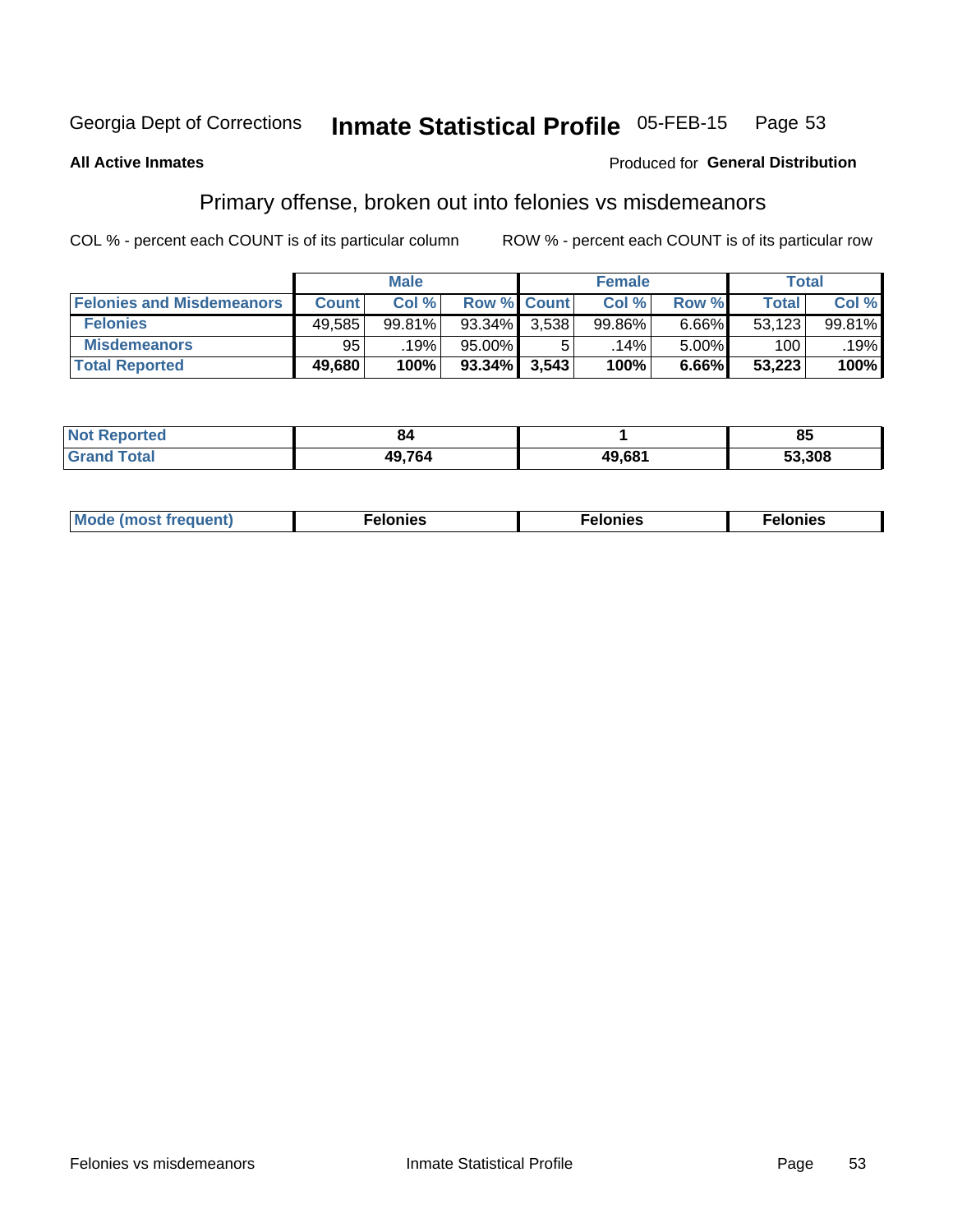Georgia Dept of Corrections **Inmate Statistical Profile** 05-FEB-15

**All Active Inmates**

Produced for **General Distribution**

## Primary offense, broken out into felonies vs misdemeanors

COL % - percent each COUNT is of its particular column

ROW % - percent each COUNT is of its particular row

| | Male | | | Female | | | Total | |
|---|---|---|---|---|---|---|---|---|
| **Felonies and Misdemeanors** | **Count** | **Col %** | **Row %** | **Count** | **Col %** | **Row %** | **Total** | **Col %** |
| **Felonies** | 49,585 | 99.81% | 93.34% | 3,538 | 99.86% | 6.66% | 53,123 | 99.81% |
| **Misdemeanors** | 95 | .19% | 95.00% | 5 | .14% | 5.00% | 100 | .19% |
| **Total Reported** | **49,680** | **100%** | **93.34%** | **3,543** | **100%** | **6.66%** | **53,223** | **100%** |

| | Male | Female | Total |
|---|---|---|---|
| **Not Reported** | **84** | **1** | **85** |
| **Grand Total** | **49,764** | **49,681** | **53,308** |

| | Male | Female | Total |
|---|---|---|---|
| **Mode (most frequent)** | **Felonies** | **Felonies** | **Felonies** |

Felonies vs misdemeanors

Inmate Statistical Profile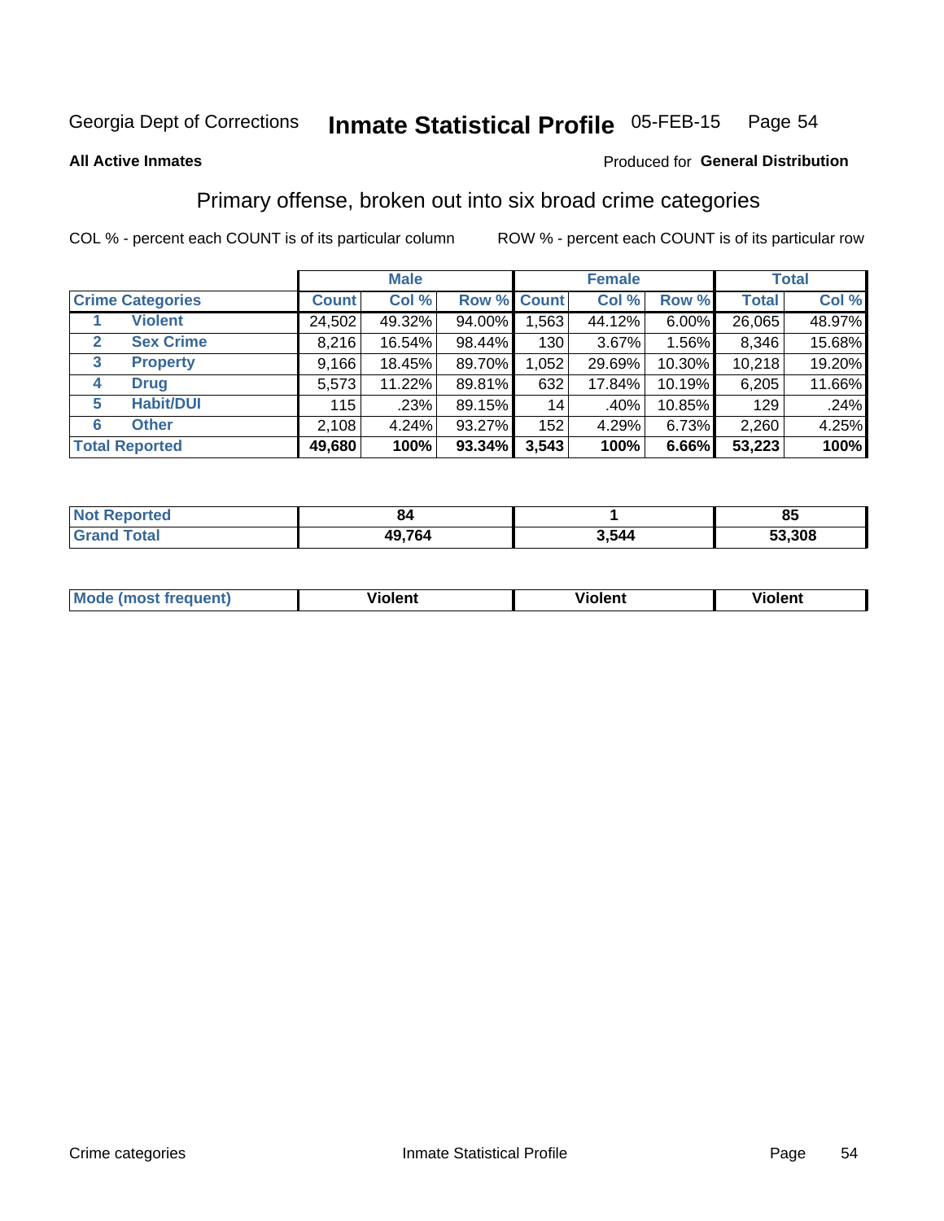Georgia Dept of Corrections **Inmate Statistical Profile** 05-FEB-15

**All Active Inmates**

Produced for **General Distribution**

## Primary offense, broken out into six broad crime categories

COL % - percent each COUNT is of its particular column

ROW % - percent each COUNT is of its particular row

| Crime Categories | | Male | | | Female | | | Total | |
|---|---|---|---|---|---|---|---|---|---|
| | | Count | Col % | Row % | Count | Col % | Row % | Total | Col % |
| 1 | Violent | 24,502 | 49.32% | 94.00% | 1,563 | 44.12% | 6.00% | 26,065 | 48.97% |
| 2 | Sex Crime | 8,216 | 16.54% | 98.44% | 130 | 3.67% | 1.56% | 8,346 | 15.68% |
| 3 | Property | 9,166 | 18.45% | 89.70% | 1,052 | 29.69% | 10.30% | 10,218 | 19.20% |
| 4 | Drug | 5,573 | 11.22% | 89.81% | 632 | 17.84% | 10.19% | 6,205 | 11.66% |
| 5 | Habit/DUI | 115 | .23% | 89.15% | 14 | .40% | 10.85% | 129 | .24% |
| 6 | Other | 2,108 | 4.24% | 93.27% | 152 | 4.29% | 6.73% | 2,260 | 4.25% |
| **Total Reported** | | **49,680** | **100%** | **93.34%** | **3,543** | **100%** | **6.66%** | **53,223** | **100%** |

| | Male | Female | Total |
|---|---|---|---|
| Not Reported | 84 | 1 | 85 |
| Grand Total | 49,764 | 3,544 | 53,308 |

| | Male | Female | Total |
|---|---|---|---|
| Mode (most frequent) | Violent | Violent | Violent |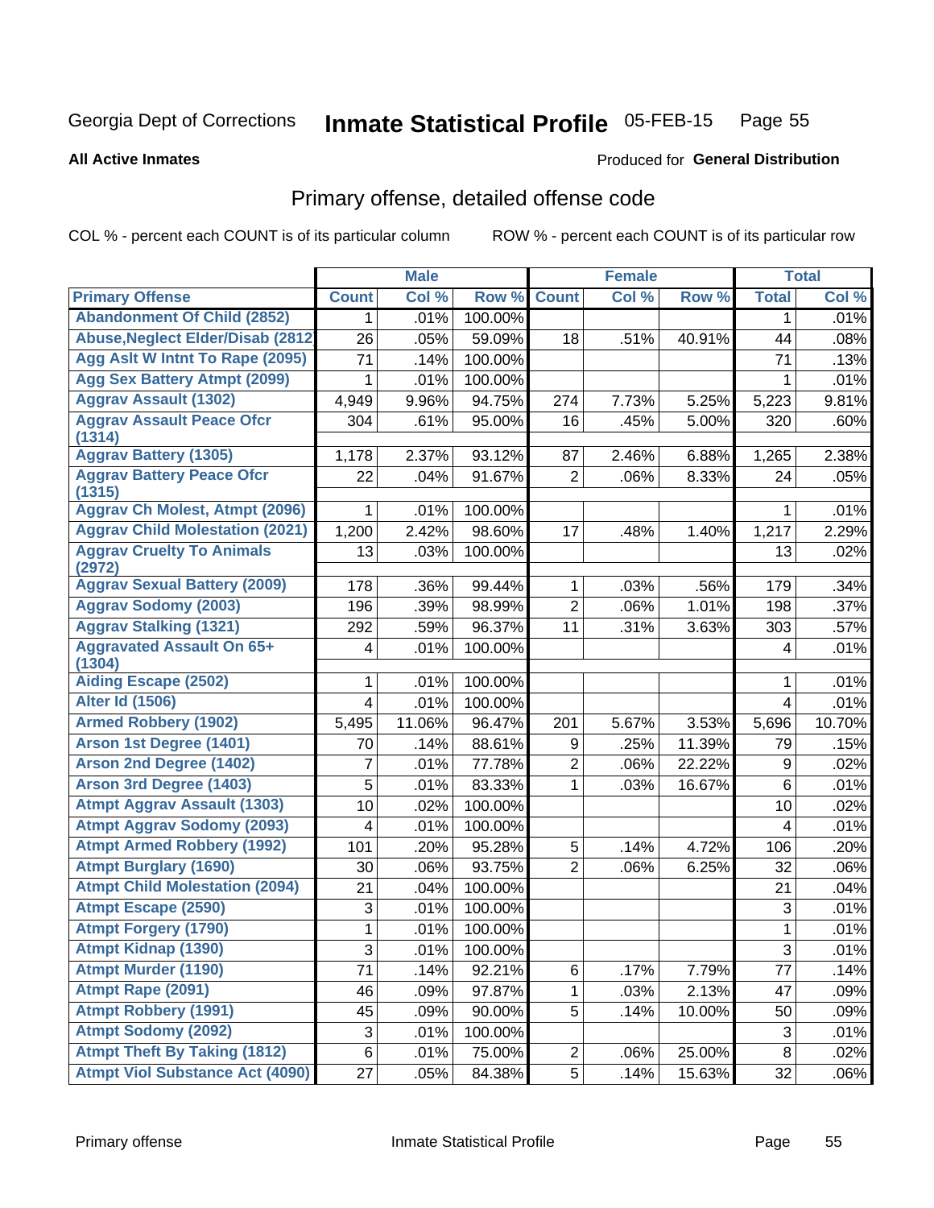Georgia Dept of Corrections **Inmate Statistical Profile** 05-FEB-15

**All Active Inmates**

Produced for **General Distribution**

## Primary offense, detailed offense code

COL % - percent each COUNT is of its particular column ROW % - percent each COUNT is of its particular row

| | Male | | | Female | | | Total | |
|---|---|---|---|---|---|---|---|---|
| **Primary Offense** | **Count** | **Col %** | **Row %** | **Count** | **Col %** | **Row %** | **Total** | **Col %** |
| Abandonment Of Child (2852) | 1 | .01% | 100.00% | | | | 1 | .01% |
| Abuse,Neglect Elder/Disab (2812) | 26 | .05% | 59.09% | 18 | .51% | 40.91% | 44 | .08% |
| Agg Aslt W Intnt To Rape (2095) | 71 | .14% | 100.00% | | | | 71 | .13% |
| Agg Sex Battery Atmpt (2099) | 1 | .01% | 100.00% | | | | 1 | .01% |
| Aggrav Assault (1302) | 4,949 | 9.96% | 94.75% | 274 | 7.73% | 5.25% | 5,223 | 9.81% |
| Aggrav Assault Peace Ofcr (1314) | 304 | .61% | 95.00% | 16 | .45% | 5.00% | 320 | .60% |
| Aggrav Battery (1305) | 1,178 | 2.37% | 93.12% | 87 | 2.46% | 6.88% | 1,265 | 2.38% |
| Aggrav Battery Peace Ofcr (1315) | 22 | .04% | 91.67% | 2 | .06% | 8.33% | 24 | .05% |
| Aggrav Ch Molest, Atmpt (2096) | 1 | .01% | 100.00% | | | | 1 | .01% |
| Aggrav Child Molestation (2021) | 1,200 | 2.42% | 98.60% | 17 | .48% | 1.40% | 1,217 | 2.29% |
| Aggrav Cruelty To Animals (2972) | 13 | .03% | 100.00% | | | | 13 | .02% |
| Aggrav Sexual Battery (2009) | 178 | .36% | 99.44% | 1 | .03% | .56% | 179 | .34% |
| Aggrav Sodomy (2003) | 196 | .39% | 98.99% | 2 | .06% | 1.01% | 198 | .37% |
| Aggrav Stalking (1321) | 292 | .59% | 96.37% | 11 | .31% | 3.63% | 303 | .57% |
| Aggravated Assault On 65+ (1304) | 4 | .01% | 100.00% | | | | 4 | .01% |
| Aiding Escape (2502) | 1 | .01% | 100.00% | | | | 1 | .01% |
| Alter Id (1506) | 4 | .01% | 100.00% | | | | 4 | .01% |
| Armed Robbery (1902) | 5,495 | 11.06% | 96.47% | 201 | 5.67% | 3.53% | 5,696 | 10.70% |
| Arson 1st Degree (1401) | 70 | .14% | 88.61% | 9 | .25% | 11.39% | 79 | .15% |
| Arson 2nd Degree (1402) | 7 | .01% | 77.78% | 2 | .06% | 22.22% | 9 | .02% |
| Arson 3rd Degree (1403) | 5 | .01% | 83.33% | 1 | .03% | 16.67% | 6 | .01% |
| Atmpt Aggrav Assault (1303) | 10 | .02% | 100.00% | | | | 10 | .02% |
| Atmpt Aggrav Sodomy (2093) | 4 | .01% | 100.00% | | | | 4 | .01% |
| Atmpt Armed Robbery (1992) | 101 | .20% | 95.28% | 5 | .14% | 4.72% | 106 | .20% |
| Atmpt Burglary (1690) | 30 | .06% | 93.75% | 2 | .06% | 6.25% | 32 | .06% |
| Atmpt Child Molestation (2094) | 21 | .04% | 100.00% | | | | 21 | .04% |
| Atmpt Escape (2590) | 3 | .01% | 100.00% | | | | 3 | .01% |
| Atmpt Forgery (1790) | 1 | .01% | 100.00% | | | | 1 | .01% |
| Atmpt Kidnap (1390) | 3 | .01% | 100.00% | | | | 3 | .01% |
| Atmpt Murder (1190) | 71 | .14% | 92.21% | 6 | .17% | 7.79% | 77 | .14% |
| Atmpt Rape (2091) | 46 | .09% | 97.87% | 1 | .03% | 2.13% | 47 | .09% |
| Atmpt Robbery (1991) | 45 | .09% | 90.00% | 5 | .14% | 10.00% | 50 | .09% |
| Atmpt Sodomy (2092) | 3 | .01% | 100.00% | | | | 3 | .01% |
| Atmpt Theft By Taking (1812) | 6 | .01% | 75.00% | 2 | .06% | 25.00% | 8 | .02% |
| Atmpt Viol Substance Act (4090) | 27 | .05% | 84.38% | 5 | .14% | 15.63% | 32 | .06% |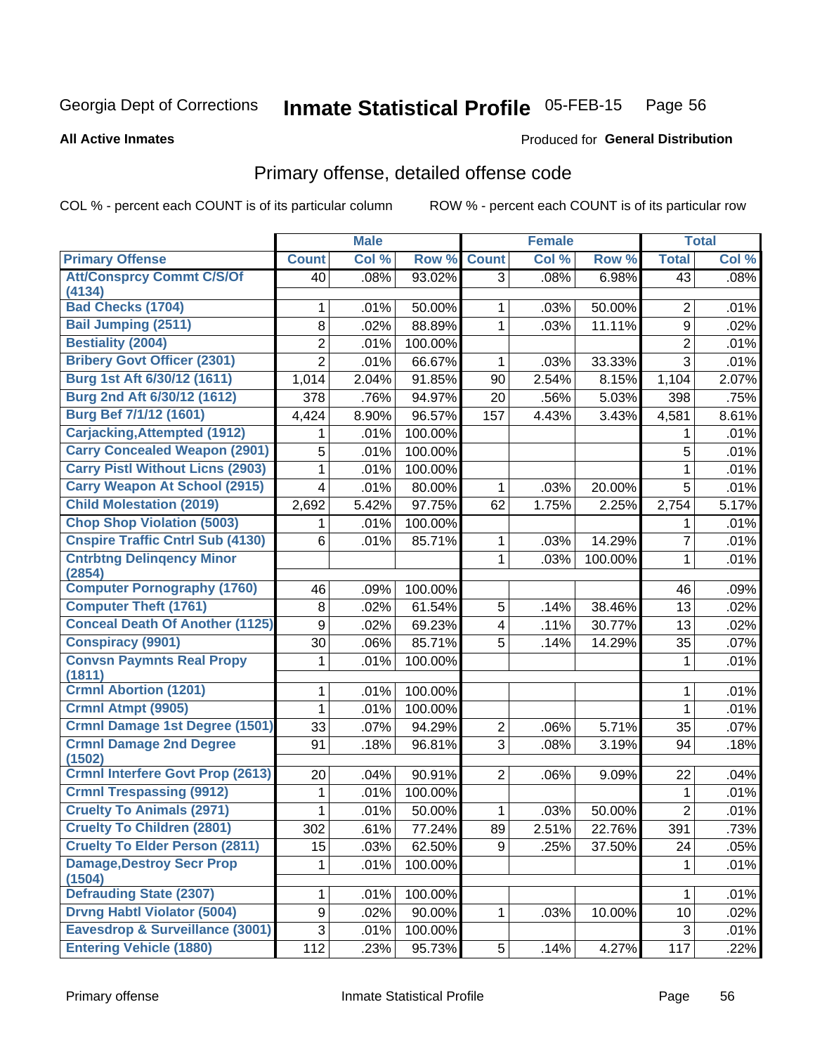Georgia Dept of Corrections **Inmate Statistical Profile** 05-FEB-15

**All Active Inmates**

Produced for **General Distribution**

## Primary offense, detailed offense code

COL % - percent each COUNT is of its particular column ROW % - percent each COUNT is of its particular row

| | Male | | | Female | | | Total | |
|---|---|---|---|---|---|---|---|---|
| **Primary Offense** | **Count** | **Col %** | **Row %** | **Count** | **Col %** | **Row %** | **Total** | **Col %** |
| **Att/Consprcy Commt C/S/Of (4134)** | 40 | .08% | 93.02% | 3 | .08% | 6.98% | 43 | .08% |
| **Bad Checks (1704)** | 1 | .01% | 50.00% | 1 | .03% | 50.00% | 2 | .01% |
| **Bail Jumping (2511)** | 8 | .02% | 88.89% | 1 | .03% | 11.11% | 9 | .02% |
| **Bestiality (2004)** | 2 | .01% | 100.00% | | | | 2 | .01% |
| **Bribery Govt Officer (2301)** | 2 | .01% | 66.67% | 1 | .03% | 33.33% | 3 | .01% |
| **Burg 1st Aft 6/30/12 (1611)** | 1,014 | 2.04% | 91.85% | 90 | 2.54% | 8.15% | 1,104 | 2.07% |
| **Burg 2nd Aft 6/30/12 (1612)** | 378 | .76% | 94.97% | 20 | .56% | 5.03% | 398 | .75% |
| **Burg Bef 7/1/12 (1601)** | 4,424 | 8.90% | 96.57% | 157 | 4.43% | 3.43% | 4,581 | 8.61% |
| **Carjacking,Attempted (1912)** | 1 | .01% | 100.00% | | | | 1 | .01% |
| **Carry Concealed Weapon (2901)** | 5 | .01% | 100.00% | | | | 5 | .01% |
| **Carry Pistl Without Licns (2903)** | 1 | .01% | 100.00% | | | | 1 | .01% |
| **Carry Weapon At School (2915)** | 4 | .01% | 80.00% | 1 | .03% | 20.00% | 5 | .01% |
| **Child Molestation (2019)** | 2,692 | 5.42% | 97.75% | 62 | 1.75% | 2.25% | 2,754 | 5.17% |
| **Chop Shop Violation (5003)** | 1 | .01% | 100.00% | | | | 1 | .01% |
| **Cnspire Traffic Cntrl Sub (4130)** | 6 | .01% | 85.71% | 1 | .03% | 14.29% | 7 | .01% |
| **Cntrbtng Delinqency Minor (2854)** | | | | 1 | .03% | 100.00% | 1 | .01% |
| **Computer Pornography (1760)** | 46 | .09% | 100.00% | | | | 46 | .09% |
| **Computer Theft (1761)** | 8 | .02% | 61.54% | 5 | .14% | 38.46% | 13 | .02% |
| **Conceal Death Of Another (1125)** | 9 | .02% | 69.23% | 4 | .11% | 30.77% | 13 | .02% |
| **Conspiracy (9901)** | 30 | .06% | 85.71% | 5 | .14% | 14.29% | 35 | .07% |
| **Convsn Paymnts Real Propy (1811)** | 1 | .01% | 100.00% | | | | 1 | .01% |
| **Crmnl Abortion (1201)** | 1 | .01% | 100.00% | | | | 1 | .01% |
| **Crmnl Atmpt (9905)** | 1 | .01% | 100.00% | | | | 1 | .01% |
| **Crmnl Damage 1st Degree (1501)** | 33 | .07% | 94.29% | 2 | .06% | 5.71% | 35 | .07% |
| **Crmnl Damage 2nd Degree (1502)** | 91 | .18% | 96.81% | 3 | .08% | 3.19% | 94 | .18% |
| **Crmnl Interfere Govt Prop (2613)** | 20 | .04% | 90.91% | 2 | .06% | 9.09% | 22 | .04% |
| **Crmnl Trespassing (9912)** | 1 | .01% | 100.00% | | | | 1 | .01% |
| **Cruelty To Animals (2971)** | 1 | .01% | 50.00% | 1 | .03% | 50.00% | 2 | .01% |
| **Cruelty To Children (2801)** | 302 | .61% | 77.24% | 89 | 2.51% | 22.76% | 391 | .73% |
| **Cruelty To Elder Person (2811)** | 15 | .03% | 62.50% | 9 | .25% | 37.50% | 24 | .05% |
| **Damage,Destroy Secr Prop (1504)** | 1 | .01% | 100.00% | | | | 1 | .01% |
| **Defrauding State (2307)** | 1 | .01% | 100.00% | | | | 1 | .01% |
| **Drvng Habtl Violator (5004)** | 9 | .02% | 90.00% | 1 | .03% | 10.00% | 10 | .02% |
| **Eavesdrop & Surveillance (3001)** | 3 | .01% | 100.00% | | | | 3 | .01% |
| **Entering Vehicle (1880)** | 112 | .23% | 95.73% | 5 | .14% | 4.27% | 117 | .22% |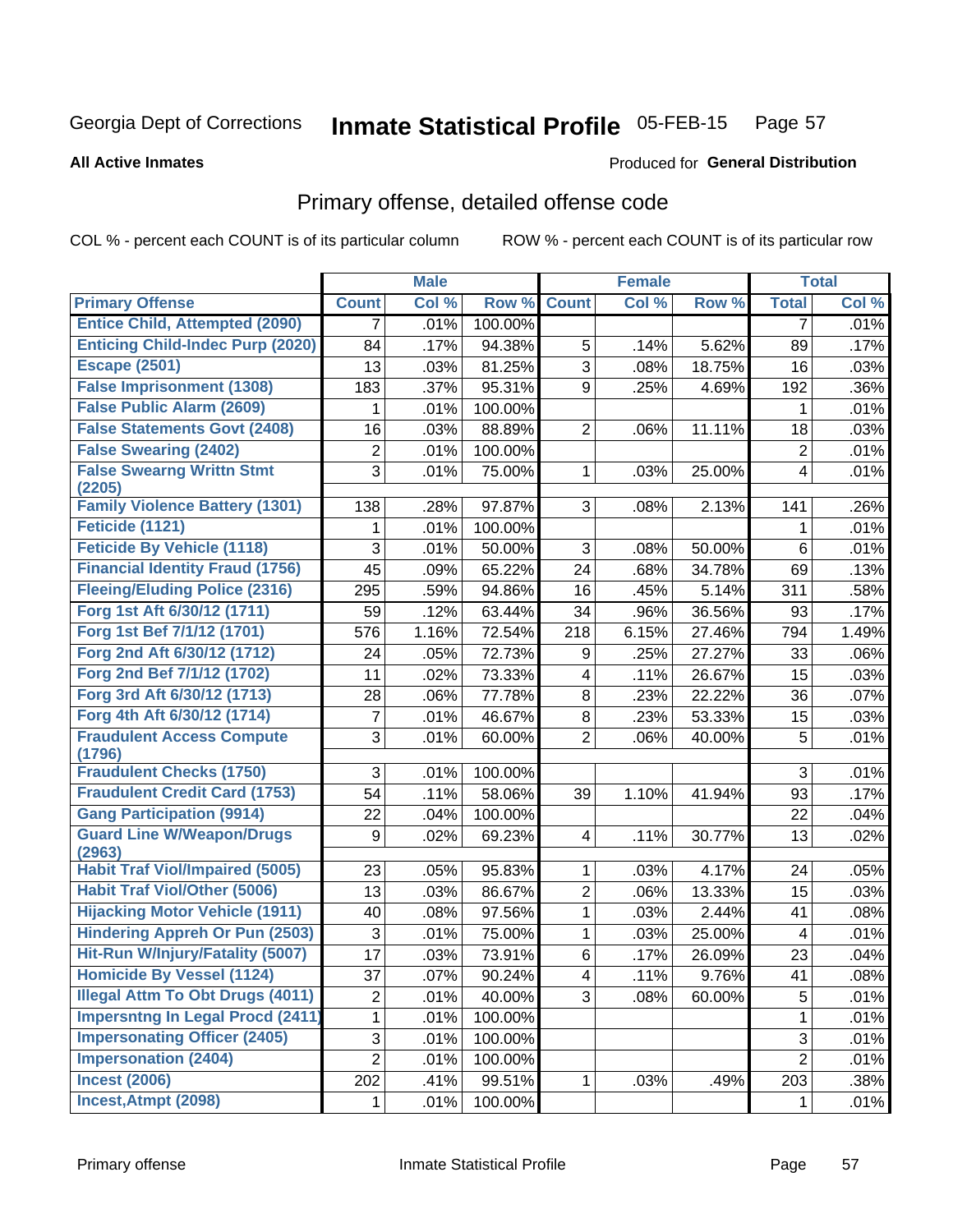Georgia Dept of Corrections **Inmate Statistical Profile** 05-FEB-15

**All Active Inmates**

Produced for **General Distribution**

## Primary offense, detailed offense code

COL % - percent each COUNT is of its particular column ROW % - percent each COUNT is of its particular row

| | Male | | | Female | | | Total | |
|---|---|---|---|---|---|---|---|---|
| **Primary Offense** | **Count** | **Col %** | **Row %** | **Count** | **Col %** | **Row %** | **Total** | **Col %** |
| **Entice Child, Attempted (2090)** | 7 | .01% | 100.00% | | | | 7 | .01% |
| **Enticing Child-Indec Purp (2020)** | 84 | .17% | 94.38% | 5 | .14% | 5.62% | 89 | .17% |
| **Escape (2501)** | 13 | .03% | 81.25% | 3 | .08% | 18.75% | 16 | .03% |
| **False Imprisonment (1308)** | 183 | .37% | 95.31% | 9 | .25% | 4.69% | 192 | .36% |
| **False Public Alarm (2609)** | 1 | .01% | 100.00% | | | | 1 | .01% |
| **False Statements Govt (2408)** | 16 | .03% | 88.89% | 2 | .06% | 11.11% | 18 | .03% |
| **False Swearing (2402)** | 2 | .01% | 100.00% | | | | 2 | .01% |
| **False Swearng Writtn Stmt (2205)** | 3 | .01% | 75.00% | 1 | .03% | 25.00% | 4 | .01% |
| **Family Violence Battery (1301)** | 138 | .28% | 97.87% | 3 | .08% | 2.13% | 141 | .26% |
| **Feticide (1121)** | 1 | .01% | 100.00% | | | | 1 | .01% |
| **Feticide By Vehicle (1118)** | 3 | .01% | 50.00% | 3 | .08% | 50.00% | 6 | .01% |
| **Financial Identity Fraud (1756)** | 45 | .09% | 65.22% | 24 | .68% | 34.78% | 69 | .13% |
| **Fleeing/Eluding Police (2316)** | 295 | .59% | 94.86% | 16 | .45% | 5.14% | 311 | .58% |
| **Forg 1st Aft 6/30/12 (1711)** | 59 | .12% | 63.44% | 34 | .96% | 36.56% | 93 | .17% |
| **Forg 1st Bef 7/1/12 (1701)** | 576 | 1.16% | 72.54% | 218 | 6.15% | 27.46% | 794 | 1.49% |
| **Forg 2nd Aft 6/30/12 (1712)** | 24 | .05% | 72.73% | 9 | .25% | 27.27% | 33 | .06% |
| **Forg 2nd Bef 7/1/12 (1702)** | 11 | .02% | 73.33% | 4 | .11% | 26.67% | 15 | .03% |
| **Forg 3rd Aft 6/30/12 (1713)** | 28 | .06% | 77.78% | 8 | .23% | 22.22% | 36 | .07% |
| **Forg 4th Aft 6/30/12 (1714)** | 7 | .01% | 46.67% | 8 | .23% | 53.33% | 15 | .03% |
| **Fraudulent Access Compute (1796)** | 3 | .01% | 60.00% | 2 | .06% | 40.00% | 5 | .01% |
| **Fraudulent Checks (1750)** | 3 | .01% | 100.00% | | | | 3 | .01% |
| **Fraudulent Credit Card (1753)** | 54 | .11% | 58.06% | 39 | 1.10% | 41.94% | 93 | .17% |
| **Gang Participation (9914)** | 22 | .04% | 100.00% | | | | 22 | .04% |
| **Guard Line W/Weapon/Drugs (2963)** | 9 | .02% | 69.23% | 4 | .11% | 30.77% | 13 | .02% |
| **Habit Traf Viol/Impaired (5005)** | 23 | .05% | 95.83% | 1 | .03% | 4.17% | 24 | .05% |
| **Habit Traf Viol/Other (5006)** | 13 | .03% | 86.67% | 2 | .06% | 13.33% | 15 | .03% |
| **Hijacking Motor Vehicle (1911)** | 40 | .08% | 97.56% | 1 | .03% | 2.44% | 41 | .08% |
| **Hindering Appreh Or Pun (2503)** | 3 | .01% | 75.00% | 1 | .03% | 25.00% | 4 | .01% |
| **Hit-Run W/Injury/Fatality (5007)** | 17 | .03% | 73.91% | 6 | .17% | 26.09% | 23 | .04% |
| **Homicide By Vessel (1124)** | 37 | .07% | 90.24% | 4 | .11% | 9.76% | 41 | .08% |
| **Illegal Attm To Obt Drugs (4011)** | 2 | .01% | 40.00% | 3 | .08% | 60.00% | 5 | .01% |
| **Impersntng In Legal Procd (2411)** | 1 | .01% | 100.00% | | | | 1 | .01% |
| **Impersonating Officer (2405)** | 3 | .01% | 100.00% | | | | 3 | .01% |
| **Impersonation (2404)** | 2 | .01% | 100.00% | | | | 2 | .01% |
| **Incest (2006)** | 202 | .41% | 99.51% | 1 | .03% | .49% | 203 | .38% |
| **Incest,Atmpt (2098)** | 1 | .01% | 100.00% | | | | 1 | .01% |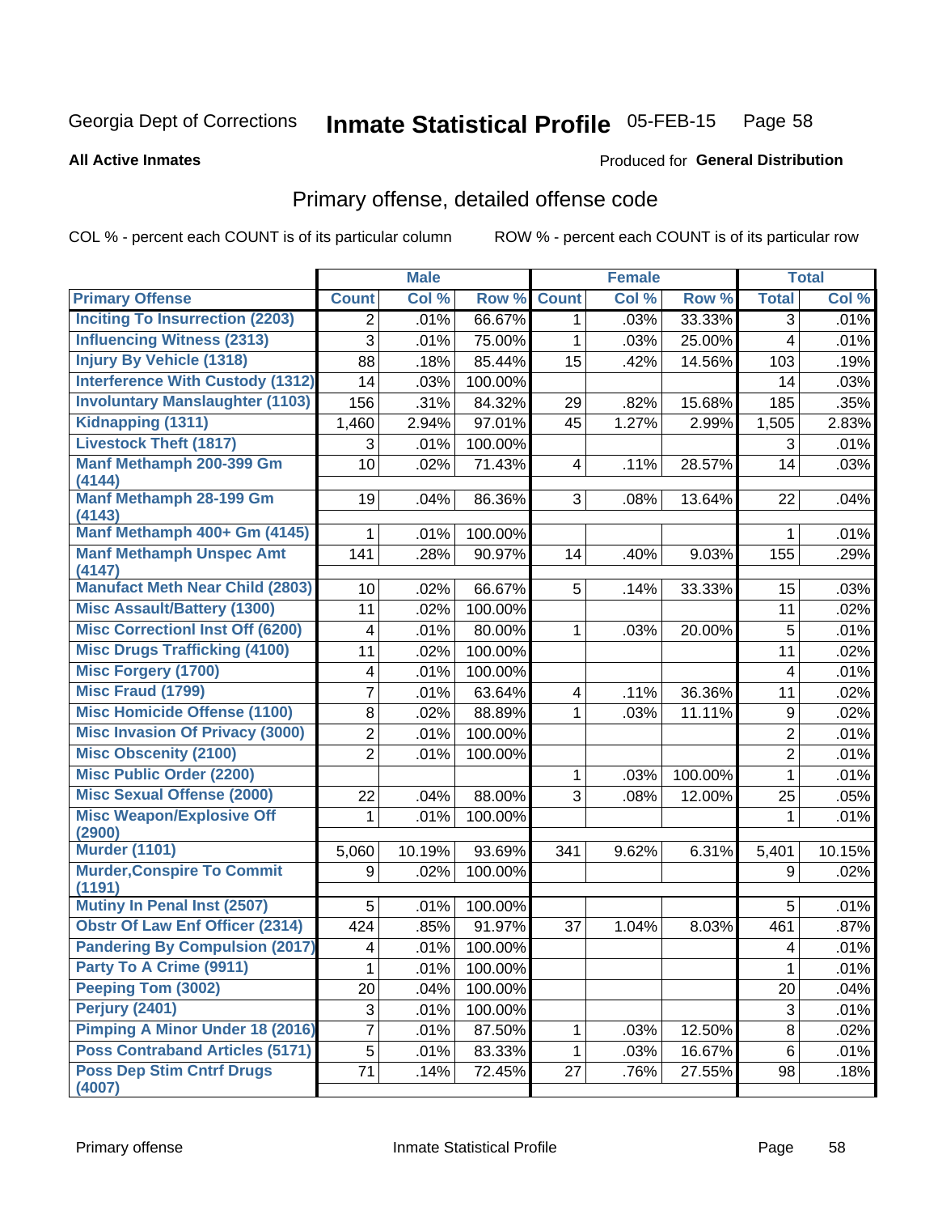Georgia Dept of Corrections **Inmate Statistical Profile** 05-FEB-15 Page 58

**All Active Inmates**

Produced for **General Distribution**

## Primary offense, detailed offense code

COL % - percent each COUNT is of its particular column ROW % - percent each COUNT is of its particular row

| | Male | | | Female | | | Total | |
|---|---|---|---|---|---|---|---|---|
| **Primary Offense** | **Count** | **Col %** | **Row %** | **Count** | **Col %** | **Row %** | **Total** | **Col %** |
| Inciting To Insurrection (2203) | 2 | .01% | 66.67% | 1 | .03% | 33.33% | 3 | .01% |
| Influencing Witness (2313) | 3 | .01% | 75.00% | 1 | .03% | 25.00% | 4 | .01% |
| Injury By Vehicle (1318) | 88 | .18% | 85.44% | 15 | .42% | 14.56% | 103 | .19% |
| Interference With Custody (1312) | 14 | .03% | 100.00% | | | | 14 | .03% |
| Involuntary Manslaughter (1103) | 156 | .31% | 84.32% | 29 | .82% | 15.68% | 185 | .35% |
| Kidnapping (1311) | 1,460 | 2.94% | 97.01% | 45 | 1.27% | 2.99% | 1,505 | 2.83% |
| Livestock Theft (1817) | 3 | .01% | 100.00% | | | | 3 | .01% |
| Manf Methamph 200-399 Gm (4144) | 10 | .02% | 71.43% | 4 | .11% | 28.57% | 14 | .03% |
| Manf Methamph 28-199 Gm (4143) | 19 | .04% | 86.36% | 3 | .08% | 13.64% | 22 | .04% |
| Manf Methamph 400+ Gm (4145) | 1 | .01% | 100.00% | | | | 1 | .01% |
| Manf Methamph Unspec Amt (4147) | 141 | .28% | 90.97% | 14 | .40% | 9.03% | 155 | .29% |
| Manufact Meth Near Child (2803) | 10 | .02% | 66.67% | 5 | .14% | 33.33% | 15 | .03% |
| Misc Assault/Battery (1300) | 11 | .02% | 100.00% | | | | 11 | .02% |
| Misc Correctionl Inst Off (6200) | 4 | .01% | 80.00% | 1 | .03% | 20.00% | 5 | .01% |
| Misc Drugs Trafficking (4100) | 11 | .02% | 100.00% | | | | 11 | .02% |
| Misc Forgery (1700) | 4 | .01% | 100.00% | | | | 4 | .01% |
| Misc Fraud (1799) | 7 | .01% | 63.64% | 4 | .11% | 36.36% | 11 | .02% |
| Misc Homicide Offense (1100) | 8 | .02% | 88.89% | 1 | .03% | 11.11% | 9 | .02% |
| Misc Invasion Of Privacy (3000) | 2 | .01% | 100.00% | | | | 2 | .01% |
| Misc Obscenity (2100) | 2 | .01% | 100.00% | | | | 2 | .01% |
| Misc Public Order (2200) | | | | 1 | .03% | 100.00% | 1 | .01% |
| Misc Sexual Offense (2000) | 22 | .04% | 88.00% | 3 | .08% | 12.00% | 25 | .05% |
| Misc Weapon/Explosive Off (2900) | 1 | .01% | 100.00% | | | | 1 | .01% |
| Murder (1101) | 5,060 | 10.19% | 93.69% | 341 | 9.62% | 6.31% | 5,401 | 10.15% |
| Murder,Conspire To Commit (1191) | 9 | .02% | 100.00% | | | | 9 | .02% |
| Mutiny In Penal Inst (2507) | 5 | .01% | 100.00% | | | | 5 | .01% |
| Obstr Of Law Enf Officer (2314) | 424 | .85% | 91.97% | 37 | 1.04% | 8.03% | 461 | .87% |
| Pandering By Compulsion (2017) | 4 | .01% | 100.00% | | | | 4 | .01% |
| Party To A Crime (9911) | 1 | .01% | 100.00% | | | | 1 | .01% |
| Peeping Tom (3002) | 20 | .04% | 100.00% | | | | 20 | .04% |
| Perjury (2401) | 3 | .01% | 100.00% | | | | 3 | .01% |
| Pimping A Minor Under 18 (2016) | 7 | .01% | 87.50% | 1 | .03% | 12.50% | 8 | .02% |
| Poss Contraband Articles (5171) | 5 | .01% | 83.33% | 1 | .03% | 16.67% | 6 | .01% |
| Poss Dep Stim Cntrf Drugs (4007) | 71 | .14% | 72.45% | 27 | .76% | 27.55% | 98 | .18% |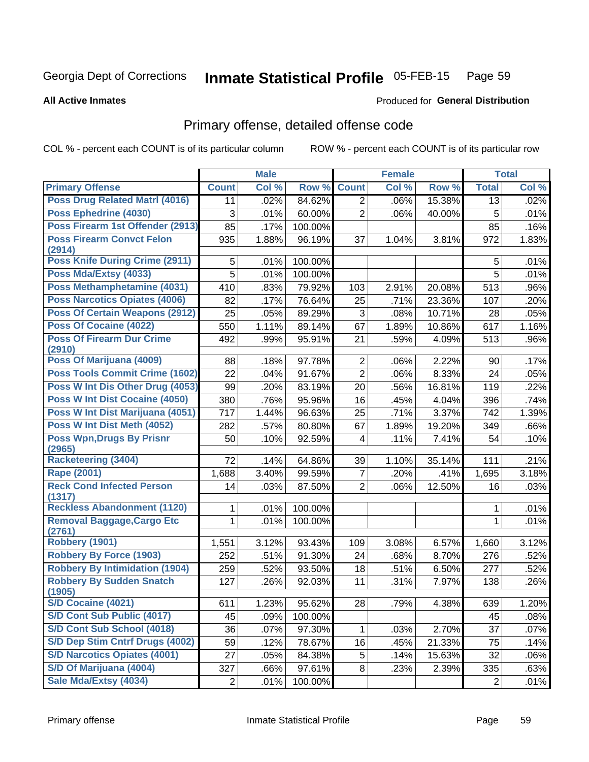Georgia Dept of Corrections **Inmate Statistical Profile** 05-FEB-15

**All Active Inmates**

Produced for **General Distribution**

## Primary offense, detailed offense code

COL % - percent each COUNT is of its particular column ROW % - percent each COUNT is of its particular row

| | Male | | | Female | | | Total | |
|---|---|---|---|---|---|---|---|---|
| **Primary Offense** | **Count** | **Col %** | **Row %** | **Count** | **Col %** | **Row %** | **Total** | **Col %** |
| Poss Drug Related Matrl (4016) | 11 | .02% | 84.62% | 2 | .06% | 15.38% | 13 | .02% |
| Poss Ephedrine (4030) | 3 | .01% | 60.00% | 2 | .06% | 40.00% | 5 | .01% |
| Poss Firearm 1st Offender (2913) | 85 | .17% | 100.00% | | | | 85 | .16% |
| Poss Firearm Convct Felon (2914) | 935 | 1.88% | 96.19% | 37 | 1.04% | 3.81% | 972 | 1.83% |
| Poss Knife During Crime (2911) | 5 | .01% | 100.00% | | | | 5 | .01% |
| Poss Mda/Extsy (4033) | 5 | .01% | 100.00% | | | | 5 | .01% |
| Poss Methamphetamine (4031) | 410 | .83% | 79.92% | 103 | 2.91% | 20.08% | 513 | .96% |
| Poss Narcotics Opiates (4006) | 82 | .17% | 76.64% | 25 | .71% | 23.36% | 107 | .20% |
| Poss Of Certain Weapons (2912) | 25 | .05% | 89.29% | 3 | .08% | 10.71% | 28 | .05% |
| Poss Of Cocaine (4022) | 550 | 1.11% | 89.14% | 67 | 1.89% | 10.86% | 617 | 1.16% |
| Poss Of Firearm Dur Crime (2910) | 492 | .99% | 95.91% | 21 | .59% | 4.09% | 513 | .96% |
| Poss Of Marijuana (4009) | 88 | .18% | 97.78% | 2 | .06% | 2.22% | 90 | .17% |
| Poss Tools Commit Crime (1602) | 22 | .04% | 91.67% | 2 | .06% | 8.33% | 24 | .05% |
| Poss W Int Dis Other Drug (4053) | 99 | .20% | 83.19% | 20 | .56% | 16.81% | 119 | .22% |
| Poss W Int Dist Cocaine (4050) | 380 | .76% | 95.96% | 16 | .45% | 4.04% | 396 | .74% |
| Poss W Int Dist Marijuana (4051) | 717 | 1.44% | 96.63% | 25 | .71% | 3.37% | 742 | 1.39% |
| Poss W Int Dist Meth (4052) | 282 | .57% | 80.80% | 67 | 1.89% | 19.20% | 349 | .66% |
| Poss Wpn,Drugs By Prisnr (2965) | 50 | .10% | 92.59% | 4 | .11% | 7.41% | 54 | .10% |
| Racketeering (3404) | 72 | .14% | 64.86% | 39 | 1.10% | 35.14% | 111 | .21% |
| Rape (2001) | 1,688 | 3.40% | 99.59% | 7 | .20% | .41% | 1,695 | 3.18% |
| Reck Cond Infected Person (1317) | 14 | .03% | 87.50% | 2 | .06% | 12.50% | 16 | .03% |
| Reckless Abandonment (1120) | 1 | .01% | 100.00% | | | | 1 | .01% |
| Removal Baggage,Cargo Etc (2761) | 1 | .01% | 100.00% | | | | 1 | .01% |
| Robbery (1901) | 1,551 | 3.12% | 93.43% | 109 | 3.08% | 6.57% | 1,660 | 3.12% |
| Robbery By Force (1903) | 252 | .51% | 91.30% | 24 | .68% | 8.70% | 276 | .52% |
| Robbery By Intimidation (1904) | 259 | .52% | 93.50% | 18 | .51% | 6.50% | 277 | .52% |
| Robbery By Sudden Snatch (1905) | 127 | .26% | 92.03% | 11 | .31% | 7.97% | 138 | .26% |
| S/D Cocaine (4021) | 611 | 1.23% | 95.62% | 28 | .79% | 4.38% | 639 | 1.20% |
| S/D Cont Sub Public (4017) | 45 | .09% | 100.00% | | | | 45 | .08% |
| S/D Cont Sub School (4018) | 36 | .07% | 97.30% | 1 | .03% | 2.70% | 37 | .07% |
| S/D Dep Stim Cntrf Drugs (4002) | 59 | .12% | 78.67% | 16 | .45% | 21.33% | 75 | .14% |
| S/D Narcotics Opiates (4001) | 27 | .05% | 84.38% | 5 | .14% | 15.63% | 32 | .06% |
| S/D Of Marijuana (4004) | 327 | .66% | 97.61% | 8 | .23% | 2.39% | 335 | .63% |
| Sale Mda/Extsy (4034) | 2 | .01% | 100.00% | | | | 2 | .01% |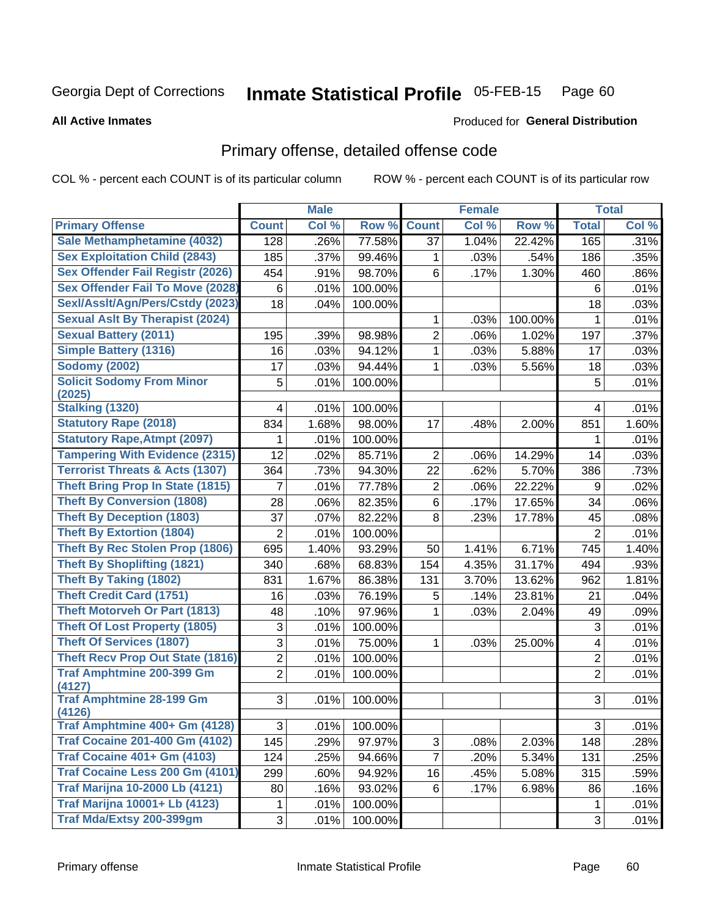Georgia Dept of Corrections **Inmate Statistical Profile** 05-FEB-15

**All Active Inmates** Produced for **General Distribution**

## Primary offense, detailed offense code

COL % - percent each COUNT is of its particular column ROW % - percent each COUNT is of its particular row

| | Male | | | Female | | | Total | |
|---|---|---|---|---|---|---|---|---|
| **Primary Offense** | **Count** | **Col %** | **Row %** | **Count** | **Col %** | **Row %** | **Total** | **Col %** |
| **Sale Methamphetamine (4032)** | 128 | .26% | 77.58% | 37 | 1.04% | 22.42% | 165 | .31% |
| **Sex Exploitation Child (2843)** | 185 | .37% | 99.46% | 1 | .03% | .54% | 186 | .35% |
| **Sex Offender Fail Registr (2026)** | 454 | .91% | 98.70% | 6 | .17% | 1.30% | 460 | .86% |
| **Sex Offender Fail To Move (2028)** | 6 | .01% | 100.00% | | | | 6 | .01% |
| **Sexl/Asslt/Agn/Pers/Cstdy (2023)** | 18 | .04% | 100.00% | | | | 18 | .03% |
| **Sexual Aslt By Therapist (2024)** | | | | 1 | .03% | 100.00% | 1 | .01% |
| **Sexual Battery (2011)** | 195 | .39% | 98.98% | 2 | .06% | 1.02% | 197 | .37% |
| **Simple Battery (1316)** | 16 | .03% | 94.12% | 1 | .03% | 5.88% | 17 | .03% |
| **Sodomy (2002)** | 17 | .03% | 94.44% | 1 | .03% | 5.56% | 18 | .03% |
| **Solicit Sodomy From Minor (2025)** | 5 | .01% | 100.00% | | | | 5 | .01% |
| **Stalking (1320)** | 4 | .01% | 100.00% | | | | 4 | .01% |
| **Statutory Rape (2018)** | 834 | 1.68% | 98.00% | 17 | .48% | 2.00% | 851 | 1.60% |
| **Statutory Rape,Atmpt (2097)** | 1 | .01% | 100.00% | | | | 1 | .01% |
| **Tampering With Evidence (2315)** | 12 | .02% | 85.71% | 2 | .06% | 14.29% | 14 | .03% |
| **Terrorist Threats & Acts (1307)** | 364 | .73% | 94.30% | 22 | .62% | 5.70% | 386 | .73% |
| **Theft Bring Prop In State (1815)** | 7 | .01% | 77.78% | 2 | .06% | 22.22% | 9 | .02% |
| **Theft By Conversion (1808)** | 28 | .06% | 82.35% | 6 | .17% | 17.65% | 34 | .06% |
| **Theft By Deception (1803)** | 37 | .07% | 82.22% | 8 | .23% | 17.78% | 45 | .08% |
| **Theft By Extortion (1804)** | 2 | .01% | 100.00% | | | | 2 | .01% |
| **Theft By Rec Stolen Prop (1806)** | 695 | 1.40% | 93.29% | 50 | 1.41% | 6.71% | 745 | 1.40% |
| **Theft By Shoplifting (1821)** | 340 | .68% | 68.83% | 154 | 4.35% | 31.17% | 494 | .93% |
| **Theft By Taking (1802)** | 831 | 1.67% | 86.38% | 131 | 3.70% | 13.62% | 962 | 1.81% |
| **Theft Credit Card (1751)** | 16 | .03% | 76.19% | 5 | .14% | 23.81% | 21 | .04% |
| **Theft Motorveh Or Part (1813)** | 48 | .10% | 97.96% | 1 | .03% | 2.04% | 49 | .09% |
| **Theft Of Lost Property (1805)** | 3 | .01% | 100.00% | | | | 3 | .01% |
| **Theft Of Services (1807)** | 3 | .01% | 75.00% | 1 | .03% | 25.00% | 4 | .01% |
| **Theft Recv Prop Out State (1816)** | 2 | .01% | 100.00% | | | | 2 | .01% |
| **Traf Amphtmine 200-399 Gm (4127)** | 2 | .01% | 100.00% | | | | 2 | .01% |
| **Traf Amphtmine 28-199 Gm (4126)** | 3 | .01% | 100.00% | | | | 3 | .01% |
| **Traf Amphtmine 400+ Gm (4128)** | 3 | .01% | 100.00% | | | | 3 | .01% |
| **Traf Cocaine 201-400 Gm (4102)** | 145 | .29% | 97.97% | 3 | .08% | 2.03% | 148 | .28% |
| **Traf Cocaine 401+ Gm (4103)** | 124 | .25% | 94.66% | 7 | .20% | 5.34% | 131 | .25% |
| **Traf Cocaine Less 200 Gm (4101)** | 299 | .60% | 94.92% | 16 | .45% | 5.08% | 315 | .59% |
| **Traf Marijna 10-2000 Lb (4121)** | 80 | .16% | 93.02% | 6 | .17% | 6.98% | 86 | .16% |
| **Traf Marijna 10001+ Lb (4123)** | 1 | .01% | 100.00% | | | | 1 | .01% |
| **Traf Mda/Extsy 200-399gm** | 3 | .01% | 100.00% | | | | 3 | .01% |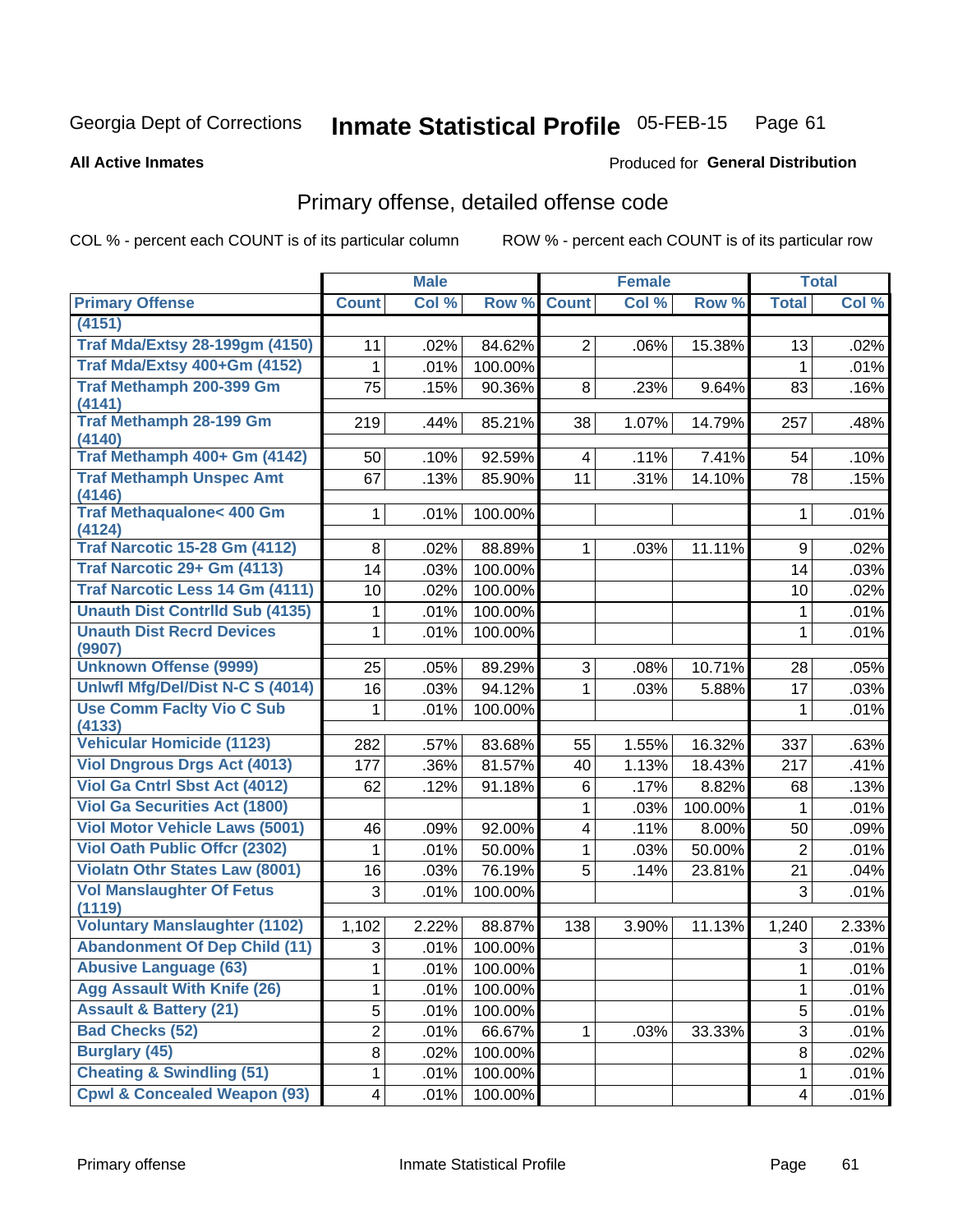Georgia Dept of Corrections **Inmate Statistical Profile** 05-FEB-15 Page 61

**All Active Inmates**

Produced for **General Distribution**

## Primary offense, detailed offense code

COL % - percent each COUNT is of its particular column

ROW % - percent each COUNT is of its particular row

| | Male | | | Female | | | Total | |
|---|---|---|---|---|---|---|---|---|
| **Primary Offense** | **Count** | **Col %** | **Row %** | **Count** | **Col %** | **Row %** | **Total** | **Col %** |
| (4151) | | | | | | | | |
| Traf Mda/Extsy 28-199gm (4150) | 11 | .02% | 84.62% | 2 | .06% | 15.38% | 13 | .02% |
| Traf Mda/Extsy 400+Gm (4152) | 1 | .01% | 100.00% | | | | 1 | .01% |
| Traf Methamph 200-399 Gm (4141) | 75 | .15% | 90.36% | 8 | .23% | 9.64% | 83 | .16% |
| Traf Methamph 28-199 Gm (4140) | 219 | .44% | 85.21% | 38 | 1.07% | 14.79% | 257 | .48% |
| Traf Methamph 400+ Gm (4142) | 50 | .10% | 92.59% | 4 | .11% | 7.41% | 54 | .10% |
| Traf Methamph Unspec Amt (4146) | 67 | .13% | 85.90% | 11 | .31% | 14.10% | 78 | .15% |
| Traf Methaqualone< 400 Gm (4124) | 1 | .01% | 100.00% | | | | 1 | .01% |
| Traf Narcotic 15-28 Gm (4112) | 8 | .02% | 88.89% | 1 | .03% | 11.11% | 9 | .02% |
| Traf Narcotic 29+ Gm (4113) | 14 | .03% | 100.00% | | | | 14 | .03% |
| Traf Narcotic Less 14 Gm (4111) | 10 | .02% | 100.00% | | | | 10 | .02% |
| Unauth Dist Contrlld Sub (4135) | 1 | .01% | 100.00% | | | | 1 | .01% |
| Unauth Dist Recrd Devices (9907) | 1 | .01% | 100.00% | | | | 1 | .01% |
| Unknown Offense (9999) | 25 | .05% | 89.29% | 3 | .08% | 10.71% | 28 | .05% |
| Unlwfl Mfg/Del/Dist N-C S (4014) | 16 | .03% | 94.12% | 1 | .03% | 5.88% | 17 | .03% |
| Use Comm Faclty Vio C Sub (4133) | 1 | .01% | 100.00% | | | | 1 | .01% |
| Vehicular Homicide (1123) | 282 | .57% | 83.68% | 55 | 1.55% | 16.32% | 337 | .63% |
| Viol Dngrous Drgs Act (4013) | 177 | .36% | 81.57% | 40 | 1.13% | 18.43% | 217 | .41% |
| Viol Ga Cntrl Sbst Act (4012) | 62 | .12% | 91.18% | 6 | .17% | 8.82% | 68 | .13% |
| Viol Ga Securities Act (1800) | | | | 1 | .03% | 100.00% | 1 | .01% |
| Viol Motor Vehicle Laws (5001) | 46 | .09% | 92.00% | 4 | .11% | 8.00% | 50 | .09% |
| Viol Oath Public Offcr (2302) | 1 | .01% | 50.00% | 1 | .03% | 50.00% | 2 | .01% |
| Violatn Othr States Law (8001) | 16 | .03% | 76.19% | 5 | .14% | 23.81% | 21 | .04% |
| Vol Manslaughter Of Fetus (1119) | 3 | .01% | 100.00% | | | | 3 | .01% |
| Voluntary Manslaughter (1102) | 1,102 | 2.22% | 88.87% | 138 | 3.90% | 11.13% | 1,240 | 2.33% |
| Abandonment Of Dep Child (11) | 3 | .01% | 100.00% | | | | 3 | .01% |
| Abusive Language (63) | 1 | .01% | 100.00% | | | | 1 | .01% |
| Agg Assault With Knife (26) | 1 | .01% | 100.00% | | | | 1 | .01% |
| Assault & Battery (21) | 5 | .01% | 100.00% | | | | 5 | .01% |
| Bad Checks (52) | 2 | .01% | 66.67% | 1 | .03% | 33.33% | 3 | .01% |
| Burglary (45) | 8 | .02% | 100.00% | | | | 8 | .02% |
| Cheating & Swindling (51) | 1 | .01% | 100.00% | | | | 1 | .01% |
| Cpwl & Concealed Weapon (93) | 4 | .01% | 100.00% | | | | 4 | .01% |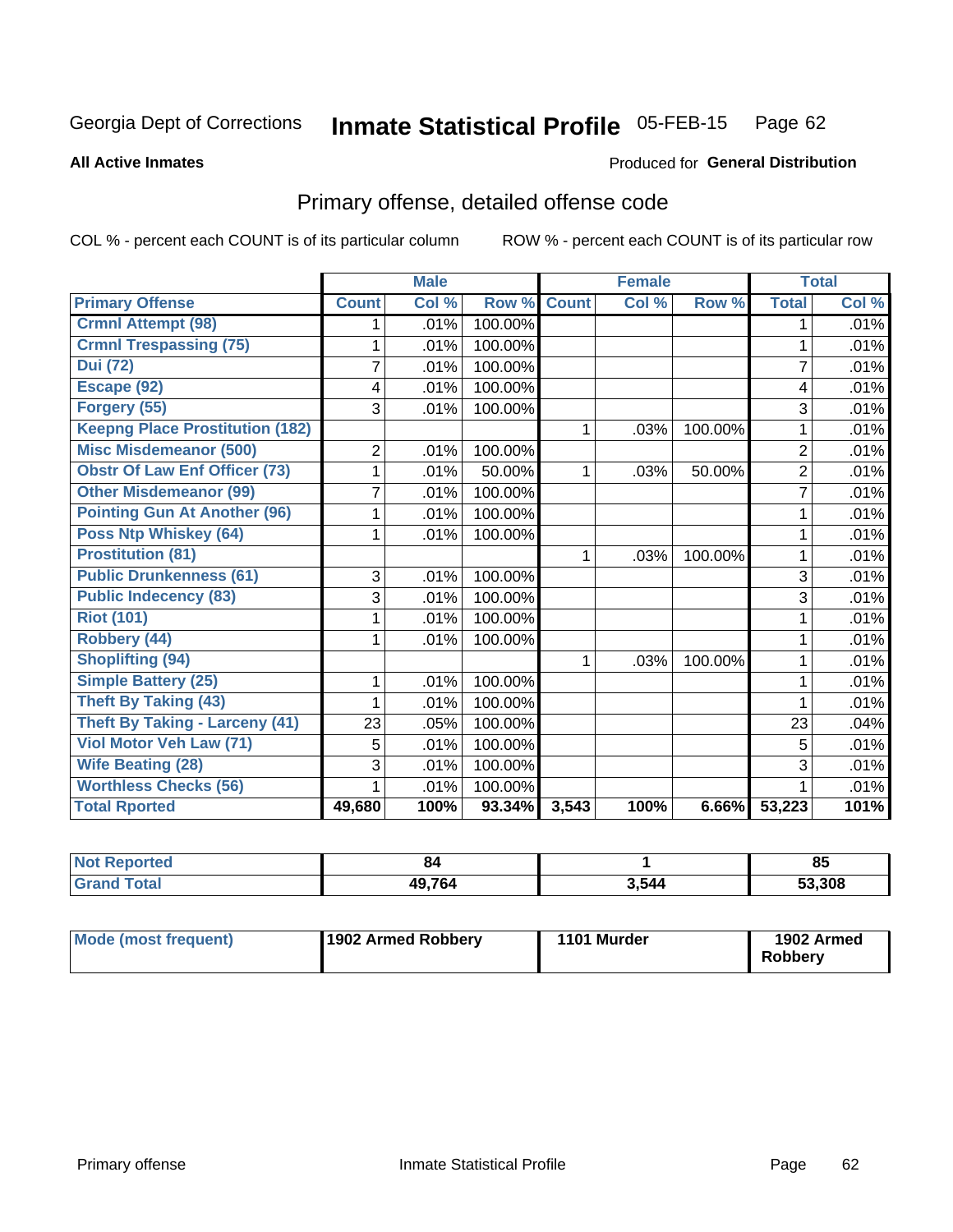Georgia Dept of Corrections **Inmate Statistical Profile** 05-FEB-15

**All Active Inmates**

Produced for **General Distribution**

## Primary offense, detailed offense code

COL % - percent each COUNT is of its particular column ROW % - percent each COUNT is of its particular row

| | Male | | | Female | | | Total | |
|---|---|---|---|---|---|---|---|---|
| **Primary Offense** | **Count** | **Col %** | **Row %** | **Count** | **Col %** | **Row %** | **Total** | **Col %** |
| **Crmnl Attempt (98)** | 1 | .01% | 100.00% | | | | 1 | .01% |
| **Crmnl Trespassing (75)** | 1 | .01% | 100.00% | | | | 1 | .01% |
| **Dui (72)** | 7 | .01% | 100.00% | | | | 7 | .01% |
| **Escape (92)** | 4 | .01% | 100.00% | | | | 4 | .01% |
| **Forgery (55)** | 3 | .01% | 100.00% | | | | 3 | .01% |
| **Keepng Place Prostitution (182)** | | | | 1 | .03% | 100.00% | 1 | .01% |
| **Misc Misdemeanor (500)** | 2 | .01% | 100.00% | | | | 2 | .01% |
| **Obstr Of Law Enf Officer (73)** | 1 | .01% | 50.00% | 1 | .03% | 50.00% | 2 | .01% |
| **Other Misdemeanor (99)** | 7 | .01% | 100.00% | | | | 7 | .01% |
| **Pointing Gun At Another (96)** | 1 | .01% | 100.00% | | | | 1 | .01% |
| **Poss Ntp Whiskey (64)** | 1 | .01% | 100.00% | | | | 1 | .01% |
| **Prostitution (81)** | | | | 1 | .03% | 100.00% | 1 | .01% |
| **Public Drunkenness (61)** | 3 | .01% | 100.00% | | | | 3 | .01% |
| **Public Indecency (83)** | 3 | .01% | 100.00% | | | | 3 | .01% |
| **Riot (101)** | 1 | .01% | 100.00% | | | | 1 | .01% |
| **Robbery (44)** | 1 | .01% | 100.00% | | | | 1 | .01% |
| **Shoplifting (94)** | | | | 1 | .03% | 100.00% | 1 | .01% |
| **Simple Battery (25)** | 1 | .01% | 100.00% | | | | 1 | .01% |
| **Theft By Taking (43)** | 1 | .01% | 100.00% | | | | 1 | .01% |
| **Theft By Taking - Larceny (41)** | 23 | .05% | 100.00% | | | | 23 | .04% |
| **Viol Motor Veh Law (71)** | 5 | .01% | 100.00% | | | | 5 | .01% |
| **Wife Beating (28)** | 3 | .01% | 100.00% | | | | 3 | .01% |
| **Worthless Checks (56)** | 1 | .01% | 100.00% | | | | 1 | .01% |
| **Total Rported** | **49,680** | **100%** | **93.34%** | **3,543** | **100%** | **6.66%** | **53,223** | **101%** |

| | Male | Female | Total |
|---|---|---|---|
| **Not Reported** | **84** | **1** | **85** |
| **Grand Total** | **49,764** | **3,544** | **53,308** |

| | Male | Female | Total |
|---|---|---|---|
| **Mode (most frequent)** | **1902 Armed Robbery** | **1101 Murder** | **1902 Armed Robbery** |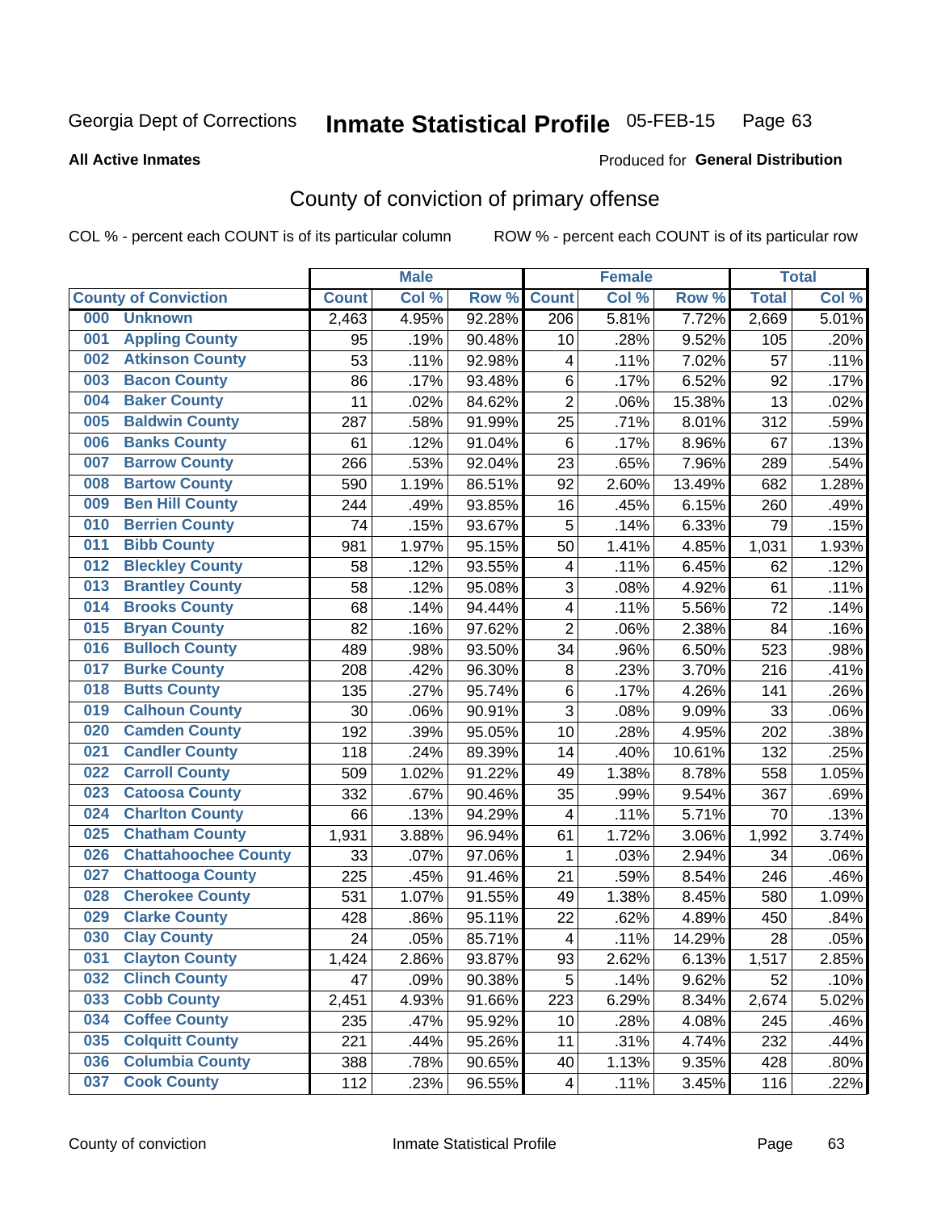Georgia Dept of Corrections **Inmate Statistical Profile** 05-FEB-15

**All Active Inmates**

Produced for **General Distribution**

## County of conviction of primary offense

COL % - percent each COUNT is of its particular column

ROW % - percent each COUNT is of its particular row

| County of Conviction | Male | | | Female | | | Total | |
|---|---|---|---|---|---|---|---|---|
| | Count | Col % | Row % | Count | Col % | Row % | Total | Col % |
| 000 Unknown | 2,463 | 4.95% | 92.28% | 206 | 5.81% | 7.72% | 2,669 | 5.01% |
| 001 Appling County | 95 | .19% | 90.48% | 10 | .28% | 9.52% | 105 | .20% |
| 002 Atkinson County | 53 | .11% | 92.98% | 4 | .11% | 7.02% | 57 | .11% |
| 003 Bacon County | 86 | .17% | 93.48% | 6 | .17% | 6.52% | 92 | .17% |
| 004 Baker County | 11 | .02% | 84.62% | 2 | .06% | 15.38% | 13 | .02% |
| 005 Baldwin County | 287 | .58% | 91.99% | 25 | .71% | 8.01% | 312 | .59% |
| 006 Banks County | 61 | .12% | 91.04% | 6 | .17% | 8.96% | 67 | .13% |
| 007 Barrow County | 266 | .53% | 92.04% | 23 | .65% | 7.96% | 289 | .54% |
| 008 Bartow County | 590 | 1.19% | 86.51% | 92 | 2.60% | 13.49% | 682 | 1.28% |
| 009 Ben Hill County | 244 | .49% | 93.85% | 16 | .45% | 6.15% | 260 | .49% |
| 010 Berrien County | 74 | .15% | 93.67% | 5 | .14% | 6.33% | 79 | .15% |
| 011 Bibb County | 981 | 1.97% | 95.15% | 50 | 1.41% | 4.85% | 1,031 | 1.93% |
| 012 Bleckley County | 58 | .12% | 93.55% | 4 | .11% | 6.45% | 62 | .12% |
| 013 Brantley County | 58 | .12% | 95.08% | 3 | .08% | 4.92% | 61 | .11% |
| 014 Brooks County | 68 | .14% | 94.44% | 4 | .11% | 5.56% | 72 | .14% |
| 015 Bryan County | 82 | .16% | 97.62% | 2 | .06% | 2.38% | 84 | .16% |
| 016 Bulloch County | 489 | .98% | 93.50% | 34 | .96% | 6.50% | 523 | .98% |
| 017 Burke County | 208 | .42% | 96.30% | 8 | .23% | 3.70% | 216 | .41% |
| 018 Butts County | 135 | .27% | 95.74% | 6 | .17% | 4.26% | 141 | .26% |
| 019 Calhoun County | 30 | .06% | 90.91% | 3 | .08% | 9.09% | 33 | .06% |
| 020 Camden County | 192 | .39% | 95.05% | 10 | .28% | 4.95% | 202 | .38% |
| 021 Candler County | 118 | .24% | 89.39% | 14 | .40% | 10.61% | 132 | .25% |
| 022 Carroll County | 509 | 1.02% | 91.22% | 49 | 1.38% | 8.78% | 558 | 1.05% |
| 023 Catoosa County | 332 | .67% | 90.46% | 35 | .99% | 9.54% | 367 | .69% |
| 024 Charlton County | 66 | .13% | 94.29% | 4 | .11% | 5.71% | 70 | .13% |
| 025 Chatham County | 1,931 | 3.88% | 96.94% | 61 | 1.72% | 3.06% | 1,992 | 3.74% |
| 026 Chattahoochee County | 33 | .07% | 97.06% | 1 | .03% | 2.94% | 34 | .06% |
| 027 Chattooga County | 225 | .45% | 91.46% | 21 | .59% | 8.54% | 246 | .46% |
| 028 Cherokee County | 531 | 1.07% | 91.55% | 49 | 1.38% | 8.45% | 580 | 1.09% |
| 029 Clarke County | 428 | .86% | 95.11% | 22 | .62% | 4.89% | 450 | .84% |
| 030 Clay County | 24 | .05% | 85.71% | 4 | .11% | 14.29% | 28 | .05% |
| 031 Clayton County | 1,424 | 2.86% | 93.87% | 93 | 2.62% | 6.13% | 1,517 | 2.85% |
| 032 Clinch County | 47 | .09% | 90.38% | 5 | .14% | 9.62% | 52 | .10% |
| 033 Cobb County | 2,451 | 4.93% | 91.66% | 223 | 6.29% | 8.34% | 2,674 | 5.02% |
| 034 Coffee County | 235 | .47% | 95.92% | 10 | .28% | 4.08% | 245 | .46% |
| 035 Colquitt County | 221 | .44% | 95.26% | 11 | .31% | 4.74% | 232 | .44% |
| 036 Columbia County | 388 | .78% | 90.65% | 40 | 1.13% | 9.35% | 428 | .80% |
| 037 Cook County | 112 | .23% | 96.55% | 4 | .11% | 3.45% | 116 | .22% |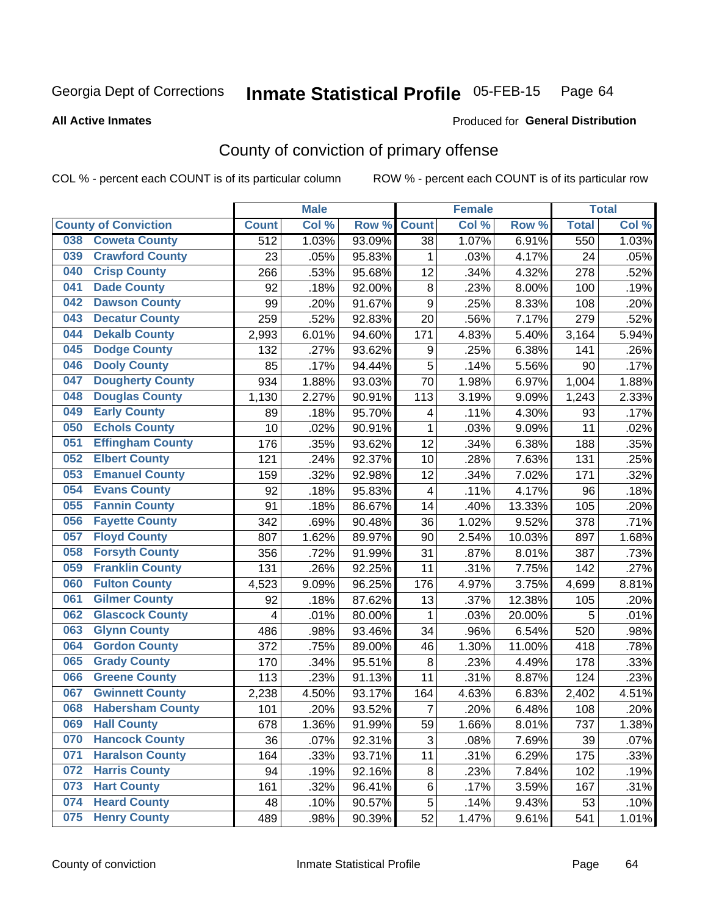Georgia Dept of Corrections **Inmate Statistical Profile** 05-FEB-15

**All Active Inmates**

Produced for **General Distribution**

# County of conviction of primary offense

COL % - percent each COUNT is of its particular column ROW % - percent each COUNT is of its particular row

| County of Conviction | | Male | | | Female | | | Total | |
|---|---|---|---|---|---|---|---|---|---|
| | | Count | Col % | Row % | Count | Col % | Row % | Total | Col % |
| 038 | Coweta County | 512 | 1.03% | 93.09% | 38 | 1.07% | 6.91% | 550 | 1.03% |
| 039 | Crawford County | 23 | .05% | 95.83% | 1 | .03% | 4.17% | 24 | .05% |
| 040 | Crisp County | 266 | .53% | 95.68% | 12 | .34% | 4.32% | 278 | .52% |
| 041 | Dade County | 92 | .18% | 92.00% | 8 | .23% | 8.00% | 100 | .19% |
| 042 | Dawson County | 99 | .20% | 91.67% | 9 | .25% | 8.33% | 108 | .20% |
| 043 | Decatur County | 259 | .52% | 92.83% | 20 | .56% | 7.17% | 279 | .52% |
| 044 | Dekalb County | 2,993 | 6.01% | 94.60% | 171 | 4.83% | 5.40% | 3,164 | 5.94% |
| 045 | Dodge County | 132 | .27% | 93.62% | 9 | .25% | 6.38% | 141 | .26% |
| 046 | Dooly County | 85 | .17% | 94.44% | 5 | .14% | 5.56% | 90 | .17% |
| 047 | Dougherty County | 934 | 1.88% | 93.03% | 70 | 1.98% | 6.97% | 1,004 | 1.88% |
| 048 | Douglas County | 1,130 | 2.27% | 90.91% | 113 | 3.19% | 9.09% | 1,243 | 2.33% |
| 049 | Early County | 89 | .18% | 95.70% | 4 | .11% | 4.30% | 93 | .17% |
| 050 | Echols County | 10 | .02% | 90.91% | 1 | .03% | 9.09% | 11 | .02% |
| 051 | Effingham County | 176 | .35% | 93.62% | 12 | .34% | 6.38% | 188 | .35% |
| 052 | Elbert County | 121 | .24% | 92.37% | 10 | .28% | 7.63% | 131 | .25% |
| 053 | Emanuel County | 159 | .32% | 92.98% | 12 | .34% | 7.02% | 171 | .32% |
| 054 | Evans County | 92 | .18% | 95.83% | 4 | .11% | 4.17% | 96 | .18% |
| 055 | Fannin County | 91 | .18% | 86.67% | 14 | .40% | 13.33% | 105 | .20% |
| 056 | Fayette County | 342 | .69% | 90.48% | 36 | 1.02% | 9.52% | 378 | .71% |
| 057 | Floyd County | 807 | 1.62% | 89.97% | 90 | 2.54% | 10.03% | 897 | 1.68% |
| 058 | Forsyth County | 356 | .72% | 91.99% | 31 | .87% | 8.01% | 387 | .73% |
| 059 | Franklin County | 131 | .26% | 92.25% | 11 | .31% | 7.75% | 142 | .27% |
| 060 | Fulton County | 4,523 | 9.09% | 96.25% | 176 | 4.97% | 3.75% | 4,699 | 8.81% |
| 061 | Gilmer County | 92 | .18% | 87.62% | 13 | .37% | 12.38% | 105 | .20% |
| 062 | Glascock County | 4 | .01% | 80.00% | 1 | .03% | 20.00% | 5 | .01% |
| 063 | Glynn County | 486 | .98% | 93.46% | 34 | .96% | 6.54% | 520 | .98% |
| 064 | Gordon County | 372 | .75% | 89.00% | 46 | 1.30% | 11.00% | 418 | .78% |
| 065 | Grady County | 170 | .34% | 95.51% | 8 | .23% | 4.49% | 178 | .33% |
| 066 | Greene County | 113 | .23% | 91.13% | 11 | .31% | 8.87% | 124 | .23% |
| 067 | Gwinnett County | 2,238 | 4.50% | 93.17% | 164 | 4.63% | 6.83% | 2,402 | 4.51% |
| 068 | Habersham County | 101 | .20% | 93.52% | 7 | .20% | 6.48% | 108 | .20% |
| 069 | Hall County | 678 | 1.36% | 91.99% | 59 | 1.66% | 8.01% | 737 | 1.38% |
| 070 | Hancock County | 36 | .07% | 92.31% | 3 | .08% | 7.69% | 39 | .07% |
| 071 | Haralson County | 164 | .33% | 93.71% | 11 | .31% | 6.29% | 175 | .33% |
| 072 | Harris County | 94 | .19% | 92.16% | 8 | .23% | 7.84% | 102 | .19% |
| 073 | Hart County | 161 | .32% | 96.41% | 6 | .17% | 3.59% | 167 | .31% |
| 074 | Heard County | 48 | .10% | 90.57% | 5 | .14% | 9.43% | 53 | .10% |
| 075 | Henry County | 489 | .98% | 90.39% | 52 | 1.47% | 9.61% | 541 | 1.01% |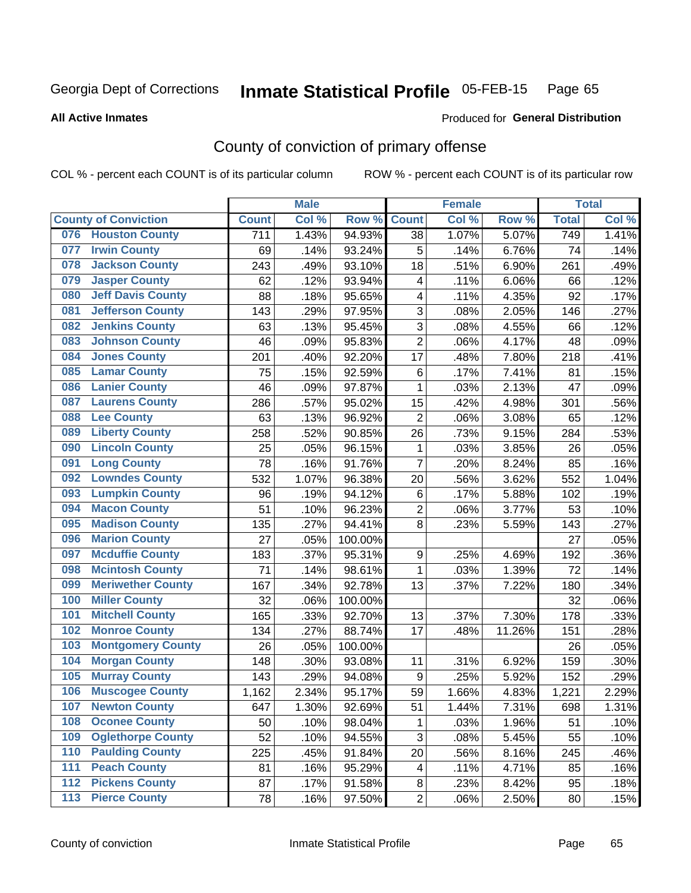Georgia Dept of Corrections **Inmate Statistical Profile** 05-FEB-15

**All Active Inmates**

Produced for **General Distribution**

## County of conviction of primary offense

COL % - percent each COUNT is of its particular column ROW % - percent each COUNT is of its particular row

| County of Conviction | Male | | | Female | | | Total | |
|---|---|---|---|---|---|---|---|---|
| | Count | Col % | Row % | Count | Col % | Row % | Total | Col % |
| 076 Houston County | 711 | 1.43% | 94.93% | 38 | 1.07% | 5.07% | 749 | 1.41% |
| 077 Irwin County | 69 | .14% | 93.24% | 5 | .14% | 6.76% | 74 | .14% |
| 078 Jackson County | 243 | .49% | 93.10% | 18 | .51% | 6.90% | 261 | .49% |
| 079 Jasper County | 62 | .12% | 93.94% | 4 | .11% | 6.06% | 66 | .12% |
| 080 Jeff Davis County | 88 | .18% | 95.65% | 4 | .11% | 4.35% | 92 | .17% |
| 081 Jefferson County | 143 | .29% | 97.95% | 3 | .08% | 2.05% | 146 | .27% |
| 082 Jenkins County | 63 | .13% | 95.45% | 3 | .08% | 4.55% | 66 | .12% |
| 083 Johnson County | 46 | .09% | 95.83% | 2 | .06% | 4.17% | 48 | .09% |
| 084 Jones County | 201 | .40% | 92.20% | 17 | .48% | 7.80% | 218 | .41% |
| 085 Lamar County | 75 | .15% | 92.59% | 6 | .17% | 7.41% | 81 | .15% |
| 086 Lanier County | 46 | .09% | 97.87% | 1 | .03% | 2.13% | 47 | .09% |
| 087 Laurens County | 286 | .57% | 95.02% | 15 | .42% | 4.98% | 301 | .56% |
| 088 Lee County | 63 | .13% | 96.92% | 2 | .06% | 3.08% | 65 | .12% |
| 089 Liberty County | 258 | .52% | 90.85% | 26 | .73% | 9.15% | 284 | .53% |
| 090 Lincoln County | 25 | .05% | 96.15% | 1 | .03% | 3.85% | 26 | .05% |
| 091 Long County | 78 | .16% | 91.76% | 7 | .20% | 8.24% | 85 | .16% |
| 092 Lowndes County | 532 | 1.07% | 96.38% | 20 | .56% | 3.62% | 552 | 1.04% |
| 093 Lumpkin County | 96 | .19% | 94.12% | 6 | .17% | 5.88% | 102 | .19% |
| 094 Macon County | 51 | .10% | 96.23% | 2 | .06% | 3.77% | 53 | .10% |
| 095 Madison County | 135 | .27% | 94.41% | 8 | .23% | 5.59% | 143 | .27% |
| 096 Marion County | 27 | .05% | 100.00% | | | | 27 | .05% |
| 097 Mcduffie County | 183 | .37% | 95.31% | 9 | .25% | 4.69% | 192 | .36% |
| 098 Mcintosh County | 71 | .14% | 98.61% | 1 | .03% | 1.39% | 72 | .14% |
| 099 Meriwether County | 167 | .34% | 92.78% | 13 | .37% | 7.22% | 180 | .34% |
| 100 Miller County | 32 | .06% | 100.00% | | | | 32 | .06% |
| 101 Mitchell County | 165 | .33% | 92.70% | 13 | .37% | 7.30% | 178 | .33% |
| 102 Monroe County | 134 | .27% | 88.74% | 17 | .48% | 11.26% | 151 | .28% |
| 103 Montgomery County | 26 | .05% | 100.00% | | | | 26 | .05% |
| 104 Morgan County | 148 | .30% | 93.08% | 11 | .31% | 6.92% | 159 | .30% |
| 105 Murray County | 143 | .29% | 94.08% | 9 | .25% | 5.92% | 152 | .29% |
| 106 Muscogee County | 1,162 | 2.34% | 95.17% | 59 | 1.66% | 4.83% | 1,221 | 2.29% |
| 107 Newton County | 647 | 1.30% | 92.69% | 51 | 1.44% | 7.31% | 698 | 1.31% |
| 108 Oconee County | 50 | .10% | 98.04% | 1 | .03% | 1.96% | 51 | .10% |
| 109 Oglethorpe County | 52 | .10% | 94.55% | 3 | .08% | 5.45% | 55 | .10% |
| 110 Paulding County | 225 | .45% | 91.84% | 20 | .56% | 8.16% | 245 | .46% |
| 111 Peach County | 81 | .16% | 95.29% | 4 | .11% | 4.71% | 85 | .16% |
| 112 Pickens County | 87 | .17% | 91.58% | 8 | .23% | 8.42% | 95 | .18% |
| 113 Pierce County | 78 | .16% | 97.50% | 2 | .06% | 2.50% | 80 | .15% |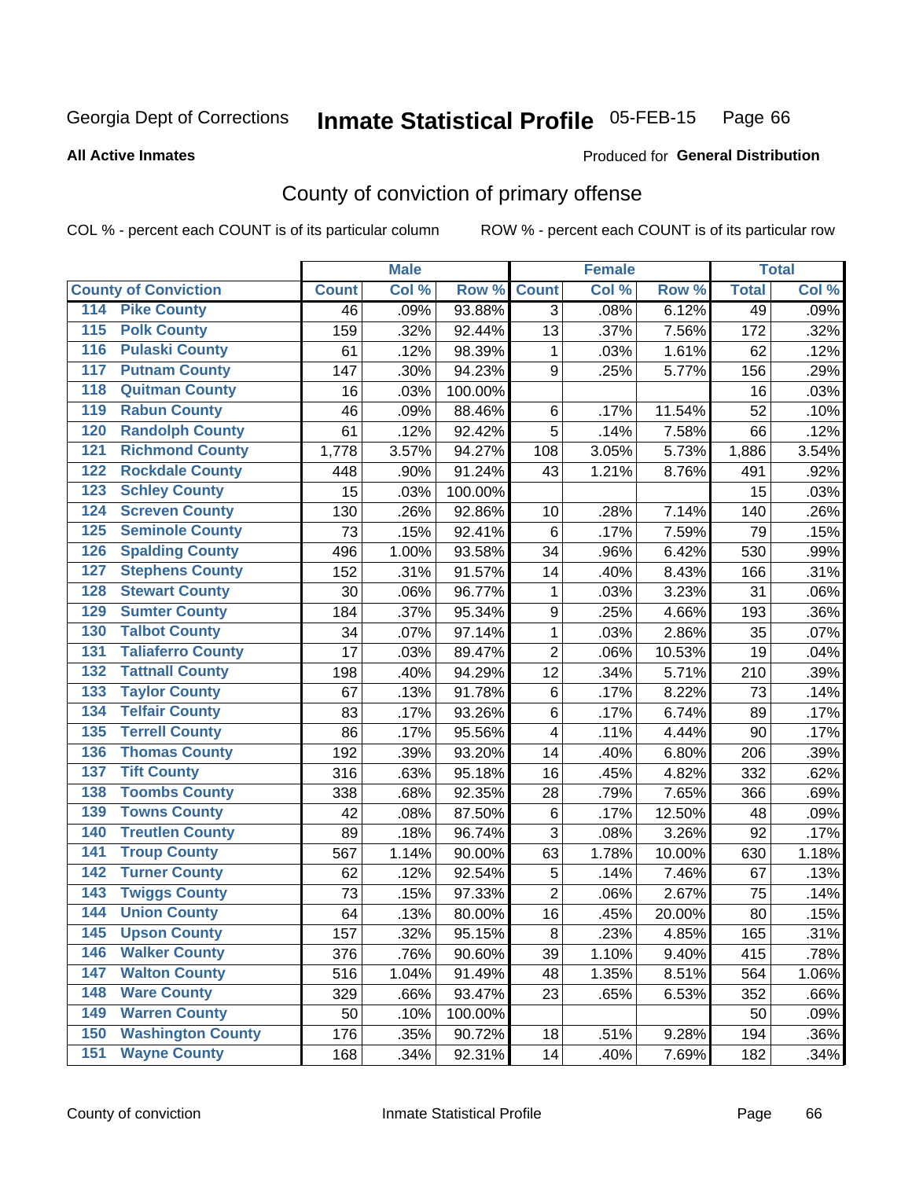Georgia Dept of Corrections **Inmate Statistical Profile** 05-FEB-15 Page 66

**All Active Inmates**

Produced for **General Distribution**

## County of conviction of primary offense

COL % - percent each COUNT is of its particular column ROW % - percent each COUNT is of its particular row

| County of Conviction | | Male | | | Female | | | Total | |
|---|---|---|---|---|---|---|---|---|---|
| | | Count | Col % | Row % | Count | Col % | Row % | Total | Col % |
| 114 | Pike County | 46 | .09% | 93.88% | 3 | .08% | 6.12% | 49 | .09% |
| 115 | Polk County | 159 | .32% | 92.44% | 13 | .37% | 7.56% | 172 | .32% |
| 116 | Pulaski County | 61 | .12% | 98.39% | 1 | .03% | 1.61% | 62 | .12% |
| 117 | Putnam County | 147 | .30% | 94.23% | 9 | .25% | 5.77% | 156 | .29% |
| 118 | Quitman County | 16 | .03% | 100.00% | | | | 16 | .03% |
| 119 | Rabun County | 46 | .09% | 88.46% | 6 | .17% | 11.54% | 52 | .10% |
| 120 | Randolph County | 61 | .12% | 92.42% | 5 | .14% | 7.58% | 66 | .12% |
| 121 | Richmond County | 1,778 | 3.57% | 94.27% | 108 | 3.05% | 5.73% | 1,886 | 3.54% |
| 122 | Rockdale County | 448 | .90% | 91.24% | 43 | 1.21% | 8.76% | 491 | .92% |
| 123 | Schley County | 15 | .03% | 100.00% | | | | 15 | .03% |
| 124 | Screven County | 130 | .26% | 92.86% | 10 | .28% | 7.14% | 140 | .26% |
| 125 | Seminole County | 73 | .15% | 92.41% | 6 | .17% | 7.59% | 79 | .15% |
| 126 | Spalding County | 496 | 1.00% | 93.58% | 34 | .96% | 6.42% | 530 | .99% |
| 127 | Stephens County | 152 | .31% | 91.57% | 14 | .40% | 8.43% | 166 | .31% |
| 128 | Stewart County | 30 | .06% | 96.77% | 1 | .03% | 3.23% | 31 | .06% |
| 129 | Sumter County | 184 | .37% | 95.34% | 9 | .25% | 4.66% | 193 | .36% |
| 130 | Talbot County | 34 | .07% | 97.14% | 1 | .03% | 2.86% | 35 | .07% |
| 131 | Taliaferro County | 17 | .03% | 89.47% | 2 | .06% | 10.53% | 19 | .04% |
| 132 | Tattnall County | 198 | .40% | 94.29% | 12 | .34% | 5.71% | 210 | .39% |
| 133 | Taylor County | 67 | .13% | 91.78% | 6 | .17% | 8.22% | 73 | .14% |
| 134 | Telfair County | 83 | .17% | 93.26% | 6 | .17% | 6.74% | 89 | .17% |
| 135 | Terrell County | 86 | .17% | 95.56% | 4 | .11% | 4.44% | 90 | .17% |
| 136 | Thomas County | 192 | .39% | 93.20% | 14 | .40% | 6.80% | 206 | .39% |
| 137 | Tift County | 316 | .63% | 95.18% | 16 | .45% | 4.82% | 332 | .62% |
| 138 | Toombs County | 338 | .68% | 92.35% | 28 | .79% | 7.65% | 366 | .69% |
| 139 | Towns County | 42 | .08% | 87.50% | 6 | .17% | 12.50% | 48 | .09% |
| 140 | Treutlen County | 89 | .18% | 96.74% | 3 | .08% | 3.26% | 92 | .17% |
| 141 | Troup County | 567 | 1.14% | 90.00% | 63 | 1.78% | 10.00% | 630 | 1.18% |
| 142 | Turner County | 62 | .12% | 92.54% | 5 | .14% | 7.46% | 67 | .13% |
| 143 | Twiggs County | 73 | .15% | 97.33% | 2 | .06% | 2.67% | 75 | .14% |
| 144 | Union County | 64 | .13% | 80.00% | 16 | .45% | 20.00% | 80 | .15% |
| 145 | Upson County | 157 | .32% | 95.15% | 8 | .23% | 4.85% | 165 | .31% |
| 146 | Walker County | 376 | .76% | 90.60% | 39 | 1.10% | 9.40% | 415 | .78% |
| 147 | Walton County | 516 | 1.04% | 91.49% | 48 | 1.35% | 8.51% | 564 | 1.06% |
| 148 | Ware County | 329 | .66% | 93.47% | 23 | .65% | 6.53% | 352 | .66% |
| 149 | Warren County | 50 | .10% | 100.00% | | | | 50 | .09% |
| 150 | Washington County | 176 | .35% | 90.72% | 18 | .51% | 9.28% | 194 | .36% |
| 151 | Wayne County | 168 | .34% | 92.31% | 14 | .40% | 7.69% | 182 | .34% |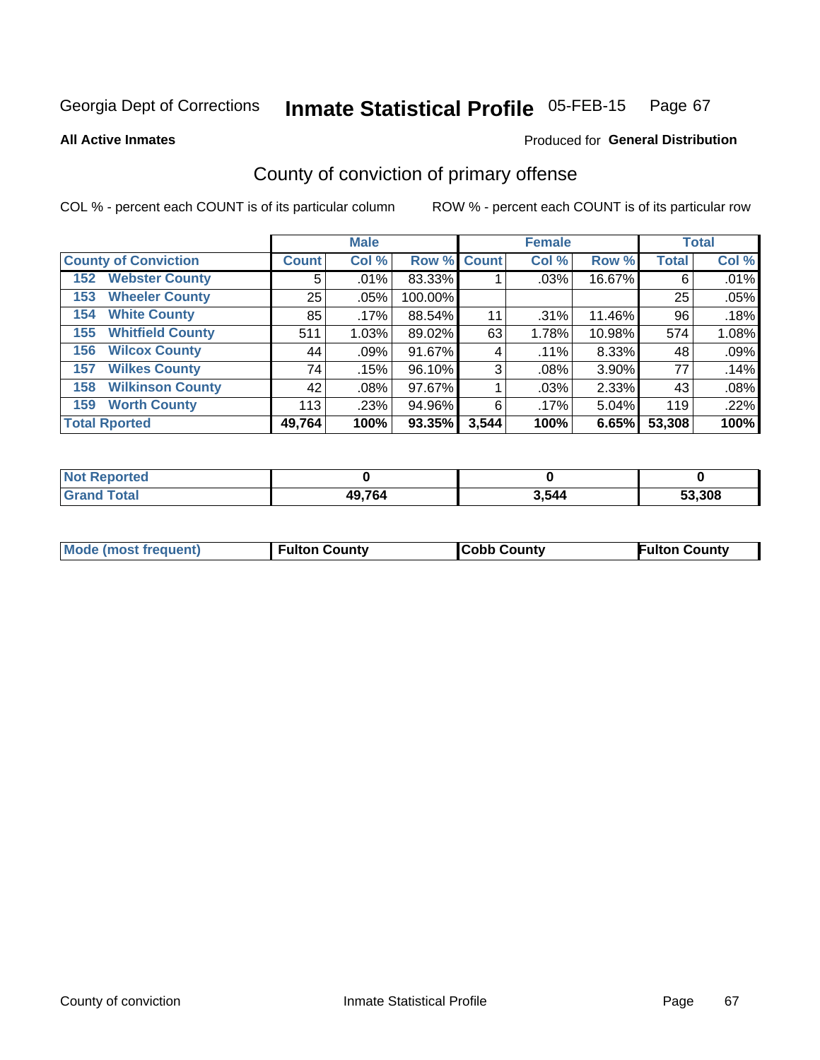Georgia Dept of Corrections **Inmate Statistical Profile** 05-FEB-15

**All Active Inmates**

Produced for **General Distribution**

## County of conviction of primary offense

COL % - percent each COUNT is of its particular column

ROW % - percent each COUNT is of its particular row

| | Male | | | Female | | | Total | |
|---|---|---|---|---|---|---|---|---|
| **County of Conviction** | **Count** | **Col %** | **Row %** | **Count** | **Col %** | **Row %** | **Total** | **Col %** |
| **152 Webster County** | 5 | .01% | 83.33% | 1 | .03% | 16.67% | 6 | .01% |
| **153 Wheeler County** | 25 | .05% | 100.00% | | | | 25 | .05% |
| **154 White County** | 85 | .17% | 88.54% | 11 | .31% | 11.46% | 96 | .18% |
| **155 Whitfield County** | 511 | 1.03% | 89.02% | 63 | 1.78% | 10.98% | 574 | 1.08% |
| **156 Wilcox County** | 44 | .09% | 91.67% | 4 | .11% | 8.33% | 48 | .09% |
| **157 Wilkes County** | 74 | .15% | 96.10% | 3 | .08% | 3.90% | 77 | .14% |
| **158 Wilkinson County** | 42 | .08% | 97.67% | 1 | .03% | 2.33% | 43 | .08% |
| **159 Worth County** | 113 | .23% | 94.96% | 6 | .17% | 5.04% | 119 | .22% |
| **Total Rported** | **49,764** | **100%** | **93.35%** | **3,544** | **100%** | **6.65%** | **53,308** | **100%** |

| | Male | Female | Total |
|---|---|---|---|
| **Not Reported** | **0** | **0** | **0** |
| **Grand Total** | **49,764** | **3,544** | **53,308** |

| | Male | Female | Total |
|---|---|---|---|
| **Mode (most frequent)** | **Fulton County** | **Cobb County** | **Fulton County** |

County of conviction Inmate Statistical Profile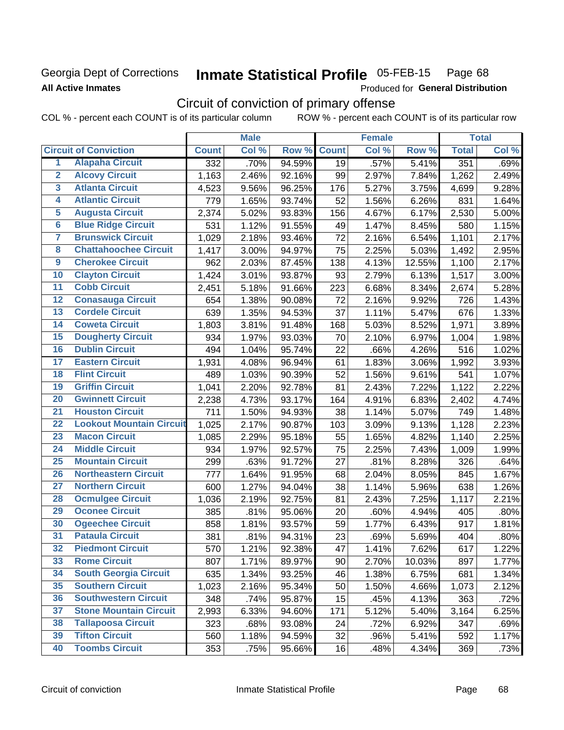Georgia Dept of Corrections
**All Active Inmates**

# Inmate Statistical Profile

05-FEB-15 Page 68

Produced for **General Distribution**

## Circuit of conviction of primary offense

COL % - percent each COUNT is of its particular column ROW % - percent each COUNT is of its particular row

| | | Male | | | Female | | | Total | |
|---|---|---|---|---|---|---|---|---|---|
| | Circuit of Conviction | Count | Col % | Row % | Count | Col % | Row % | Total | Col % |
| 1 | Alapaha Circuit | 332 | .70% | 94.59% | 19 | .57% | 5.41% | 351 | .69% |
| 2 | Alcovy Circuit | 1,163 | 2.46% | 92.16% | 99 | 2.97% | 7.84% | 1,262 | 2.49% |
| 3 | Atlanta Circuit | 4,523 | 9.56% | 96.25% | 176 | 5.27% | 3.75% | 4,699 | 9.28% |
| 4 | Atlantic Circuit | 779 | 1.65% | 93.74% | 52 | 1.56% | 6.26% | 831 | 1.64% |
| 5 | Augusta Circuit | 2,374 | 5.02% | 93.83% | 156 | 4.67% | 6.17% | 2,530 | 5.00% |
| 6 | Blue Ridge Circuit | 531 | 1.12% | 91.55% | 49 | 1.47% | 8.45% | 580 | 1.15% |
| 7 | Brunswick Circuit | 1,029 | 2.18% | 93.46% | 72 | 2.16% | 6.54% | 1,101 | 2.17% |
| 8 | Chattahoochee Circuit | 1,417 | 3.00% | 94.97% | 75 | 2.25% | 5.03% | 1,492 | 2.95% |
| 9 | Cherokee Circuit | 962 | 2.03% | 87.45% | 138 | 4.13% | 12.55% | 1,100 | 2.17% |
| 10 | Clayton Circuit | 1,424 | 3.01% | 93.87% | 93 | 2.79% | 6.13% | 1,517 | 3.00% |
| 11 | Cobb Circuit | 2,451 | 5.18% | 91.66% | 223 | 6.68% | 8.34% | 2,674 | 5.28% |
| 12 | Conasauga Circuit | 654 | 1.38% | 90.08% | 72 | 2.16% | 9.92% | 726 | 1.43% |
| 13 | Cordele Circuit | 639 | 1.35% | 94.53% | 37 | 1.11% | 5.47% | 676 | 1.33% |
| 14 | Coweta Circuit | 1,803 | 3.81% | 91.48% | 168 | 5.03% | 8.52% | 1,971 | 3.89% |
| 15 | Dougherty Circuit | 934 | 1.97% | 93.03% | 70 | 2.10% | 6.97% | 1,004 | 1.98% |
| 16 | Dublin Circuit | 494 | 1.04% | 95.74% | 22 | .66% | 4.26% | 516 | 1.02% |
| 17 | Eastern Circuit | 1,931 | 4.08% | 96.94% | 61 | 1.83% | 3.06% | 1,992 | 3.93% |
| 18 | Flint Circuit | 489 | 1.03% | 90.39% | 52 | 1.56% | 9.61% | 541 | 1.07% |
| 19 | Griffin Circuit | 1,041 | 2.20% | 92.78% | 81 | 2.43% | 7.22% | 1,122 | 2.22% |
| 20 | Gwinnett Circuit | 2,238 | 4.73% | 93.17% | 164 | 4.91% | 6.83% | 2,402 | 4.74% |
| 21 | Houston Circuit | 711 | 1.50% | 94.93% | 38 | 1.14% | 5.07% | 749 | 1.48% |
| 22 | Lookout Mountain Circuit | 1,025 | 2.17% | 90.87% | 103 | 3.09% | 9.13% | 1,128 | 2.23% |
| 23 | Macon Circuit | 1,085 | 2.29% | 95.18% | 55 | 1.65% | 4.82% | 1,140 | 2.25% |
| 24 | Middle Circuit | 934 | 1.97% | 92.57% | 75 | 2.25% | 7.43% | 1,009 | 1.99% |
| 25 | Mountain Circuit | 299 | .63% | 91.72% | 27 | .81% | 8.28% | 326 | .64% |
| 26 | Northeastern Circuit | 777 | 1.64% | 91.95% | 68 | 2.04% | 8.05% | 845 | 1.67% |
| 27 | Northern Circuit | 600 | 1.27% | 94.04% | 38 | 1.14% | 5.96% | 638 | 1.26% |
| 28 | Ocmulgee Circuit | 1,036 | 2.19% | 92.75% | 81 | 2.43% | 7.25% | 1,117 | 2.21% |
| 29 | Oconee Circuit | 385 | .81% | 95.06% | 20 | .60% | 4.94% | 405 | .80% |
| 30 | Ogeechee Circuit | 858 | 1.81% | 93.57% | 59 | 1.77% | 6.43% | 917 | 1.81% |
| 31 | Pataula Circuit | 381 | .81% | 94.31% | 23 | .69% | 5.69% | 404 | .80% |
| 32 | Piedmont Circuit | 570 | 1.21% | 92.38% | 47 | 1.41% | 7.62% | 617 | 1.22% |
| 33 | Rome Circuit | 807 | 1.71% | 89.97% | 90 | 2.70% | 10.03% | 897 | 1.77% |
| 34 | South Georgia Circuit | 635 | 1.34% | 93.25% | 46 | 1.38% | 6.75% | 681 | 1.34% |
| 35 | Southern Circuit | 1,023 | 2.16% | 95.34% | 50 | 1.50% | 4.66% | 1,073 | 2.12% |
| 36 | Southwestern Circuit | 348 | .74% | 95.87% | 15 | .45% | 4.13% | 363 | .72% |
| 37 | Stone Mountain Circuit | 2,993 | 6.33% | 94.60% | 171 | 5.12% | 5.40% | 3,164 | 6.25% |
| 38 | Tallapoosa Circuit | 323 | .68% | 93.08% | 24 | .72% | 6.92% | 347 | .69% |
| 39 | Tifton Circuit | 560 | 1.18% | 94.59% | 32 | .96% | 5.41% | 592 | 1.17% |
| 40 | Toombs Circuit | 353 | .75% | 95.66% | 16 | .48% | 4.34% | 369 | .73% |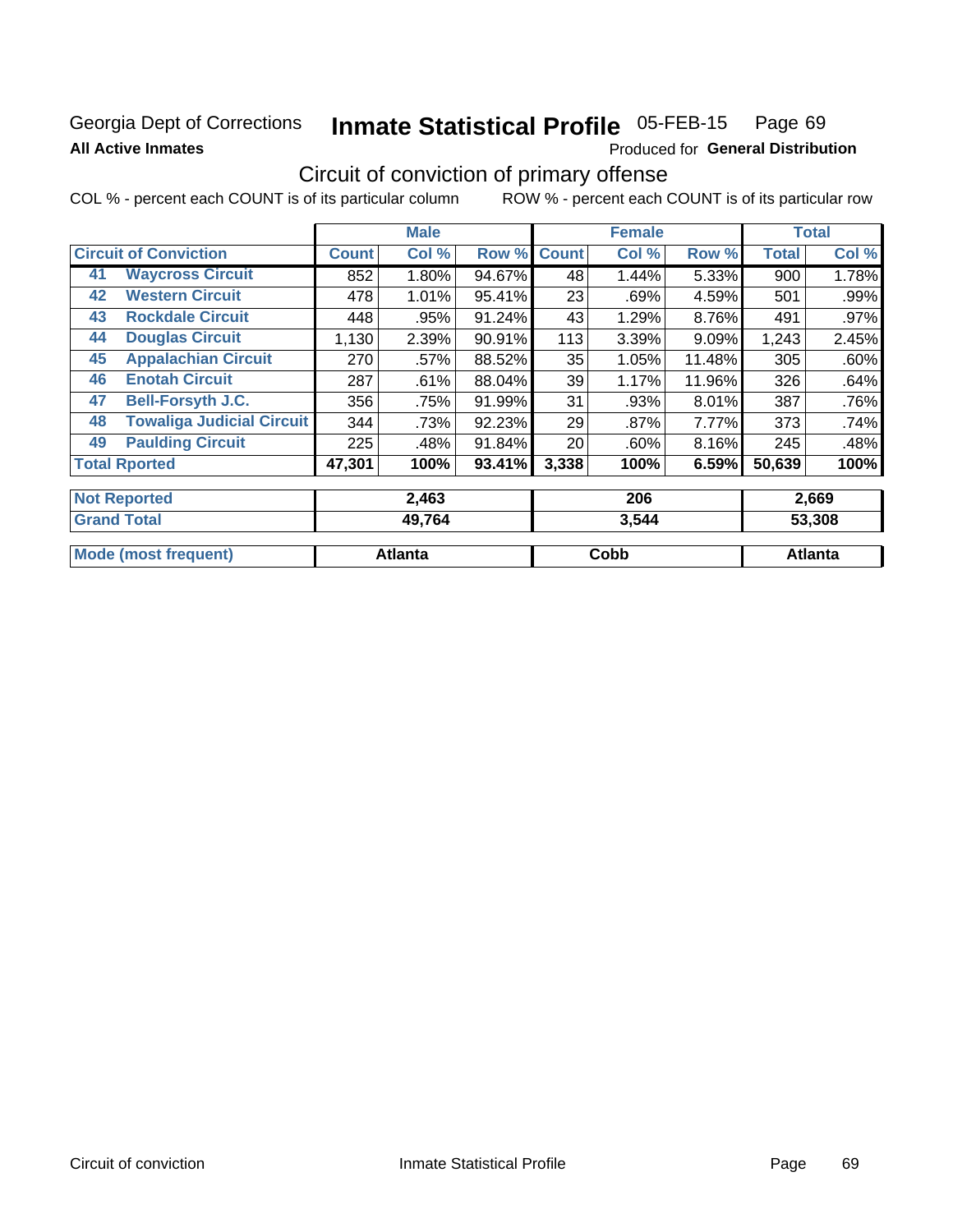Georgia Dept of Corrections **Inmate Statistical Profile** 05-FEB-15 Page 69

**All Active Inmates**

Produced for **General Distribution**

## Circuit of conviction of primary offense

COL % - percent each COUNT is of its particular column ROW % - percent each COUNT is of its particular row

| | | Male | | | Female | | | Total | |
|---|---|---|---|---|---|---|---|---|---|
| Circuit of Conviction | | Count | Col % | Row % | Count | Col % | Row % | Total | Col % |
| 41 | Waycross Circuit | 852 | 1.80% | 94.67% | 48 | 1.44% | 5.33% | 900 | 1.78% |
| 42 | Western Circuit | 478 | 1.01% | 95.41% | 23 | .69% | 4.59% | 501 | .99% |
| 43 | Rockdale Circuit | 448 | .95% | 91.24% | 43 | 1.29% | 8.76% | 491 | .97% |
| 44 | Douglas Circuit | 1,130 | 2.39% | 90.91% | 113 | 3.39% | 9.09% | 1,243 | 2.45% |
| 45 | Appalachian Circuit | 270 | .57% | 88.52% | 35 | 1.05% | 11.48% | 305 | .60% |
| 46 | Enotah Circuit | 287 | .61% | 88.04% | 39 | 1.17% | 11.96% | 326 | .64% |
| 47 | Bell-Forsyth J.C. | 356 | .75% | 91.99% | 31 | .93% | 8.01% | 387 | .76% |
| 48 | Towaliga Judicial Circuit | 344 | .73% | 92.23% | 29 | .87% | 7.77% | 373 | .74% |
| 49 | Paulding Circuit | 225 | .48% | 91.84% | 20 | .60% | 8.16% | 245 | .48% |
| **Total Rported** | | **47,301** | **100%** | **93.41%** | **3,338** | **100%** | **6.59%** | **50,639** | **100%** |

| | Male | Female | Total |
|---|---|---|---|
| Not Reported | 2,463 | 206 | 2,669 |
| Grand Total | 49,764 | 3,544 | 53,308 |
| Mode (most frequent) | Atlanta | Cobb | Atlanta |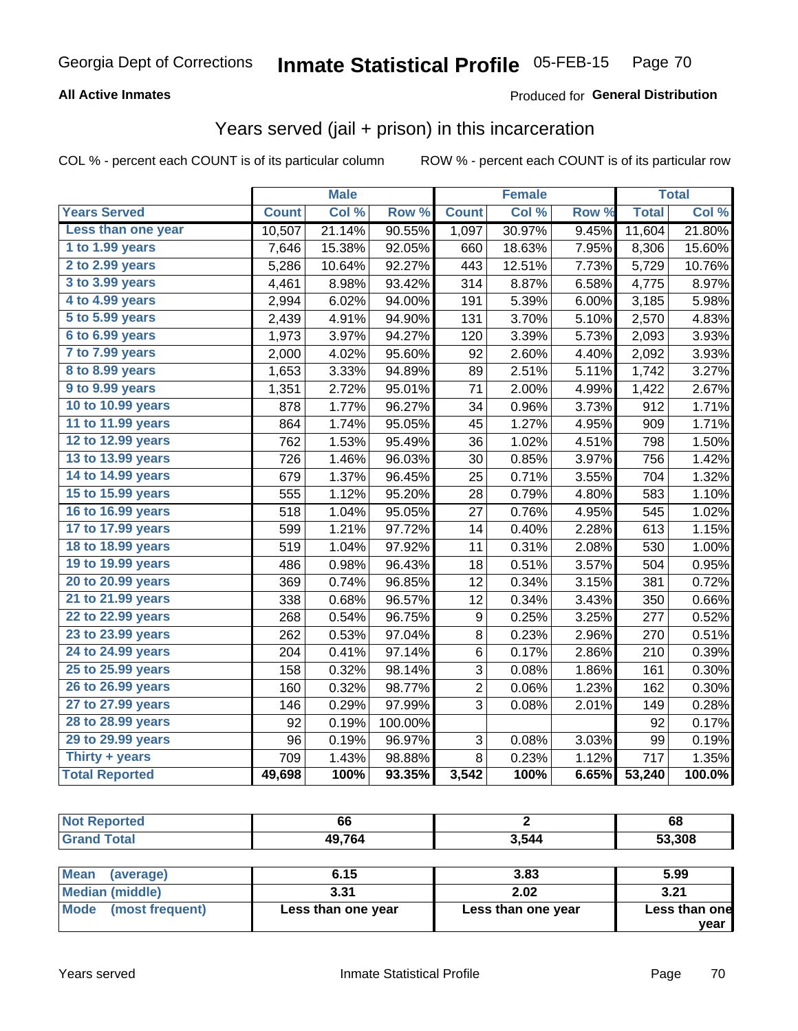Georgia Dept of Corrections **Inmate Statistical Profile** 05-FEB-15

**All Active Inmates**

Produced for **General Distribution**

## Years served (jail + prison) in this incarceration

COL % - percent each COUNT is of its particular column    ROW % - percent each COUNT is of its particular row

| | Male | | | Female | | | Total | |
|---|---|---|---|---|---|---|---|---|
| **Years Served** | **Count** | **Col %** | **Row %** | **Count** | **Col %** | **Row %** | **Total** | **Col %** |
| Less than one year | 10,507 | 21.14% | 90.55% | 1,097 | 30.97% | 9.45% | 11,604 | 21.80% |
| 1 to 1.99 years | 7,646 | 15.38% | 92.05% | 660 | 18.63% | 7.95% | 8,306 | 15.60% |
| 2 to 2.99 years | 5,286 | 10.64% | 92.27% | 443 | 12.51% | 7.73% | 5,729 | 10.76% |
| 3 to 3.99 years | 4,461 | 8.98% | 93.42% | 314 | 8.87% | 6.58% | 4,775 | 8.97% |
| 4 to 4.99 years | 2,994 | 6.02% | 94.00% | 191 | 5.39% | 6.00% | 3,185 | 5.98% |
| 5 to 5.99 years | 2,439 | 4.91% | 94.90% | 131 | 3.70% | 5.10% | 2,570 | 4.83% |
| 6 to 6.99 years | 1,973 | 3.97% | 94.27% | 120 | 3.39% | 5.73% | 2,093 | 3.93% |
| 7 to 7.99 years | 2,000 | 4.02% | 95.60% | 92 | 2.60% | 4.40% | 2,092 | 3.93% |
| 8 to 8.99 years | 1,653 | 3.33% | 94.89% | 89 | 2.51% | 5.11% | 1,742 | 3.27% |
| 9 to 9.99 years | 1,351 | 2.72% | 95.01% | 71 | 2.00% | 4.99% | 1,422 | 2.67% |
| 10 to 10.99 years | 878 | 1.77% | 96.27% | 34 | 0.96% | 3.73% | 912 | 1.71% |
| 11 to 11.99 years | 864 | 1.74% | 95.05% | 45 | 1.27% | 4.95% | 909 | 1.71% |
| 12 to 12.99 years | 762 | 1.53% | 95.49% | 36 | 1.02% | 4.51% | 798 | 1.50% |
| 13 to 13.99 years | 726 | 1.46% | 96.03% | 30 | 0.85% | 3.97% | 756 | 1.42% |
| 14 to 14.99 years | 679 | 1.37% | 96.45% | 25 | 0.71% | 3.55% | 704 | 1.32% |
| 15 to 15.99 years | 555 | 1.12% | 95.20% | 28 | 0.79% | 4.80% | 583 | 1.10% |
| 16 to 16.99 years | 518 | 1.04% | 95.05% | 27 | 0.76% | 4.95% | 545 | 1.02% |
| 17 to 17.99 years | 599 | 1.21% | 97.72% | 14 | 0.40% | 2.28% | 613 | 1.15% |
| 18 to 18.99 years | 519 | 1.04% | 97.92% | 11 | 0.31% | 2.08% | 530 | 1.00% |
| 19 to 19.99 years | 486 | 0.98% | 96.43% | 18 | 0.51% | 3.57% | 504 | 0.95% |
| 20 to 20.99 years | 369 | 0.74% | 96.85% | 12 | 0.34% | 3.15% | 381 | 0.72% |
| 21 to 21.99 years | 338 | 0.68% | 96.57% | 12 | 0.34% | 3.43% | 350 | 0.66% |
| 22 to 22.99 years | 268 | 0.54% | 96.75% | 9 | 0.25% | 3.25% | 277 | 0.52% |
| 23 to 23.99 years | 262 | 0.53% | 97.04% | 8 | 0.23% | 2.96% | 270 | 0.51% |
| 24 to 24.99 years | 204 | 0.41% | 97.14% | 6 | 0.17% | 2.86% | 210 | 0.39% |
| 25 to 25.99 years | 158 | 0.32% | 98.14% | 3 | 0.08% | 1.86% | 161 | 0.30% |
| 26 to 26.99 years | 160 | 0.32% | 98.77% | 2 | 0.06% | 1.23% | 162 | 0.30% |
| 27 to 27.99 years | 146 | 0.29% | 97.99% | 3 | 0.08% | 2.01% | 149 | 0.28% |
| 28 to 28.99 years | 92 | 0.19% | 100.00% | | | | 92 | 0.17% |
| 29 to 29.99 years | 96 | 0.19% | 96.97% | 3 | 0.08% | 3.03% | 99 | 0.19% |
| Thirty + years | 709 | 1.43% | 98.88% | 8 | 0.23% | 1.12% | 717 | 1.35% |
| **Total Reported** | **49,698** | **100%** | **93.35%** | **3,542** | **100%** | **6.65%** | **53,240** | **100.0%** |

| | Male | Female | Total |
|---|---|---|---|
| Not Reported | 66 | 2 | 68 |
| Grand Total | 49,764 | 3,544 | 53,308 |

| | Male | Female | Total |
|---|---|---|---|
| Mean (average) | 6.15 | 3.83 | 5.99 |
| Median (middle) | 3.31 | 2.02 | 3.21 |
| Mode (most frequent) | Less than one year | Less than one year | Less than one year |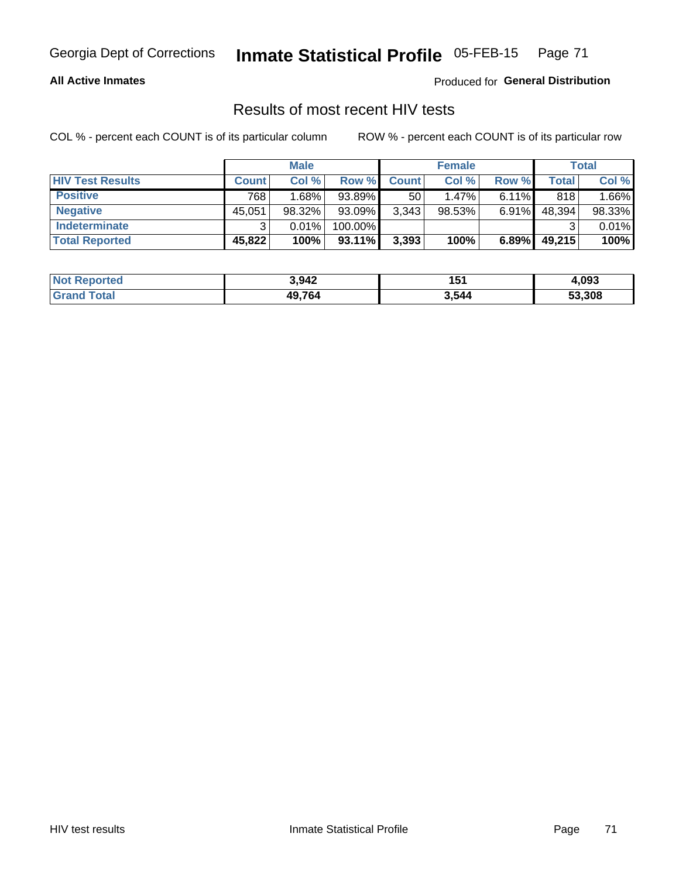Georgia Dept of Corrections **Inmate Statistical Profile** 05-FEB-15

**All Active Inmates** Produced for **General Distribution**

## Results of most recent HIV tests

COL % - percent each COUNT is of its particular column ROW % - percent each COUNT is of its particular row

| | Male | | | Female | | | Total | |
|---|---|---|---|---|---|---|---|---|
| **HIV Test Results** | **Count** | **Col %** | **Row %** | **Count** | **Col %** | **Row %** | **Total** | **Col %** |
| **Positive** | 768 | 1.68% | 93.89% | 50 | 1.47% | 6.11% | 818 | 1.66% |
| **Negative** | 45,051 | 98.32% | 93.09% | 3,343 | 98.53% | 6.91% | 48,394 | 98.33% |
| **Indeterminate** | 3 | 0.01% | 100.00% | | | | 3 | 0.01% |
| **Total Reported** | **45,822** | **100%** | **93.11%** | **3,393** | **100%** | **6.89%** | **49,215** | **100%** |

| | Male | Female | Total |
|---|---|---|---|
| **Not Reported** | **3,942** | **151** | **4,093** |
| **Grand Total** | **49,764** | **3,544** | **53,308** |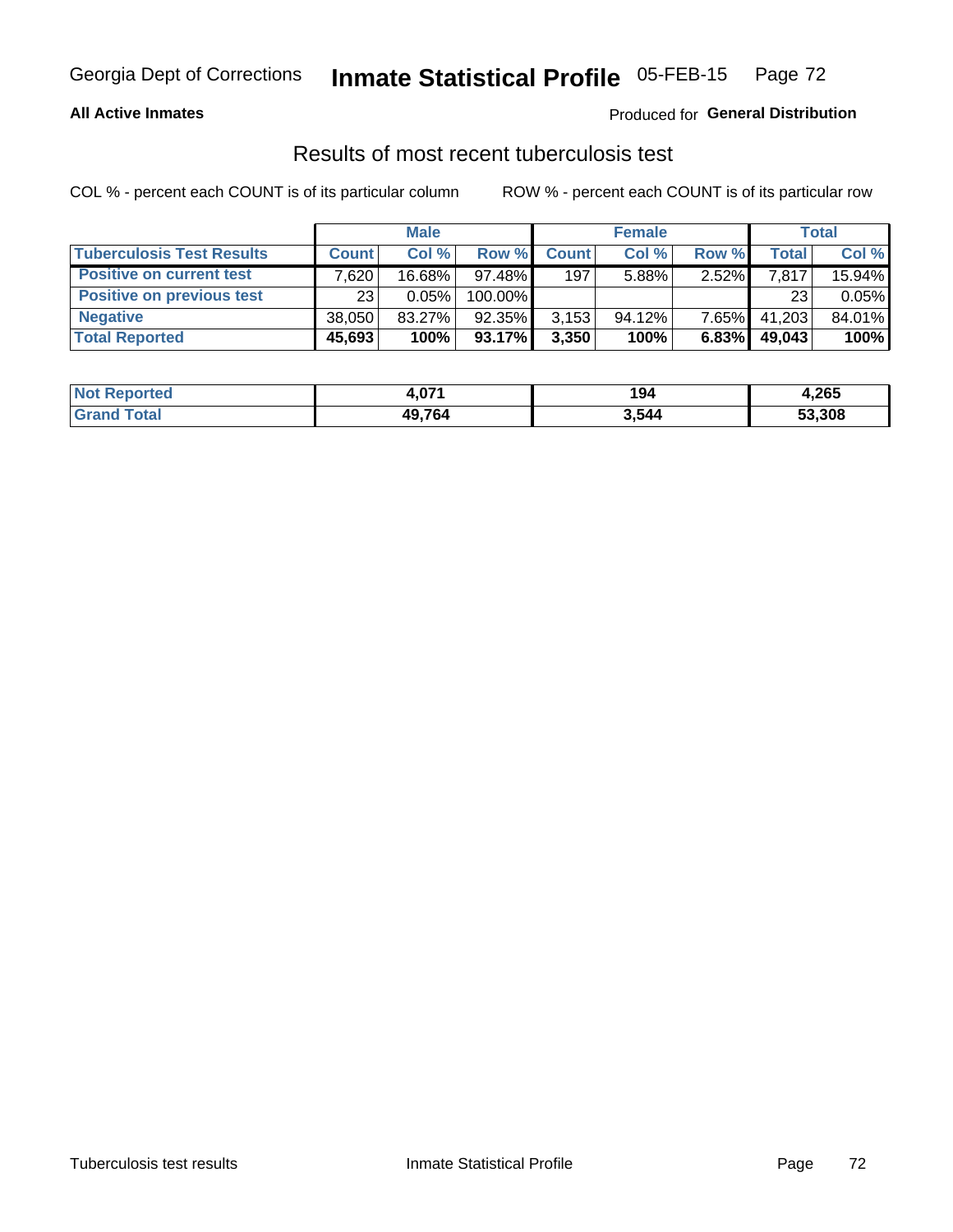Georgia Dept of Corrections **Inmate Statistical Profile** 05-FEB-15

**All Active Inmates**

Produced for **General Distribution**

## Results of most recent tuberculosis test

COL % - percent each COUNT is of its particular column    ROW % - percent each COUNT is of its particular row

| | Male | | | Female | | | Total | |
|---|---|---|---|---|---|---|---|---|
| **Tuberculosis Test Results** | **Count** | **Col %** | **Row %** | **Count** | **Col %** | **Row %** | **Total** | **Col %** |
| **Positive on current test** | 7,620 | 16.68% | 97.48% | 197 | 5.88% | 2.52% | 7,817 | 15.94% |
| **Positive on previous test** | 23 | 0.05% | 100.00% | | | | 23 | 0.05% |
| **Negative** | 38,050 | 83.27% | 92.35% | 3,153 | 94.12% | 7.65% | 41,203 | 84.01% |
| **Total Reported** | **45,693** | **100%** | **93.17%** | **3,350** | **100%** | **6.83%** | **49,043** | **100%** |

| | Male | Female | Total |
|---|---|---|---|
| **Not Reported** | **4,071** | **194** | **4,265** |
| **Grand Total** | **49,764** | **3,544** | **53,308** |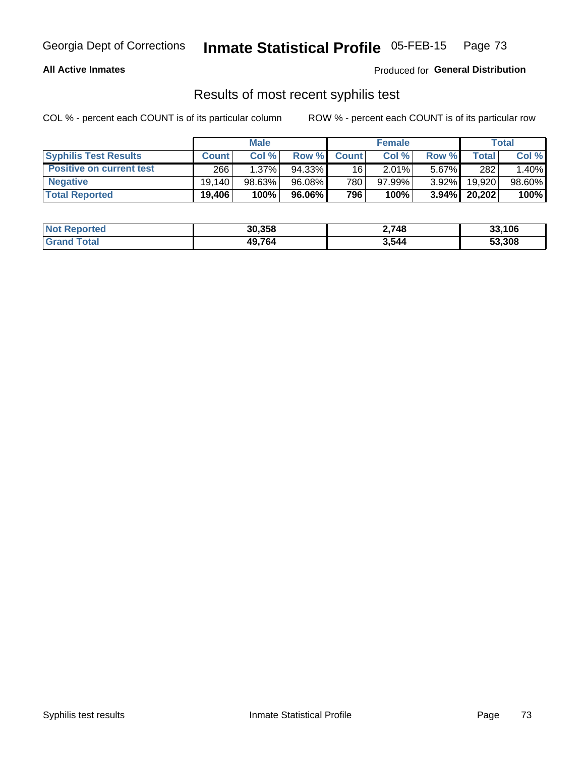Georgia Dept of Corrections **Inmate Statistical Profile** 05-FEB-15

**All Active Inmates**

Produced for **General Distribution**

## Results of most recent syphilis test

COL % - percent each COUNT is of its particular column ROW % - percent each COUNT is of its particular row

| | Male | | | Female | | | Total | |
|---|---|---|---|---|---|---|---|---|
| **Syphilis Test Results** | **Count** | **Col %** | **Row %** | **Count** | **Col %** | **Row %** | **Total** | **Col %** |
| **Positive on current test** | 266 | 1.37% | 94.33% | 16 | 2.01% | 5.67% | 282 | 1.40% |
| **Negative** | 19,140 | 98.63% | 96.08% | 780 | 97.99% | 3.92% | 19,920 | 98.60% |
| **Total Reported** | **19,406** | **100%** | **96.06%** | **796** | **100%** | **3.94%** | **20,202** | **100%** |

| | Male | Female | Total |
|---|---|---|---|
| **Not Reported** | **30,358** | **2,748** | **33,106** |
| **Grand Total** | **49,764** | **3,544** | **53,308** |

Syphilis test results Inmate Statistical Profile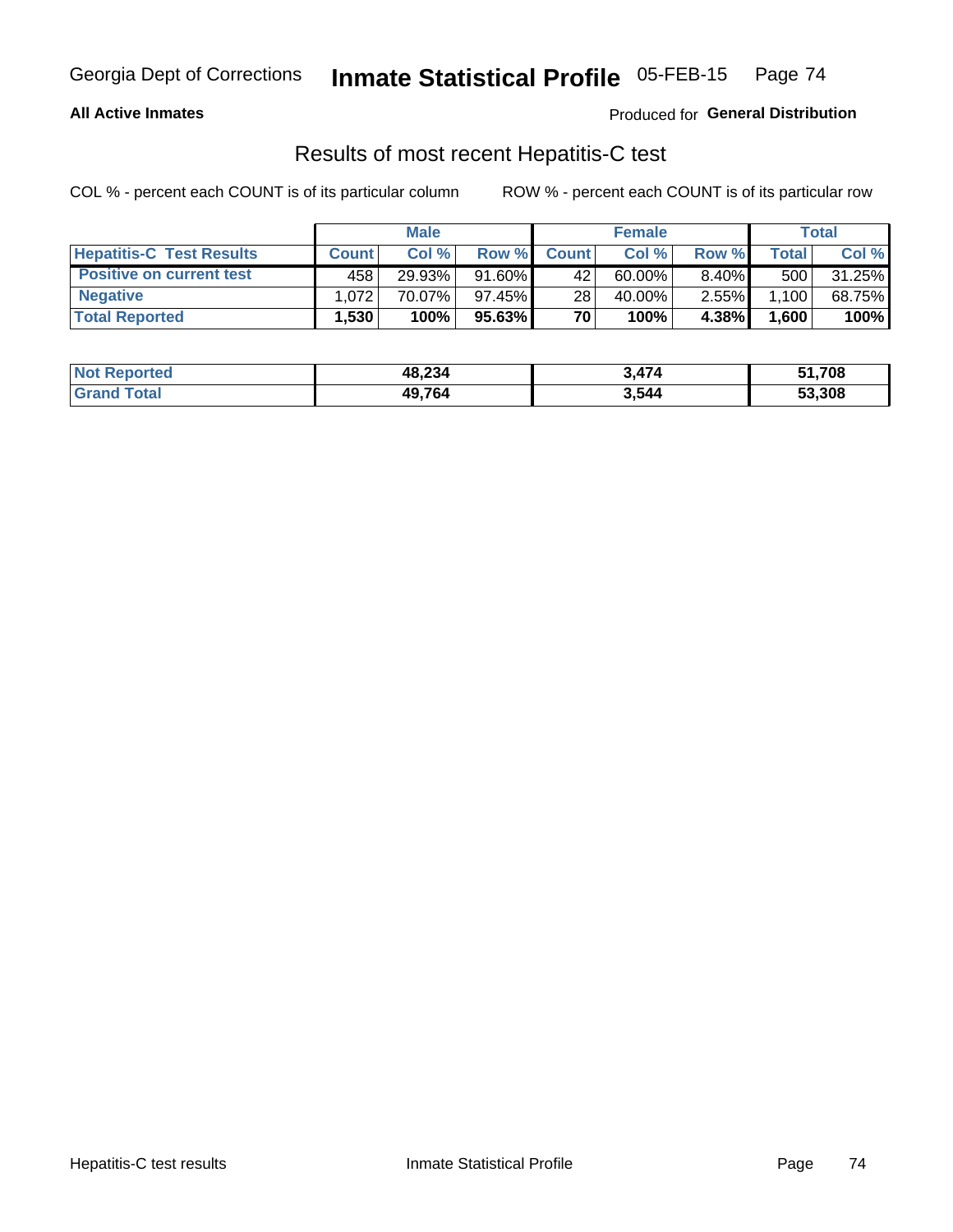**All Active Inmates**

Produced for **General Distribution**

## Results of most recent Hepatitis-C test

COL % - percent each COUNT is of its particular column

ROW % - percent each COUNT is of its particular row

| | Male | | | Female | | | Total | |
|---|---|---|---|---|---|---|---|---|
| **Hepatitis-C Test Results** | **Count** | **Col %** | **Row %** | **Count** | **Col %** | **Row %** | **Total** | **Col %** |
| **Positive on current test** | 458 | 29.93% | 91.60% | 42 | 60.00% | 8.40% | 500 | 31.25% |
| **Negative** | 1,072 | 70.07% | 97.45% | 28 | 40.00% | 2.55% | 1,100 | 68.75% |
| **Total Reported** | **1,530** | **100%** | **95.63%** | **70** | **100%** | **4.38%** | **1,600** | **100%** |

| | Male | Female | Total |
|---|---|---|---|
| **Not Reported** | **48,234** | **3,474** | **51,708** |
| **Grand Total** | **49,764** | **3,544** | **53,308** |